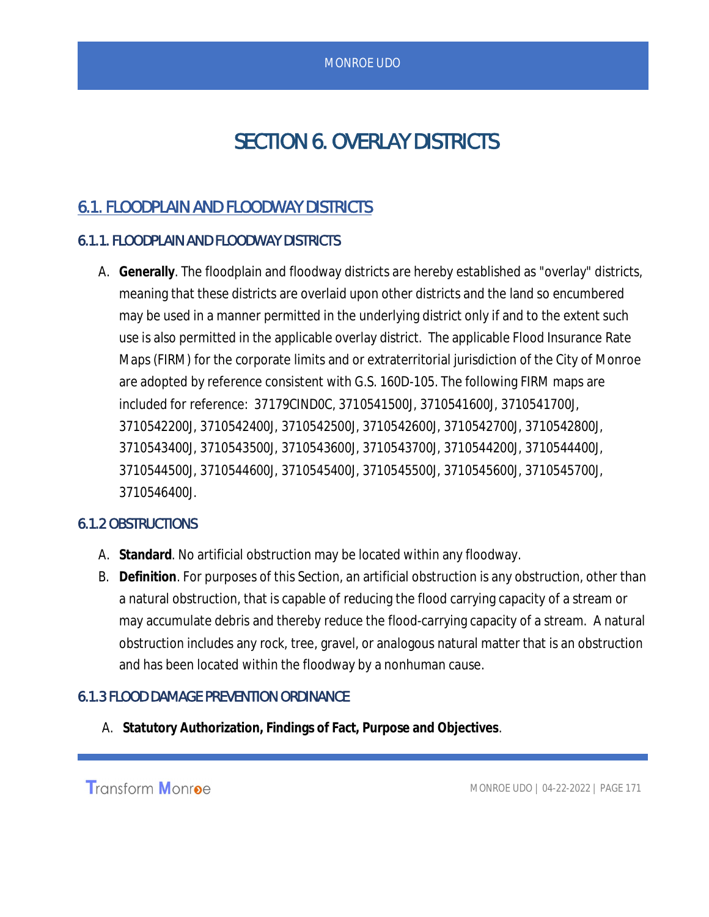# SECTION 6. OVERLAY DISTRICTS

## 6.1. FLOODPLAIN AND FLOODWAY DISTRICTS

### 6.1.1. FLOODPLAIN AND FLOODWAY DISTRICTS

A. **Generally**. The floodplain and floodway districts are hereby established as "overlay" districts, meaning that these districts are overlaid upon other districts and the land so encumbered may be used in a manner permitted in the underlying district only if and to the extent such use is also permitted in the applicable overlay district. The applicable Flood Insurance Rate Maps (FIRM) for the corporate limits and or extraterritorial jurisdiction of the City of Monroe are adopted by reference consistent with G.S. 160D-105. The following FIRM maps are included for reference: 37179CIND0C, 3710541500J, 3710541600J, 3710541700J, 3710542200J, 3710542400J, 3710542500J, 3710542600J, 3710542700J, 3710542800J, 3710543400J, 3710543500J, 3710543600J, 3710543700J, 3710544200J, 3710544400J, 3710544500J, 3710544600J, 3710545400J, 3710545500J, 3710545600J, 3710545700J, 3710546400J.

### 6.1.2 OBSTRUCTIONS

A. **Standard**. No artificial obstruction may be located within any floodway.

B. **Definition**. For purposes of this Section, an artificial obstruction is any obstruction, other than a natural obstruction, that is capable of reducing the flood carrying capacity of a stream or may accumulate debris and thereby reduce the flood-carrying capacity of a stream. A natural obstruction includes any rock, tree, gravel, or analogous natural matter that is an obstruction and has been located within the floodway by a nonhuman cause.

### 6.1.3 FLOOD DAMAGE PREVENTION ORDINANCE

A. **Statutory Authorization, Findings of Fact, Purpose and Objectives**.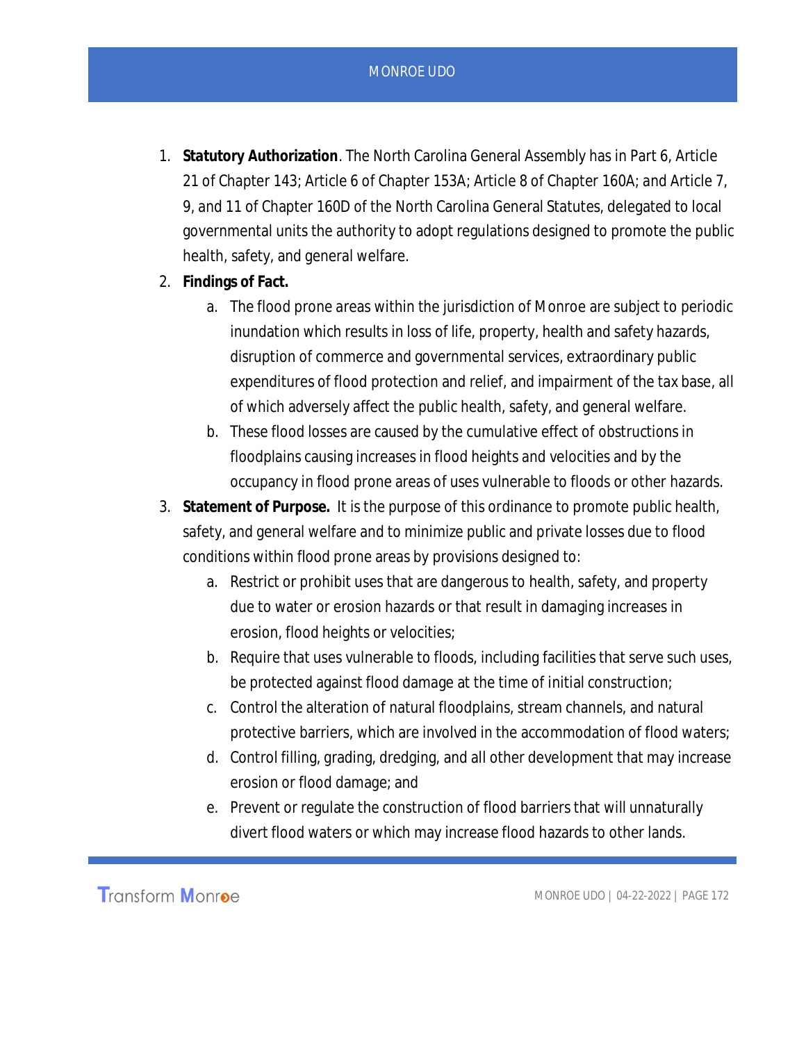1. **Statutory Authorization**. The North Carolina General Assembly has in Part 6, Article 21 of Chapter 143; Article 6 of Chapter 153A; Article 8 of Chapter 160A; and Article 7, 9, and 11 of Chapter 160D of the North Carolina General Statutes, delegated to local governmental units the authority to adopt regulations designed to promote the public health, safety, and general welfare.
2. **Findings of Fact.**
    a. The flood prone areas within the jurisdiction of Monroe are subject to periodic inundation which results in loss of life, property, health and safety hazards, disruption of commerce and governmental services, extraordinary public expenditures of flood protection and relief, and impairment of the tax base, all of which adversely affect the public health, safety, and general welfare.
    b. These flood losses are caused by the cumulative effect of obstructions in floodplains causing increases in flood heights and velocities and by the occupancy in flood prone areas of uses vulnerable to floods or other hazards.
3. **Statement of Purpose.** It is the purpose of this ordinance to promote public health, safety, and general welfare and to minimize public and private losses due to flood conditions within flood prone areas by provisions designed to:
    a. Restrict or prohibit uses that are dangerous to health, safety, and property due to water or erosion hazards or that result in damaging increases in erosion, flood heights or velocities;
    b. Require that uses vulnerable to floods, including facilities that serve such uses, be protected against flood damage at the time of initial construction;
    c. Control the alteration of natural floodplains, stream channels, and natural protective barriers, which are involved in the accommodation of flood waters;
    d. Control filling, grading, dredging, and all other development that may increase erosion or flood damage; and
    e. Prevent or regulate the construction of flood barriers that will unnaturally divert flood waters or which may increase flood hazards to other lands.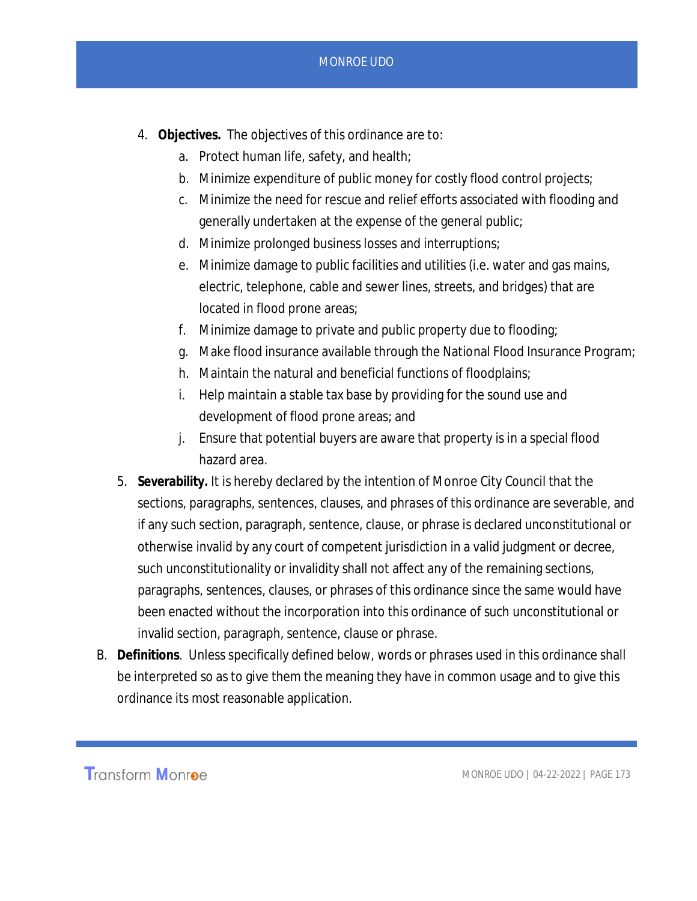4. **Objectives.** The objectives of this ordinance are to:
    a. Protect human life, safety, and health;
    b. Minimize expenditure of public money for costly flood control projects;
    c. Minimize the need for rescue and relief efforts associated with flooding and generally undertaken at the expense of the general public;
    d. Minimize prolonged business losses and interruptions;
    e. Minimize damage to public facilities and utilities (i.e. water and gas mains, electric, telephone, cable and sewer lines, streets, and bridges) that are located in flood prone areas;
    f. Minimize damage to private and public property due to flooding;
    g. Make flood insurance available through the National Flood Insurance Program;
    h. Maintain the natural and beneficial functions of floodplains;
    i. Help maintain a stable tax base by providing for the sound use and development of flood prone areas; and
    j. Ensure that potential buyers are aware that property is in a special flood hazard area.
5. **Severability.** It is hereby declared by the intention of Monroe City Council that the sections, paragraphs, sentences, clauses, and phrases of this ordinance are severable, and if any such section, paragraph, sentence, clause, or phrase is declared unconstitutional or otherwise invalid by any court of competent jurisdiction in a valid judgment or decree, such unconstitutionality or invalidity shall not affect any of the remaining sections, paragraphs, sentences, clauses, or phrases of this ordinance since the same would have been enacted without the incorporation into this ordinance of such unconstitutional or invalid section, paragraph, sentence, clause or phrase.

B. **Definitions**. Unless specifically defined below, words or phrases used in this ordinance shall be interpreted so as to give them the meaning they have in common usage and to give this ordinance its most reasonable application.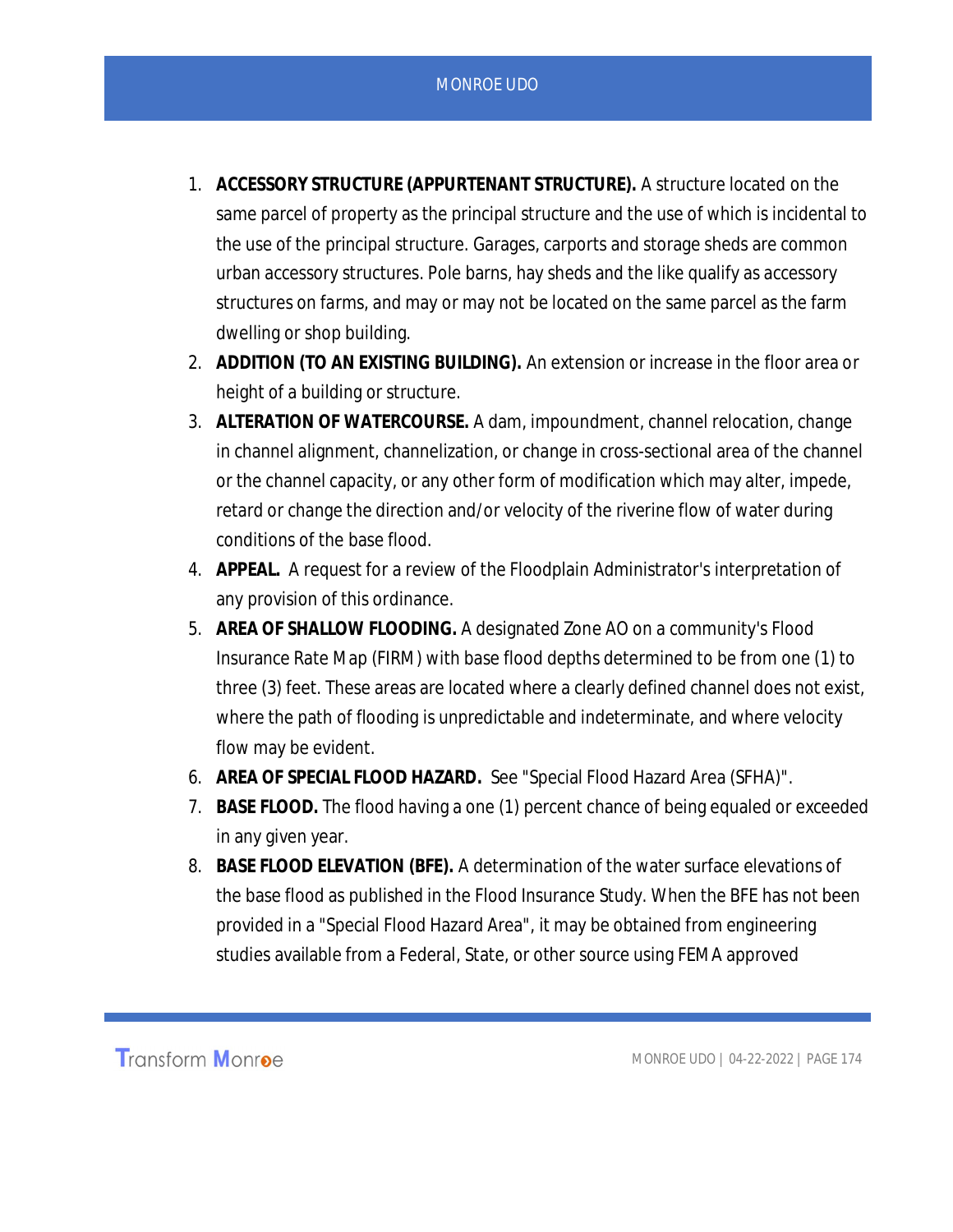1. **ACCESSORY STRUCTURE (APPURTENANT STRUCTURE).** A structure located on the same parcel of property as the principal structure and the use of which is incidental to the use of the principal structure. Garages, carports and storage sheds are common urban accessory structures. Pole barns, hay sheds and the like qualify as accessory structures on farms, and may or may not be located on the same parcel as the farm dwelling or shop building.
2. **ADDITION (TO AN EXISTING BUILDING).** An extension or increase in the floor area or height of a building or structure.
3. **ALTERATION OF WATERCOURSE.** A dam, impoundment, channel relocation, change in channel alignment, channelization, or change in cross-sectional area of the channel or the channel capacity, or any other form of modification which may alter, impede, retard or change the direction and/or velocity of the riverine flow of water during conditions of the base flood.
4. **APPEAL.** A request for a review of the Floodplain Administrator's interpretation of any provision of this ordinance.
5. **AREA OF SHALLOW FLOODING.** A designated Zone AO on a community's Flood Insurance Rate Map (FIRM) with base flood depths determined to be from one (1) to three (3) feet. These areas are located where a clearly defined channel does not exist, where the path of flooding is unpredictable and indeterminate, and where velocity flow may be evident.
6. **AREA OF SPECIAL FLOOD HAZARD.** See "Special Flood Hazard Area (SFHA)".
7. **BASE FLOOD.** The flood having a one (1) percent chance of being equaled or exceeded in any given year.
8. **BASE FLOOD ELEVATION (BFE).** A determination of the water surface elevations of the base flood as published in the Flood Insurance Study. When the BFE has not been provided in a "Special Flood Hazard Area", it may be obtained from engineering studies available from a Federal, State, or other source using FEMA approved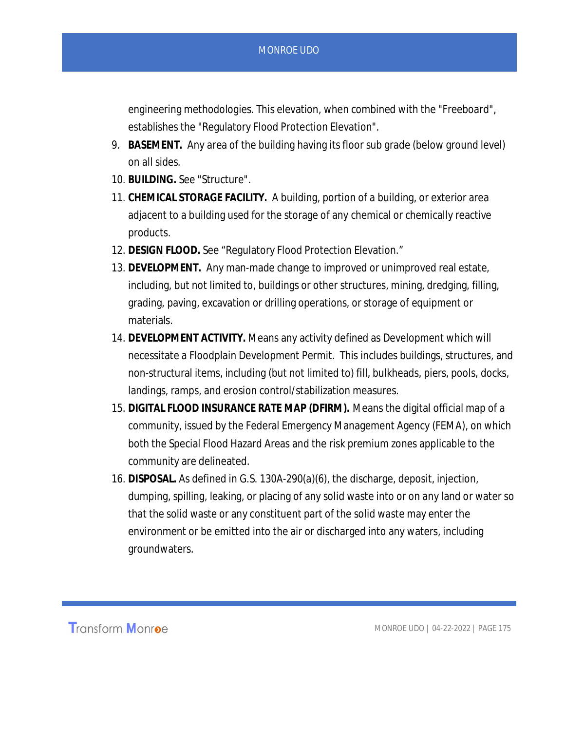engineering methodologies. This elevation, when combined with the "Freeboard", establishes the "Regulatory Flood Protection Elevation".

9. **BASEMENT.** Any area of the building having its floor sub grade (below ground level) on all sides.
10. **BUILDING.** See "Structure".
11. **CHEMICAL STORAGE FACILITY.** A building, portion of a building, or exterior area adjacent to a building used for the storage of any chemical or chemically reactive products.
12. **DESIGN FLOOD.** See "Regulatory Flood Protection Elevation."
13. **DEVELOPMENT.** Any man-made change to improved or unimproved real estate, including, but not limited to, buildings or other structures, mining, dredging, filling, grading, paving, excavation or drilling operations, or storage of equipment or materials.
14. **DEVELOPMENT ACTIVITY.** Means any activity defined as Development which will necessitate a Floodplain Development Permit. This includes buildings, structures, and non-structural items, including (but not limited to) fill, bulkheads, piers, pools, docks, landings, ramps, and erosion control/stabilization measures.
15. **DIGITAL FLOOD INSURANCE RATE MAP (DFIRM).** Means the digital official map of a community, issued by the Federal Emergency Management Agency (FEMA), on which both the Special Flood Hazard Areas and the risk premium zones applicable to the community are delineated.
16. **DISPOSAL.** As defined in G.S. 130A-290(a)(6), the discharge, deposit, injection, dumping, spilling, leaking, or placing of any solid waste into or on any land or water so that the solid waste or any constituent part of the solid waste may enter the environment or be emitted into the air or discharged into any waters, including groundwaters.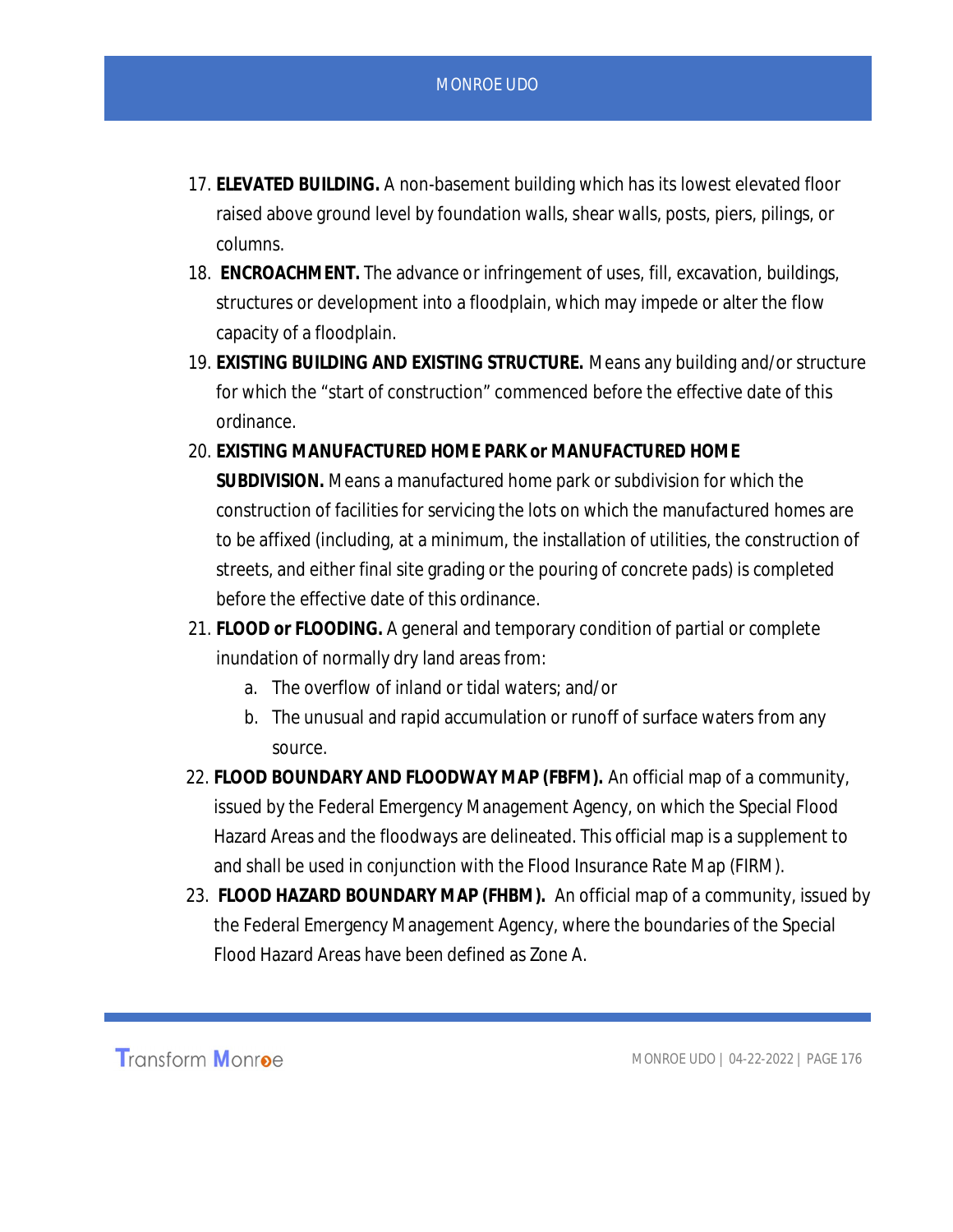17. **ELEVATED BUILDING.** A non-basement building which has its lowest elevated floor raised above ground level by foundation walls, shear walls, posts, piers, pilings, or columns.
18. **ENCROACHMENT.** The advance or infringement of uses, fill, excavation, buildings, structures or development into a floodplain, which may impede or alter the flow capacity of a floodplain.
19. **EXISTING BUILDING AND EXISTING STRUCTURE.** Means any building and/or structure for which the "start of construction" commenced before the effective date of this ordinance.
20. **EXISTING MANUFACTURED HOME PARK or MANUFACTURED HOME SUBDIVISION.** Means a manufactured home park or subdivision for which the construction of facilities for servicing the lots on which the manufactured homes are to be affixed (including, at a minimum, the installation of utilities, the construction of streets, and either final site grading or the pouring of concrete pads) is completed before the effective date of this ordinance.
21. **FLOOD or FLOODING.** A general and temporary condition of partial or complete inundation of normally dry land areas from:
    a. The overflow of inland or tidal waters; and/or
    b. The unusual and rapid accumulation or runoff of surface waters from any source.
22. **FLOOD BOUNDARY AND FLOODWAY MAP (FBFM).** An official map of a community, issued by the Federal Emergency Management Agency, on which the Special Flood Hazard Areas and the floodways are delineated. This official map is a supplement to and shall be used in conjunction with the Flood Insurance Rate Map (FIRM).
23. **FLOOD HAZARD BOUNDARY MAP (FHBM).** An official map of a community, issued by the Federal Emergency Management Agency, where the boundaries of the Special Flood Hazard Areas have been defined as Zone A.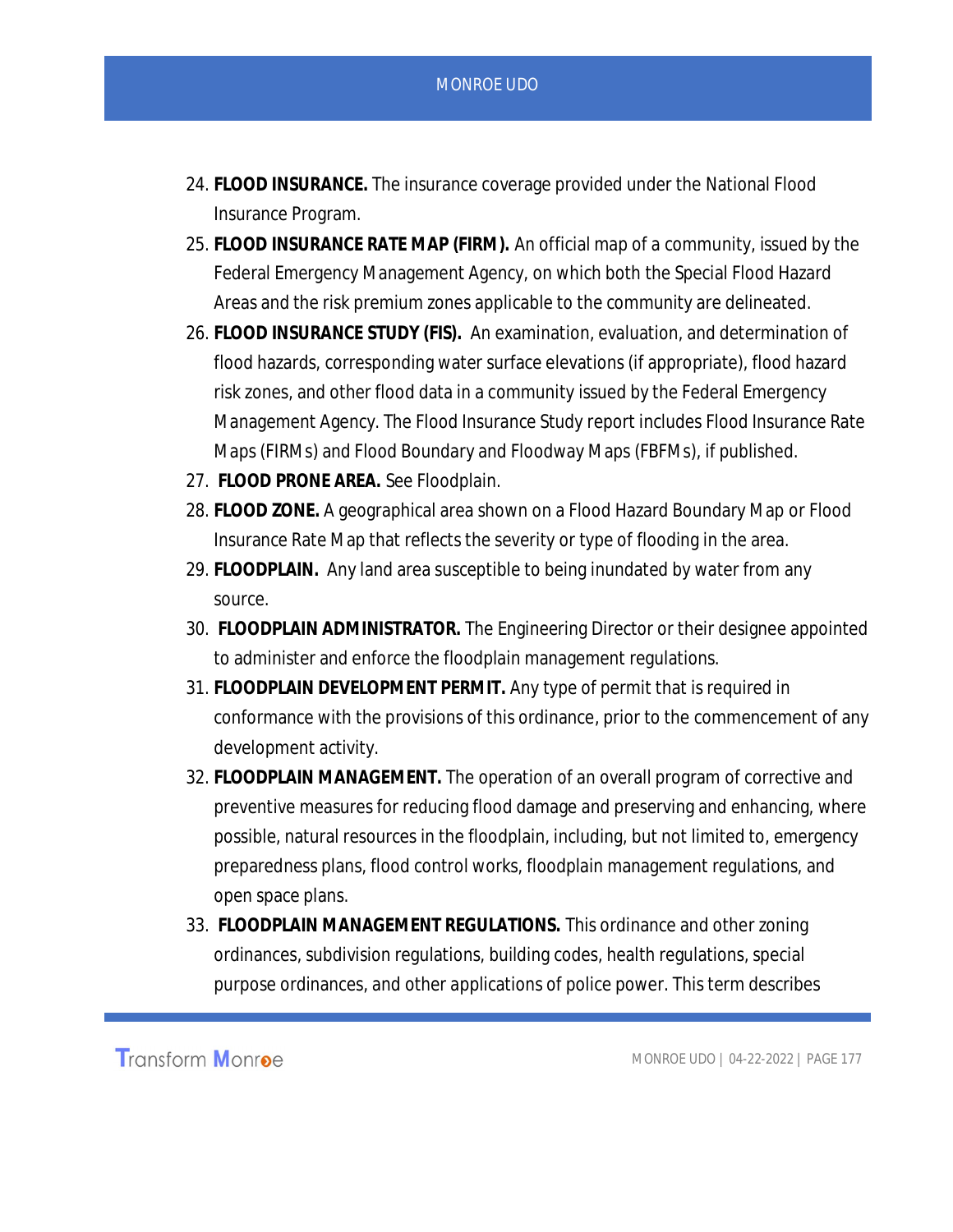24. **FLOOD INSURANCE.** The insurance coverage provided under the National Flood Insurance Program.
25. **FLOOD INSURANCE RATE MAP (FIRM).** An official map of a community, issued by the Federal Emergency Management Agency, on which both the Special Flood Hazard Areas and the risk premium zones applicable to the community are delineated.
26. **FLOOD INSURANCE STUDY (FIS).** An examination, evaluation, and determination of flood hazards, corresponding water surface elevations (if appropriate), flood hazard risk zones, and other flood data in a community issued by the Federal Emergency Management Agency. The Flood Insurance Study report includes Flood Insurance Rate Maps (FIRMs) and Flood Boundary and Floodway Maps (FBFMs), if published.
27. **FLOOD PRONE AREA.** See Floodplain.
28. **FLOOD ZONE.** A geographical area shown on a Flood Hazard Boundary Map or Flood Insurance Rate Map that reflects the severity or type of flooding in the area.
29. **FLOODPLAIN.** Any land area susceptible to being inundated by water from any source.
30. **FLOODPLAIN ADMINISTRATOR.** The Engineering Director or their designee appointed to administer and enforce the floodplain management regulations.
31. **FLOODPLAIN DEVELOPMENT PERMIT.** Any type of permit that is required in conformance with the provisions of this ordinance, prior to the commencement of any development activity.
32. **FLOODPLAIN MANAGEMENT.** The operation of an overall program of corrective and preventive measures for reducing flood damage and preserving and enhancing, where possible, natural resources in the floodplain, including, but not limited to, emergency preparedness plans, flood control works, floodplain management regulations, and open space plans.
33. **FLOODPLAIN MANAGEMENT REGULATIONS.** This ordinance and other zoning ordinances, subdivision regulations, building codes, health regulations, special purpose ordinances, and other applications of police power. This term describes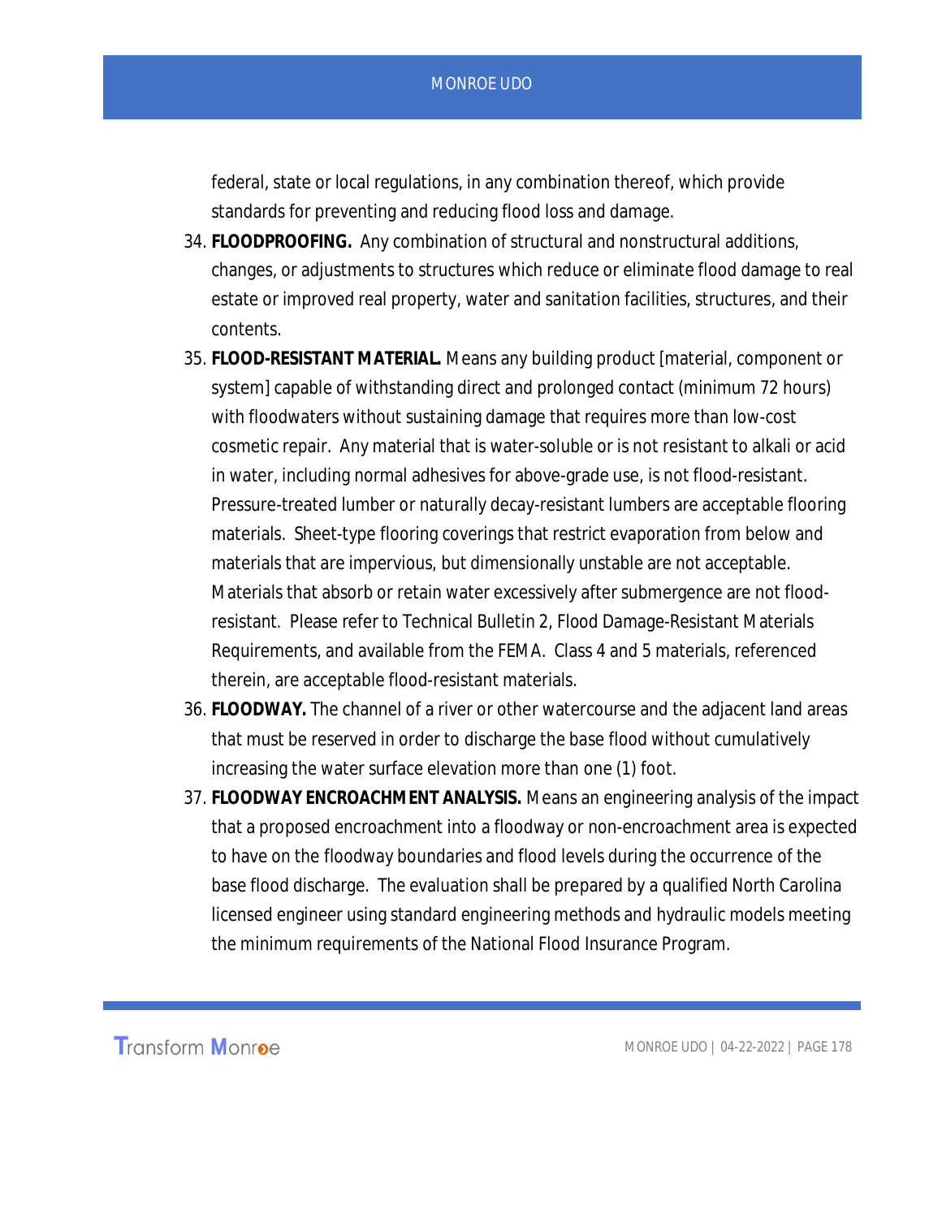federal, state or local regulations, in any combination thereof, which provide standards for preventing and reducing flood loss and damage.

34. **FLOODPROOFING.** Any combination of structural and nonstructural additions, changes, or adjustments to structures which reduce or eliminate flood damage to real estate or improved real property, water and sanitation facilities, structures, and their contents.
35. **FLOOD-RESISTANT MATERIAL.** Means any building product [material, component or system] capable of withstanding direct and prolonged contact (minimum 72 hours) with floodwaters without sustaining damage that requires more than low-cost cosmetic repair. Any material that is water-soluble or is not resistant to alkali or acid in water, including normal adhesives for above-grade use, is not flood-resistant. Pressure-treated lumber or naturally decay-resistant lumbers are acceptable flooring materials. Sheet-type flooring coverings that restrict evaporation from below and materials that are impervious, but dimensionally unstable are not acceptable. Materials that absorb or retain water excessively after submergence are not flood-resistant. Please refer to Technical Bulletin 2, Flood Damage-Resistant Materials Requirements, and available from the FEMA. Class 4 and 5 materials, referenced therein, are acceptable flood-resistant materials.
36. **FLOODWAY.** The channel of a river or other watercourse and the adjacent land areas that must be reserved in order to discharge the base flood without cumulatively increasing the water surface elevation more than one (1) foot.
37. **FLOODWAY ENCROACHMENT ANALYSIS.** Means an engineering analysis of the impact that a proposed encroachment into a floodway or non-encroachment area is expected to have on the floodway boundaries and flood levels during the occurrence of the base flood discharge. The evaluation shall be prepared by a qualified North Carolina licensed engineer using standard engineering methods and hydraulic models meeting the minimum requirements of the National Flood Insurance Program.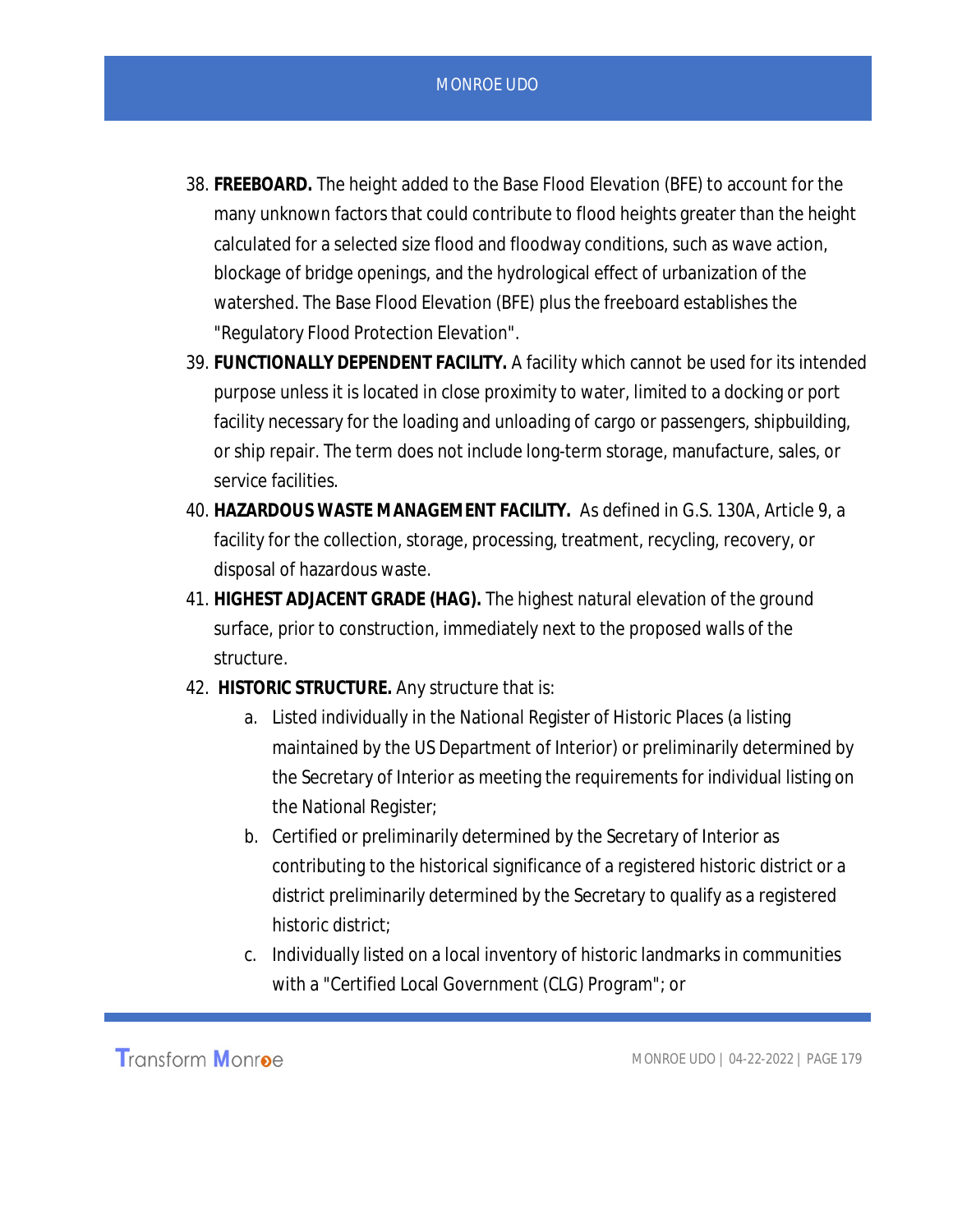38. **FREEBOARD.** The height added to the Base Flood Elevation (BFE) to account for the many unknown factors that could contribute to flood heights greater than the height calculated for a selected size flood and floodway conditions, such as wave action, blockage of bridge openings, and the hydrological effect of urbanization of the watershed. The Base Flood Elevation (BFE) plus the freeboard establishes the "Regulatory Flood Protection Elevation".
39. **FUNCTIONALLY DEPENDENT FACILITY.** A facility which cannot be used for its intended purpose unless it is located in close proximity to water, limited to a docking or port facility necessary for the loading and unloading of cargo or passengers, shipbuilding, or ship repair. The term does not include long-term storage, manufacture, sales, or service facilities.
40. **HAZARDOUS WASTE MANAGEMENT FACILITY.** As defined in G.S. 130A, Article 9, a facility for the collection, storage, processing, treatment, recycling, recovery, or disposal of hazardous waste.
41. **HIGHEST ADJACENT GRADE (HAG).** The highest natural elevation of the ground surface, prior to construction, immediately next to the proposed walls of the structure.
42. **HISTORIC STRUCTURE.** Any structure that is:
    a. Listed individually in the National Register of Historic Places (a listing maintained by the US Department of Interior) or preliminarily determined by the Secretary of Interior as meeting the requirements for individual listing on the National Register;
    b. Certified or preliminarily determined by the Secretary of Interior as contributing to the historical significance of a registered historic district or a district preliminarily determined by the Secretary to qualify as a registered historic district;
    c. Individually listed on a local inventory of historic landmarks in communities with a "Certified Local Government (CLG) Program"; or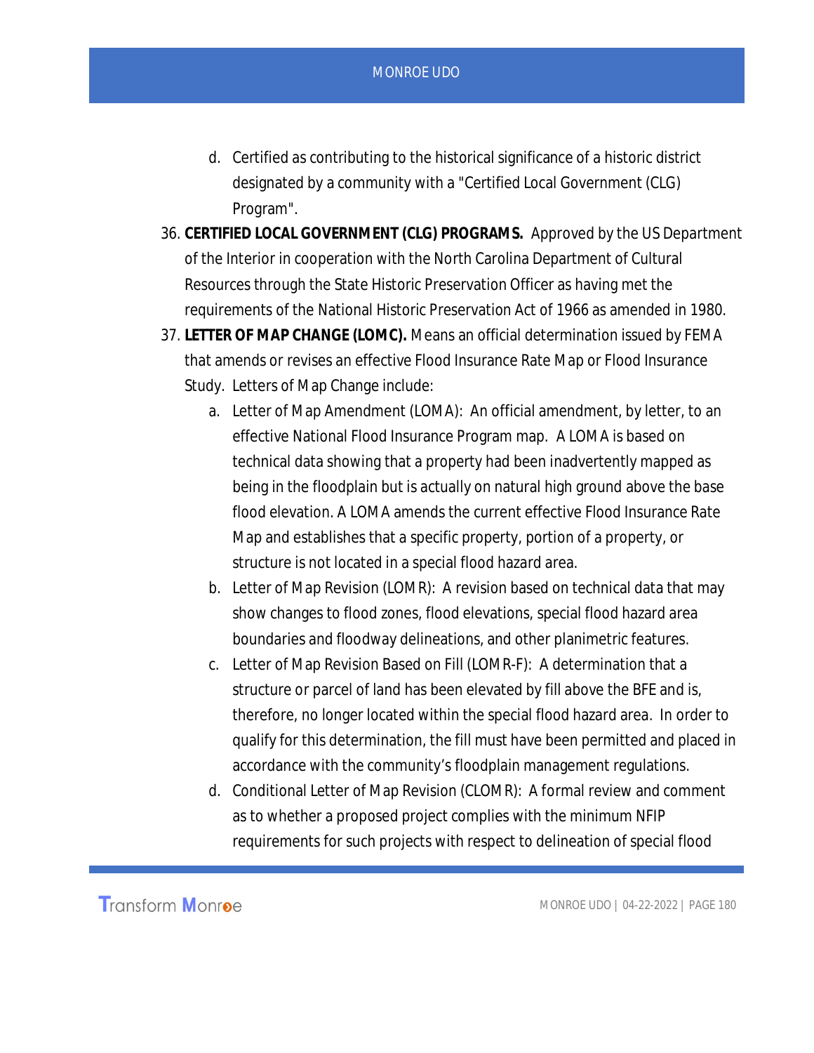d. Certified as contributing to the historical significance of a historic district designated by a community with a "Certified Local Government (CLG) Program".

36. **CERTIFIED LOCAL GOVERNMENT (CLG) PROGRAMS.** Approved by the US Department of the Interior in cooperation with the North Carolina Department of Cultural Resources through the State Historic Preservation Officer as having met the requirements of the National Historic Preservation Act of 1966 as amended in 1980.
37. **LETTER OF MAP CHANGE (LOMC).** Means an official determination issued by FEMA that amends or revises an effective Flood Insurance Rate Map or Flood Insurance Study. Letters of Map Change include:
    a. Letter of Map Amendment (LOMA): An official amendment, by letter, to an effective National Flood Insurance Program map. A LOMA is based on technical data showing that a property had been inadvertently mapped as being in the floodplain but is actually on natural high ground above the base flood elevation. A LOMA amends the current effective Flood Insurance Rate Map and establishes that a specific property, portion of a property, or structure is not located in a special flood hazard area.
    b. Letter of Map Revision (LOMR): A revision based on technical data that may show changes to flood zones, flood elevations, special flood hazard area boundaries and floodway delineations, and other planimetric features.
    c. Letter of Map Revision Based on Fill (LOMR-F): A determination that a structure or parcel of land has been elevated by fill above the BFE and is, therefore, no longer located within the special flood hazard area. In order to qualify for this determination, the fill must have been permitted and placed in accordance with the community's floodplain management regulations.
    d. Conditional Letter of Map Revision (CLOMR): A formal review and comment as to whether a proposed project complies with the minimum NFIP requirements for such projects with respect to delineation of special flood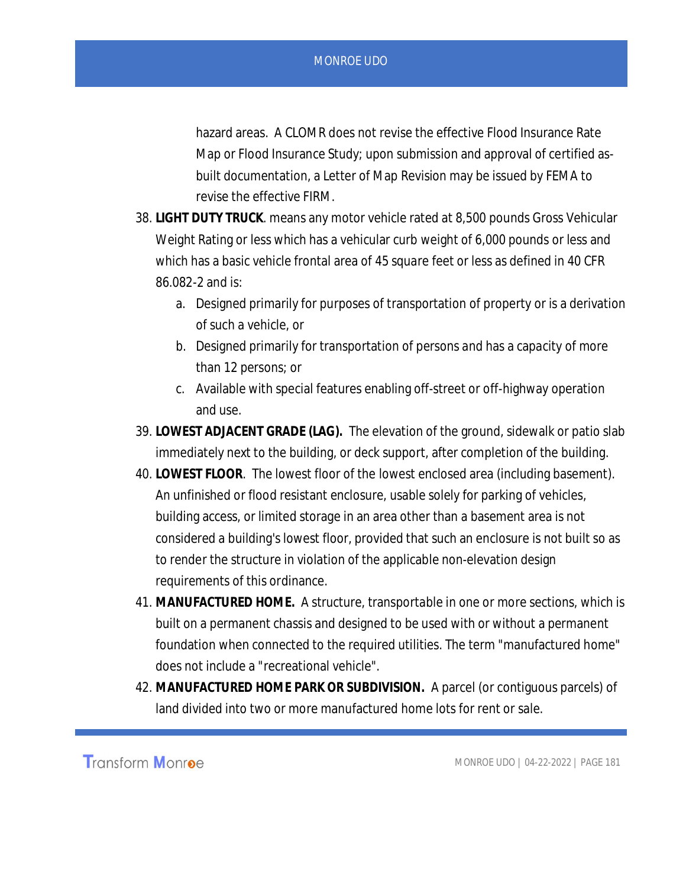hazard areas. A CLOMR does not revise the effective Flood Insurance Rate Map or Flood Insurance Study; upon submission and approval of certified as-built documentation, a Letter of Map Revision may be issued by FEMA to revise the effective FIRM.

38. **LIGHT DUTY TRUCK**. means any motor vehicle rated at 8,500 pounds Gross Vehicular Weight Rating or less which has a vehicular curb weight of 6,000 pounds or less and which has a basic vehicle frontal area of 45 square feet or less as defined in 40 CFR 86.082-2 and is:
    a. Designed primarily for purposes of transportation of property or is a derivation of such a vehicle, or
    b. Designed primarily for transportation of persons and has a capacity of more than 12 persons; or
    c. Available with special features enabling off-street or off-highway operation and use.
39. **LOWEST ADJACENT GRADE (LAG).** The elevation of the ground, sidewalk or patio slab immediately next to the building, or deck support, after completion of the building.
40. **LOWEST FLOOR**. The lowest floor of the lowest enclosed area (including basement). An unfinished or flood resistant enclosure, usable solely for parking of vehicles, building access, or limited storage in an area other than a basement area is not considered a building's lowest floor, provided that such an enclosure is not built so as to render the structure in violation of the applicable non-elevation design requirements of this ordinance.
41. **MANUFACTURED HOME.** A structure, transportable in one or more sections, which is built on a permanent chassis and designed to be used with or without a permanent foundation when connected to the required utilities. The term "manufactured home" does not include a "recreational vehicle".
42. **MANUFACTURED HOME PARK OR SUBDIVISION.** A parcel (or contiguous parcels) of land divided into two or more manufactured home lots for rent or sale.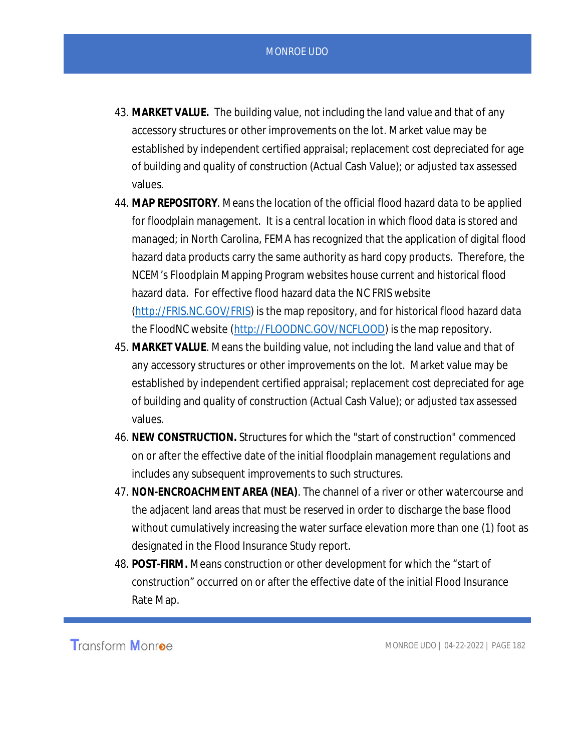43. **MARKET VALUE.** The building value, not including the land value and that of any accessory structures or other improvements on the lot. Market value may be established by independent certified appraisal; replacement cost depreciated for age of building and quality of construction (Actual Cash Value); or adjusted tax assessed values.
44. **MAP REPOSITORY**. Means the location of the official flood hazard data to be applied for floodplain management. It is a central location in which flood data is stored and managed; in North Carolina, FEMA has recognized that the application of digital flood hazard data products carry the same authority as hard copy products. Therefore, the NCEM's Floodplain Mapping Program websites house current and historical flood hazard data. For effective flood hazard data the NC FRIS website ([http://FRIS.NC.GOV/FRIS](http://FRIS.NC.GOV/FRIS)) is the map repository, and for historical flood hazard data the FloodNC website ([http://FLOODNC.GOV/NCFLOOD](http://FLOODNC.GOV/NCFLOOD)) is the map repository.
45. **MARKET VALUE**. Means the building value, not including the land value and that of any accessory structures or other improvements on the lot. Market value may be established by independent certified appraisal; replacement cost depreciated for age of building and quality of construction (Actual Cash Value); or adjusted tax assessed values.
46. **NEW CONSTRUCTION.** Structures for which the "start of construction" commenced on or after the effective date of the initial floodplain management regulations and includes any subsequent improvements to such structures.
47. **NON-ENCROACHMENT AREA (NEA)**. The channel of a river or other watercourse and the adjacent land areas that must be reserved in order to discharge the base flood without cumulatively increasing the water surface elevation more than one (1) foot as designated in the Flood Insurance Study report.
48. **POST-FIRM.** Means construction or other development for which the "start of construction" occurred on or after the effective date of the initial Flood Insurance Rate Map.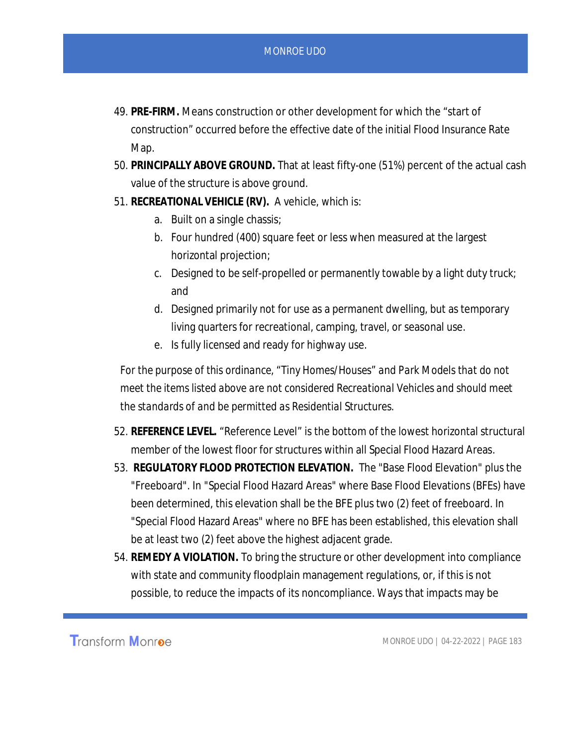49. **PRE-FIRM.** Means construction or other development for which the "start of construction" occurred before the effective date of the initial Flood Insurance Rate Map.
50. **PRINCIPALLY ABOVE GROUND.** That at least fifty-one (51%) percent of the actual cash value of the structure is above ground.
51. **RECREATIONAL VEHICLE (RV).** A vehicle, which is:
    a. Built on a single chassis;
    b. Four hundred (400) square feet or less when measured at the largest horizontal projection;
    c. Designed to be self-propelled or permanently towable by a light duty truck; and
    d. Designed primarily not for use as a permanent dwelling, but as temporary living quarters for recreational, camping, travel, or seasonal use.
    e. Is fully licensed and ready for highway use.

*For the purpose of this ordinance, "Tiny Homes/Houses" and Park Models that do not meet the items listed above are not considered Recreational Vehicles and should meet the standards of and be permitted as Residential Structures.*

52. **REFERENCE LEVEL.** "Reference Level" is the bottom of the lowest horizontal structural member of the lowest floor for structures within all Special Flood Hazard Areas.
53. **REGULATORY FLOOD PROTECTION ELEVATION.** The "Base Flood Elevation" plus the "Freeboard". In "Special Flood Hazard Areas" where Base Flood Elevations (BFEs) have been determined, this elevation shall be the BFE plus two (2) feet of freeboard. In "Special Flood Hazard Areas" where no BFE has been established, this elevation shall be at least two (2) feet above the highest adjacent grade.
54. **REMEDY A VIOLATION.** To bring the structure or other development into compliance with state and community floodplain management regulations, or, if this is not possible, to reduce the impacts of its noncompliance. Ways that impacts may be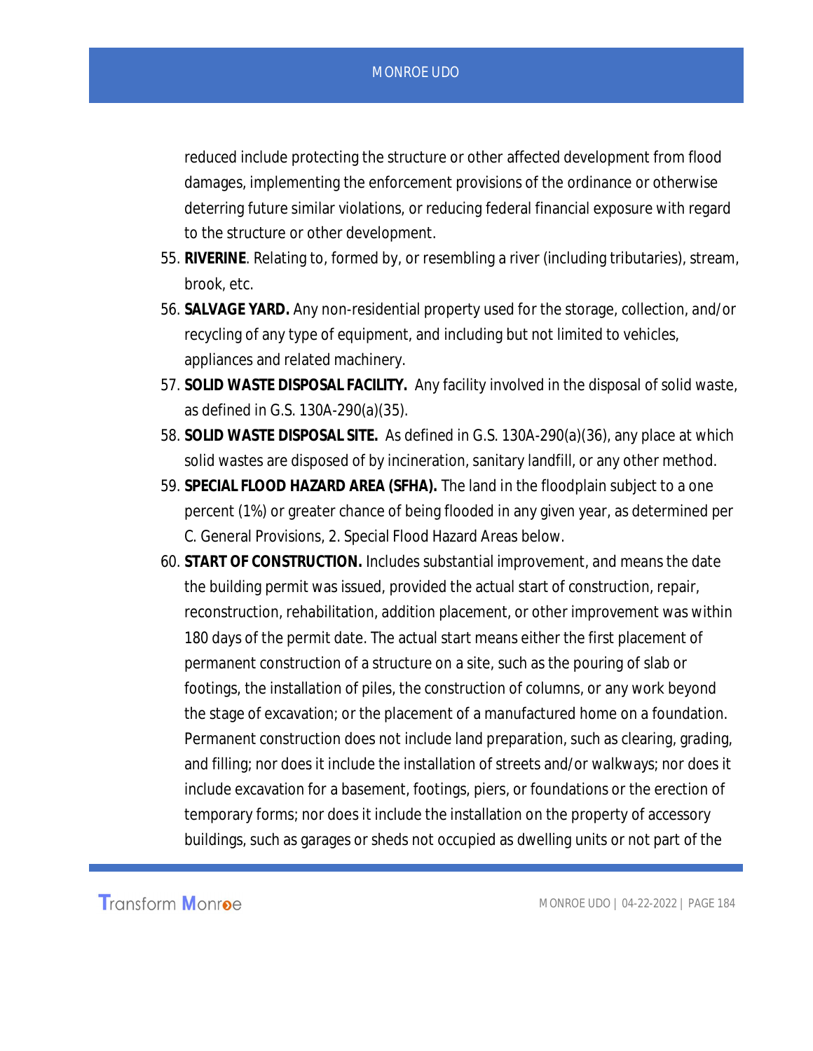reduced include protecting the structure or other affected development from flood damages, implementing the enforcement provisions of the ordinance or otherwise deterring future similar violations, or reducing federal financial exposure with regard to the structure or other development.

55. **RIVERINE**. Relating to, formed by, or resembling a river (including tributaries), stream, brook, etc.
56. **SALVAGE YARD.** Any non-residential property used for the storage, collection, and/or recycling of any type of equipment, and including but not limited to vehicles, appliances and related machinery.
57. **SOLID WASTE DISPOSAL FACILITY.** Any facility involved in the disposal of solid waste, as defined in G.S. 130A-290(a)(35).
58. **SOLID WASTE DISPOSAL SITE.** As defined in G.S. 130A-290(a)(36), any place at which solid wastes are disposed of by incineration, sanitary landfill, or any other method.
59. **SPECIAL FLOOD HAZARD AREA (SFHA).** The land in the floodplain subject to a one percent (1%) or greater chance of being flooded in any given year, as determined per C. General Provisions, 2. Special Flood Hazard Areas below.
60. **START OF CONSTRUCTION.** Includes substantial improvement, and means the date the building permit was issued, provided the actual start of construction, repair, reconstruction, rehabilitation, addition placement, or other improvement was within 180 days of the permit date. The actual start means either the first placement of permanent construction of a structure on a site, such as the pouring of slab or footings, the installation of piles, the construction of columns, or any work beyond the stage of excavation; or the placement of a manufactured home on a foundation. Permanent construction does not include land preparation, such as clearing, grading, and filling; nor does it include the installation of streets and/or walkways; nor does it include excavation for a basement, footings, piers, or foundations or the erection of temporary forms; nor does it include the installation on the property of accessory buildings, such as garages or sheds not occupied as dwelling units or not part of the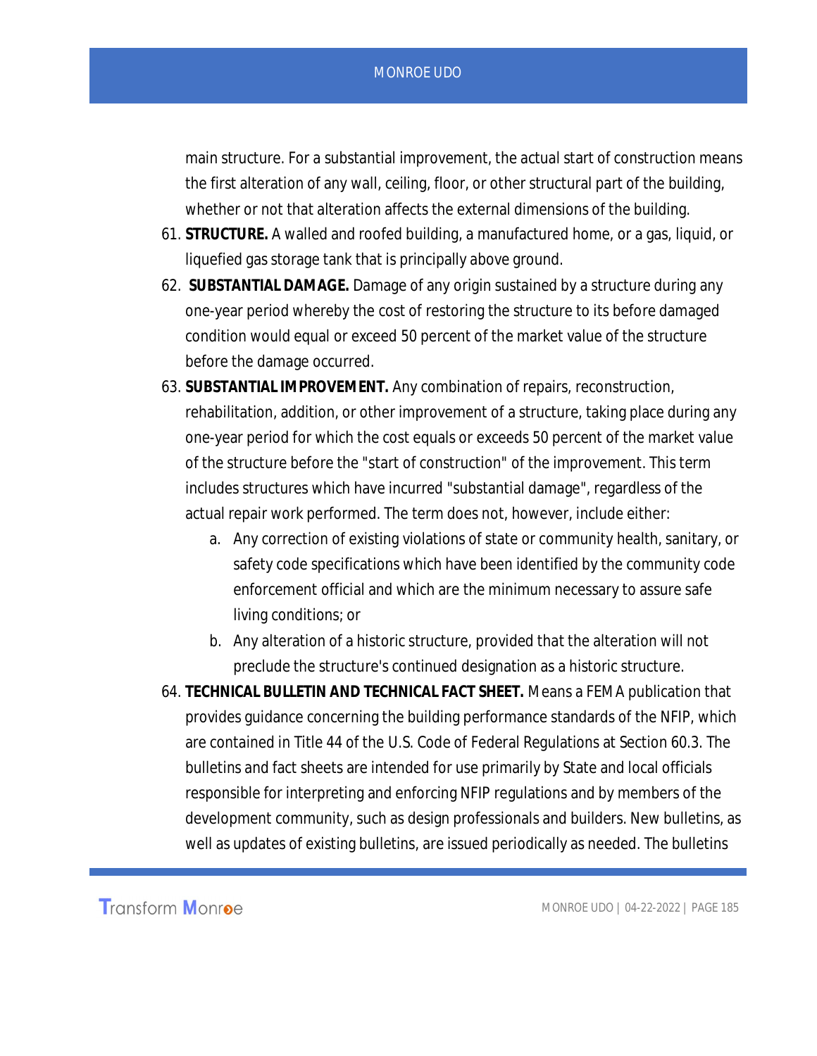main structure. For a substantial improvement, the actual start of construction means the first alteration of any wall, ceiling, floor, or other structural part of the building, whether or not that alteration affects the external dimensions of the building.

61. **STRUCTURE.** A walled and roofed building, a manufactured home, or a gas, liquid, or liquefied gas storage tank that is principally above ground.
62. **SUBSTANTIAL DAMAGE.** Damage of any origin sustained by a structure during any one-year period whereby the cost of restoring the structure to its before damaged condition would equal or exceed 50 percent of the market value of the structure before the damage occurred.
63. **SUBSTANTIAL IMPROVEMENT.** Any combination of repairs, reconstruction, rehabilitation, addition, or other improvement of a structure, taking place during any one-year period for which the cost equals or exceeds 50 percent of the market value of the structure before the "start of construction" of the improvement. This term includes structures which have incurred "substantial damage", regardless of the actual repair work performed. The term does not, however, include either:
    a. Any correction of existing violations of state or community health, sanitary, or safety code specifications which have been identified by the community code enforcement official and which are the minimum necessary to assure safe living conditions; or
    b. Any alteration of a historic structure, provided that the alteration will not preclude the structure's continued designation as a historic structure.
64. **TECHNICAL BULLETIN AND TECHNICAL FACT SHEET.** Means a FEMA publication that provides guidance concerning the building performance standards of the NFIP, which are contained in Title 44 of the U.S. Code of Federal Regulations at Section 60.3. The bulletins and fact sheets are intended for use primarily by State and local officials responsible for interpreting and enforcing NFIP regulations and by members of the development community, such as design professionals and builders. New bulletins, as well as updates of existing bulletins, are issued periodically as needed. The bulletins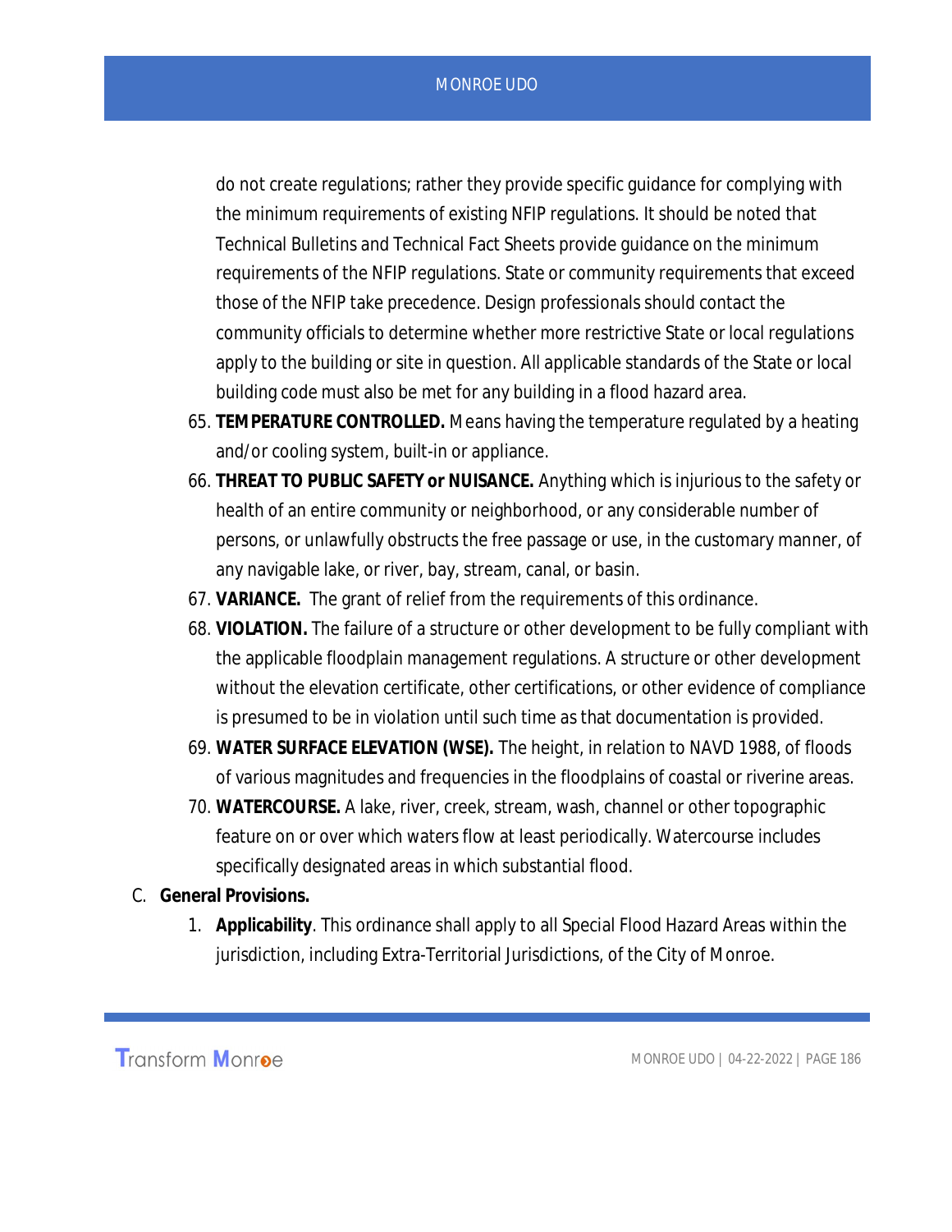do not create regulations; rather they provide specific guidance for complying with the minimum requirements of existing NFIP regulations. It should be noted that Technical Bulletins and Technical Fact Sheets provide guidance on the minimum requirements of the NFIP regulations. State or community requirements that exceed those of the NFIP take precedence. Design professionals should contact the community officials to determine whether more restrictive State or local regulations apply to the building or site in question. All applicable standards of the State or local building code must also be met for any building in a flood hazard area.

65. **TEMPERATURE CONTROLLED.** Means having the temperature regulated by a heating and/or cooling system, built-in or appliance.
66. **THREAT TO PUBLIC SAFETY or NUISANCE.** Anything which is injurious to the safety or health of an entire community or neighborhood, or any considerable number of persons, or unlawfully obstructs the free passage or use, in the customary manner, of any navigable lake, or river, bay, stream, canal, or basin.
67. **VARIANCE.** The grant of relief from the requirements of this ordinance.
68. **VIOLATION.** The failure of a structure or other development to be fully compliant with the applicable floodplain management regulations. A structure or other development without the elevation certificate, other certifications, or other evidence of compliance is presumed to be in violation until such time as that documentation is provided.
69. **WATER SURFACE ELEVATION (WSE).** The height, in relation to NAVD 1988, of floods of various magnitudes and frequencies in the floodplains of coastal or riverine areas.
70. **WATERCOURSE.** A lake, river, creek, stream, wash, channel or other topographic feature on or over which waters flow at least periodically. Watercourse includes specifically designated areas in which substantial flood.

C. **General Provisions.**

1. **Applicability**. This ordinance shall apply to all Special Flood Hazard Areas within the jurisdiction, including Extra-Territorial Jurisdictions, of the City of Monroe.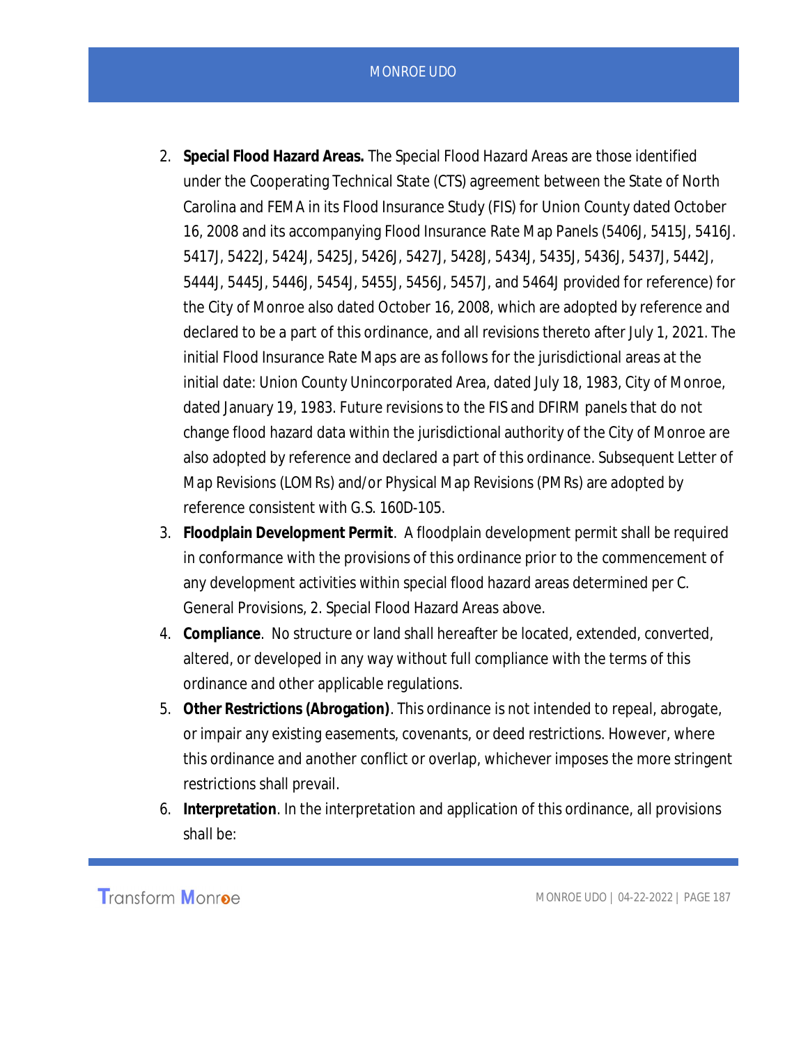2. **Special Flood Hazard Areas.** The Special Flood Hazard Areas are those identified under the Cooperating Technical State (CTS) agreement between the State of North Carolina and FEMA in its Flood Insurance Study (FIS) for Union County dated October 16, 2008 and its accompanying Flood Insurance Rate Map Panels (5406J, 5415J, 5416J. 5417J, 5422J, 5424J, 5425J, 5426J, 5427J, 5428J, 5434J, 5435J, 5436J, 5437J, 5442J, 5444J, 5445J, 5446J, 5454J, 5455J, 5456J, 5457J, and 5464J provided for reference) for the City of Monroe also dated October 16, 2008, which are adopted by reference and declared to be a part of this ordinance, and all revisions thereto after July 1, 2021. The initial Flood Insurance Rate Maps are as follows for the jurisdictional areas at the initial date: Union County Unincorporated Area, dated July 18, 1983, City of Monroe, dated January 19, 1983. Future revisions to the FIS and DFIRM panels that do not change flood hazard data within the jurisdictional authority of the City of Monroe are also adopted by reference and declared a part of this ordinance. Subsequent Letter of Map Revisions (LOMRs) and/or Physical Map Revisions (PMRs) are adopted by reference consistent with G.S. 160D-105.
3. **Floodplain Development Permit**. A floodplain development permit shall be required in conformance with the provisions of this ordinance prior to the commencement of any development activities within special flood hazard areas determined per C. General Provisions, 2. Special Flood Hazard Areas above.
4. **Compliance**. No structure or land shall hereafter be located, extended, converted, altered, or developed in any way without full compliance with the terms of this ordinance and other applicable regulations.
5. **Other Restrictions (Abrogation)**. This ordinance is not intended to repeal, abrogate, or impair any existing easements, covenants, or deed restrictions. However, where this ordinance and another conflict or overlap, whichever imposes the more stringent restrictions shall prevail.
6. **Interpretation**. In the interpretation and application of this ordinance, all provisions shall be: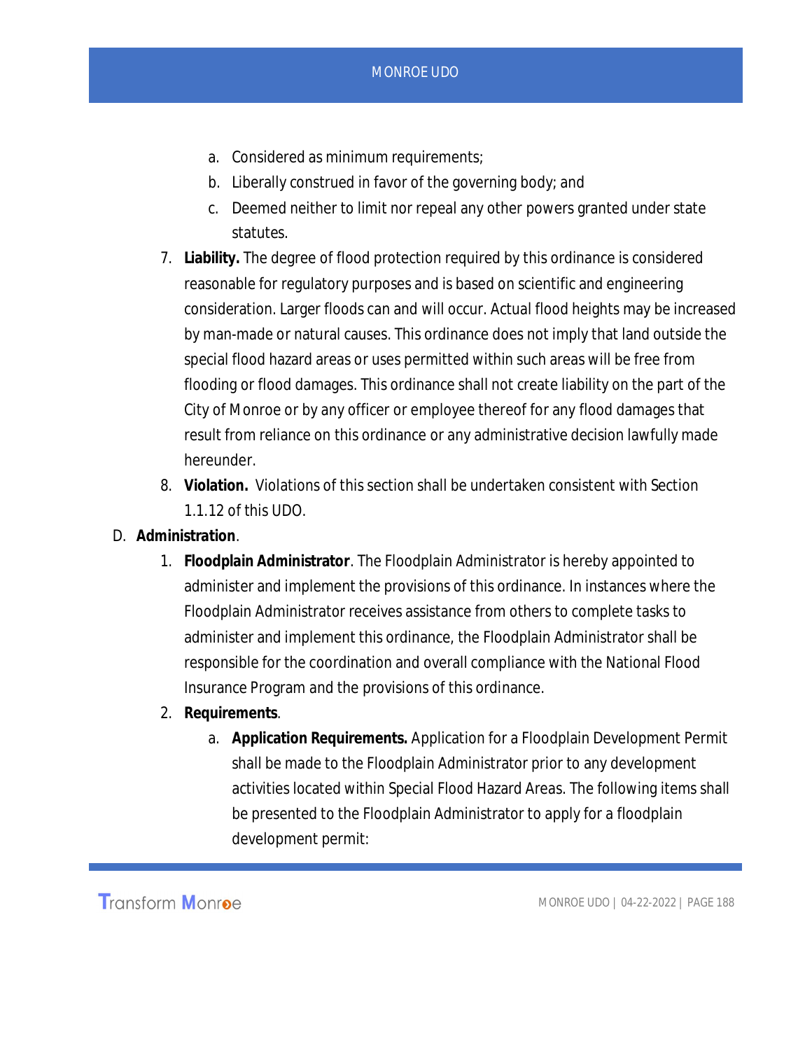a. Considered as minimum requirements;
   b. Liberally construed in favor of the governing body; and
   c. Deemed neither to limit nor repeal any other powers granted under state statutes.

7. **Liability.** The degree of flood protection required by this ordinance is considered reasonable for regulatory purposes and is based on scientific and engineering consideration. Larger floods can and will occur. Actual flood heights may be increased by man-made or natural causes. This ordinance does not imply that land outside the special flood hazard areas or uses permitted within such areas will be free from flooding or flood damages. This ordinance shall not create liability on the part of the City of Monroe or by any officer or employee thereof for any flood damages that result from reliance on this ordinance or any administrative decision lawfully made hereunder.
8. **Violation.** Violations of this section shall be undertaken consistent with Section 1.1.12 of this UDO.

D. **Administration**.

1. **Floodplain Administrator**. The Floodplain Administrator is hereby appointed to administer and implement the provisions of this ordinance. In instances where the Floodplain Administrator receives assistance from others to complete tasks to administer and implement this ordinance, the Floodplain Administrator shall be responsible for the coordination and overall compliance with the National Flood Insurance Program and the provisions of this ordinance.
2. **Requirements**.
   a. **Application Requirements.** Application for a Floodplain Development Permit shall be made to the Floodplain Administrator prior to any development activities located within Special Flood Hazard Areas. The following items shall be presented to the Floodplain Administrator to apply for a floodplain development permit: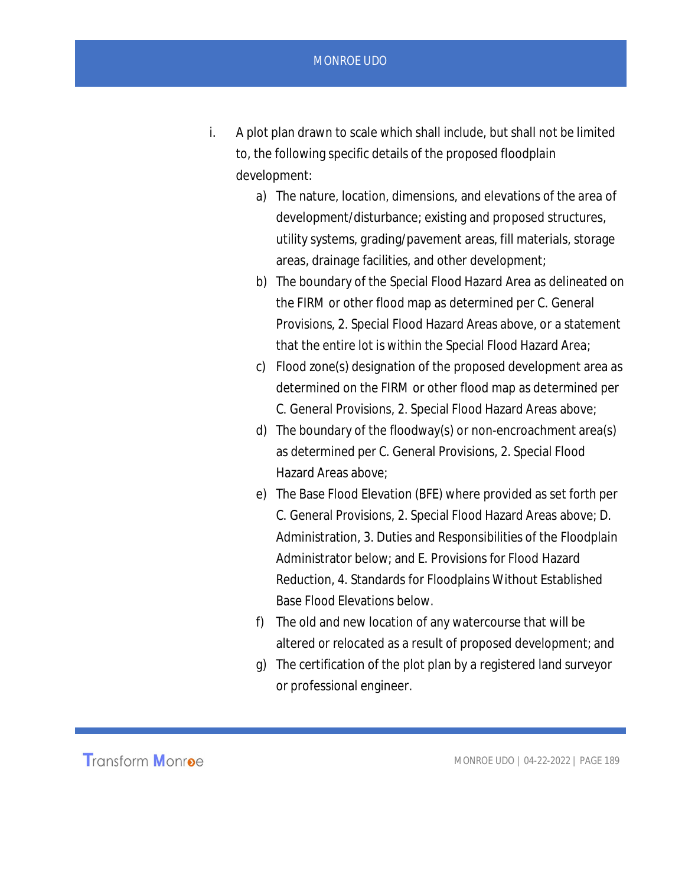i. A plot plan drawn to scale which shall include, but shall not be limited to, the following specific details of the proposed floodplain development:

   a) The nature, location, dimensions, and elevations of the area of development/disturbance; existing and proposed structures, utility systems, grading/pavement areas, fill materials, storage areas, drainage facilities, and other development;

   b) The boundary of the Special Flood Hazard Area as delineated on the FIRM or other flood map as determined per C. General Provisions, 2. Special Flood Hazard Areas above, or a statement that the entire lot is within the Special Flood Hazard Area;

   c) Flood zone(s) designation of the proposed development area as determined on the FIRM or other flood map as determined per C. General Provisions, 2. Special Flood Hazard Areas above;

   d) The boundary of the floodway(s) or non-encroachment area(s) as determined per C. General Provisions, 2. Special Flood Hazard Areas above;

   e) The Base Flood Elevation (BFE) where provided as set forth per C. General Provisions, 2. Special Flood Hazard Areas above; D. Administration, 3. Duties and Responsibilities of the Floodplain Administrator below; and E. Provisions for Flood Hazard Reduction, 4. Standards for Floodplains Without Established Base Flood Elevations below.

   f) The old and new location of any watercourse that will be altered or relocated as a result of proposed development; and

   g) The certification of the plot plan by a registered land surveyor or professional engineer.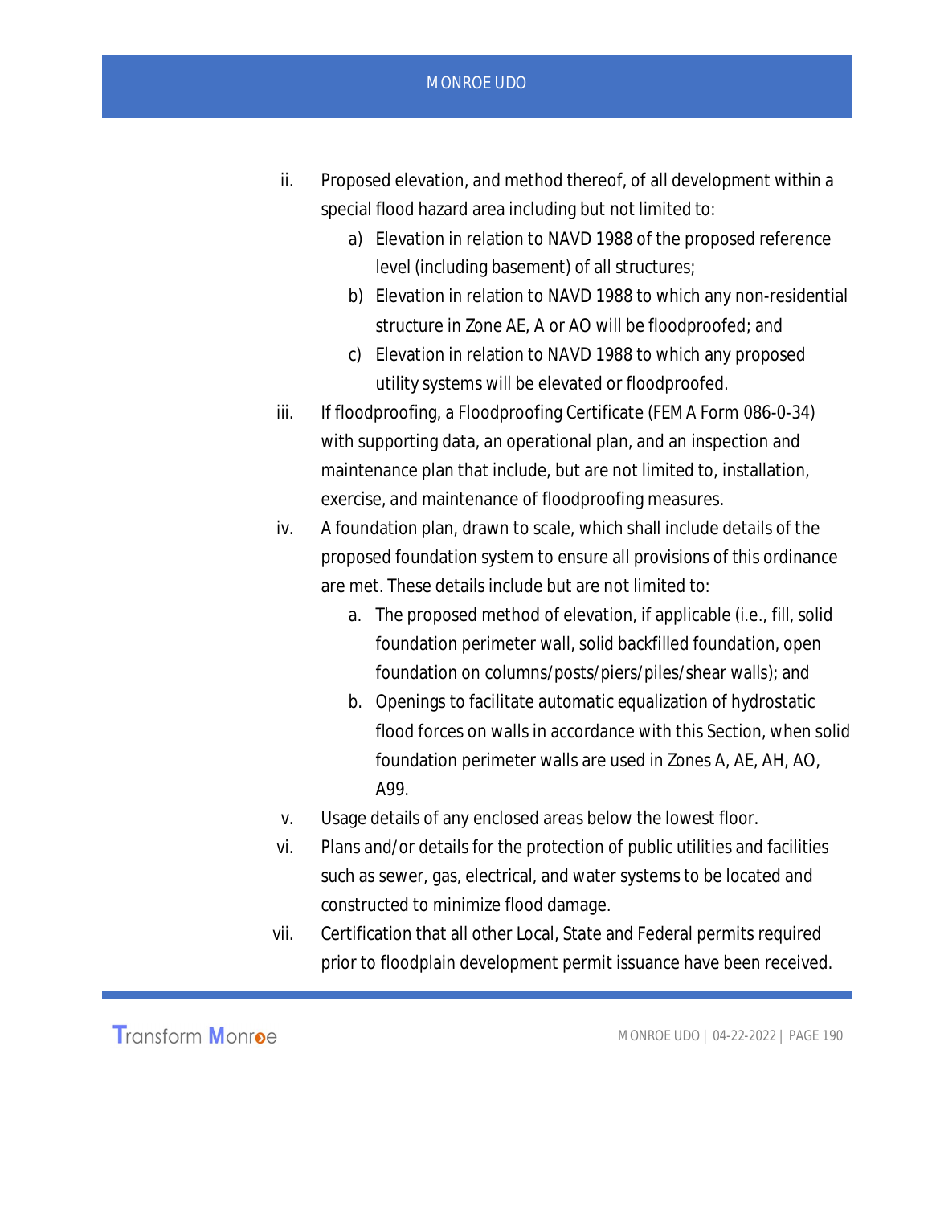ii. Proposed elevation, and method thereof, of all development within a special flood hazard area including but not limited to:

   a) Elevation in relation to NAVD 1988 of the proposed reference level (including basement) of all structures;

   b) Elevation in relation to NAVD 1988 to which any non-residential structure in Zone AE, A or AO will be floodproofed; and

   c) Elevation in relation to NAVD 1988 to which any proposed utility systems will be elevated or floodproofed.

iii. If floodproofing, a Floodproofing Certificate (FEMA Form 086-0-34) with supporting data, an operational plan, and an inspection and maintenance plan that include, but are not limited to, installation, exercise, and maintenance of floodproofing measures.

iv. A foundation plan, drawn to scale, which shall include details of the proposed foundation system to ensure all provisions of this ordinance are met. These details include but are not limited to:

   a. The proposed method of elevation, if applicable (i.e., fill, solid foundation perimeter wall, solid backfilled foundation, open foundation on columns/posts/piers/piles/shear walls); and

   b. Openings to facilitate automatic equalization of hydrostatic flood forces on walls in accordance with this Section, when solid foundation perimeter walls are used in Zones A, AE, AH, AO, A99.

v. Usage details of any enclosed areas below the lowest floor.

vi. Plans and/or details for the protection of public utilities and facilities such as sewer, gas, electrical, and water systems to be located and constructed to minimize flood damage.

vii. Certification that all other Local, State and Federal permits required prior to floodplain development permit issuance have been received.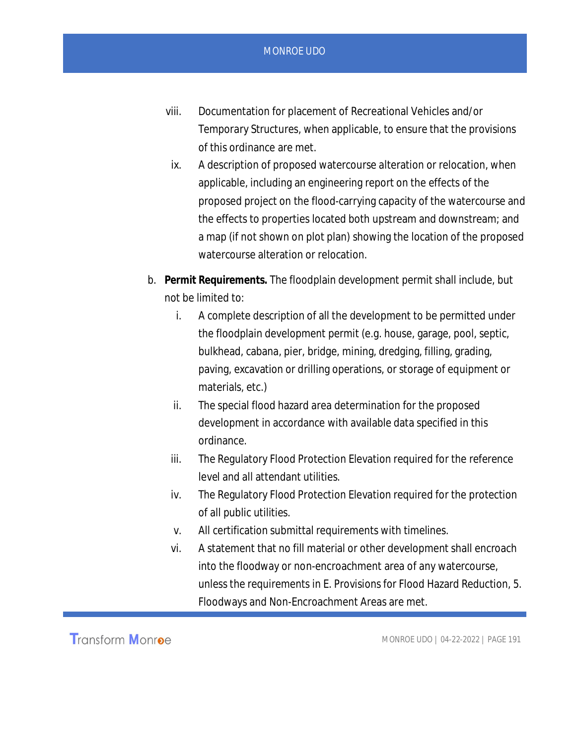viii. Documentation for placement of Recreational Vehicles and/or Temporary Structures, when applicable, to ensure that the provisions of this ordinance are met.

ix. A description of proposed watercourse alteration or relocation, when applicable, including an engineering report on the effects of the proposed project on the flood-carrying capacity of the watercourse and the effects to properties located both upstream and downstream; and a map (if not shown on plot plan) showing the location of the proposed watercourse alteration or relocation.

b. **Permit Requirements.** The floodplain development permit shall include, but not be limited to:

   i. A complete description of all the development to be permitted under the floodplain development permit (e.g. house, garage, pool, septic, bulkhead, cabana, pier, bridge, mining, dredging, filling, grading, paving, excavation or drilling operations, or storage of equipment or materials, etc.)

   ii. The special flood hazard area determination for the proposed development in accordance with available data specified in this ordinance.

   iii. The Regulatory Flood Protection Elevation required for the reference level and all attendant utilities.

   iv. The Regulatory Flood Protection Elevation required for the protection of all public utilities.

   v. All certification submittal requirements with timelines.

   vi. A statement that no fill material or other development shall encroach into the floodway or non-encroachment area of any watercourse, unless the requirements in E. Provisions for Flood Hazard Reduction, 5. Floodways and Non-Encroachment Areas are met.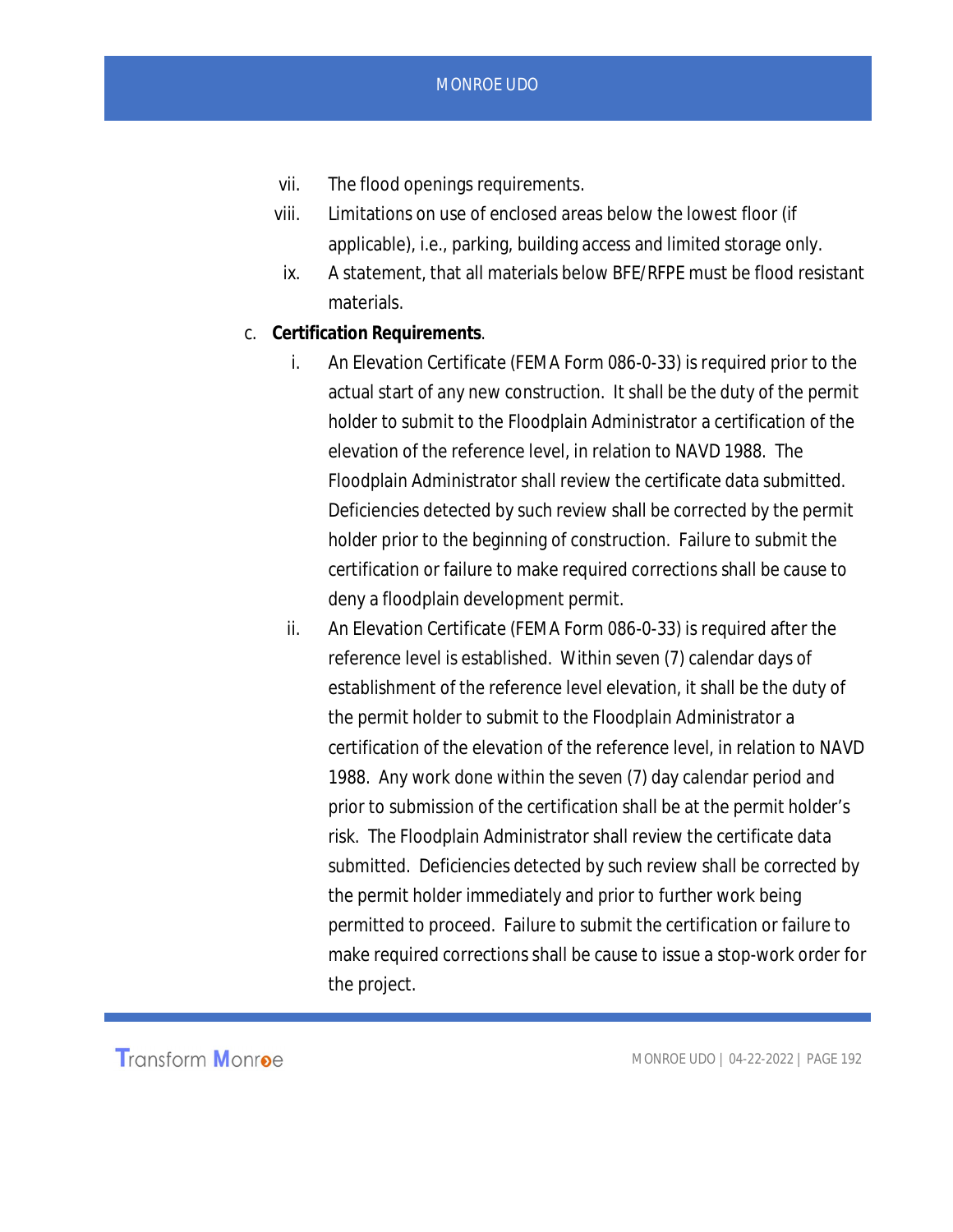vii. The flood openings requirements.

viii. Limitations on use of enclosed areas below the lowest floor (if applicable), i.e., parking, building access and limited storage only.

ix. A statement, that all materials below BFE/RFPE must be flood resistant materials.

c. **Certification Requirements**.

i. An Elevation Certificate (FEMA Form 086-0-33) is required prior to the actual start of any new construction. It shall be the duty of the permit holder to submit to the Floodplain Administrator a certification of the elevation of the reference level, in relation to NAVD 1988. The Floodplain Administrator shall review the certificate data submitted. Deficiencies detected by such review shall be corrected by the permit holder prior to the beginning of construction. Failure to submit the certification or failure to make required corrections shall be cause to deny a floodplain development permit.

ii. An Elevation Certificate (FEMA Form 086-0-33) is required after the reference level is established. Within seven (7) calendar days of establishment of the reference level elevation, it shall be the duty of the permit holder to submit to the Floodplain Administrator a certification of the elevation of the reference level, in relation to NAVD 1988. Any work done within the seven (7) day calendar period and prior to submission of the certification shall be at the permit holder's risk. The Floodplain Administrator shall review the certificate data submitted. Deficiencies detected by such review shall be corrected by the permit holder immediately and prior to further work being permitted to proceed. Failure to submit the certification or failure to make required corrections shall be cause to issue a stop-work order for the project.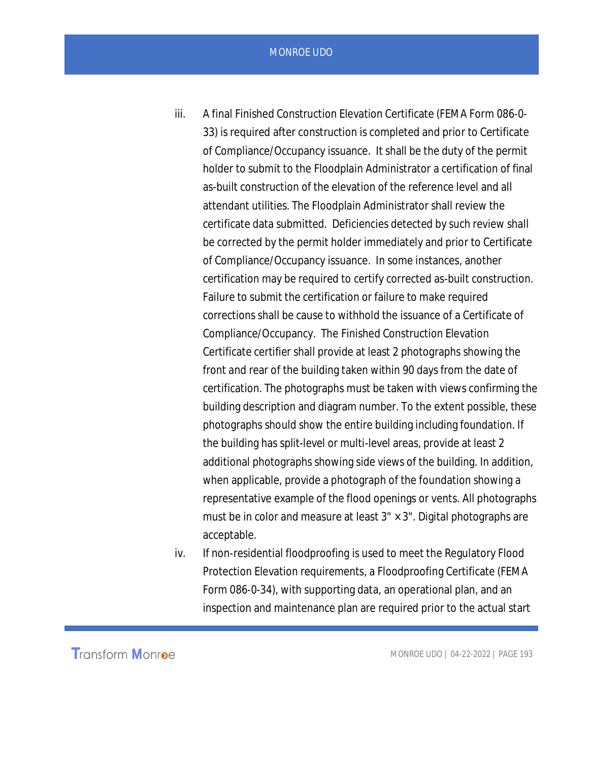iii. A final Finished Construction Elevation Certificate (FEMA Form 086-0-33) is required after construction is completed and prior to Certificate of Compliance/Occupancy issuance. It shall be the duty of the permit holder to submit to the Floodplain Administrator a certification of final as-built construction of the elevation of the reference level and all attendant utilities. The Floodplain Administrator shall review the certificate data submitted. Deficiencies detected by such review shall be corrected by the permit holder immediately and prior to Certificate of Compliance/Occupancy issuance. In some instances, another certification may be required to certify corrected as-built construction. Failure to submit the certification or failure to make required corrections shall be cause to withhold the issuance of a Certificate of Compliance/Occupancy. The Finished Construction Elevation Certificate certifier shall provide at least 2 photographs showing the front and rear of the building taken within 90 days from the date of certification. The photographs must be taken with views confirming the building description and diagram number. To the extent possible, these photographs should show the entire building including foundation. If the building has split-level or multi-level areas, provide at least 2 additional photographs showing side views of the building. In addition, when applicable, provide a photograph of the foundation showing a representative example of the flood openings or vents. All photographs must be in color and measure at least 3" × 3". Digital photographs are acceptable.

iv. If non-residential floodproofing is used to meet the Regulatory Flood Protection Elevation requirements, a Floodproofing Certificate (FEMA Form 086-0-34), with supporting data, an operational plan, and an inspection and maintenance plan are required prior to the actual start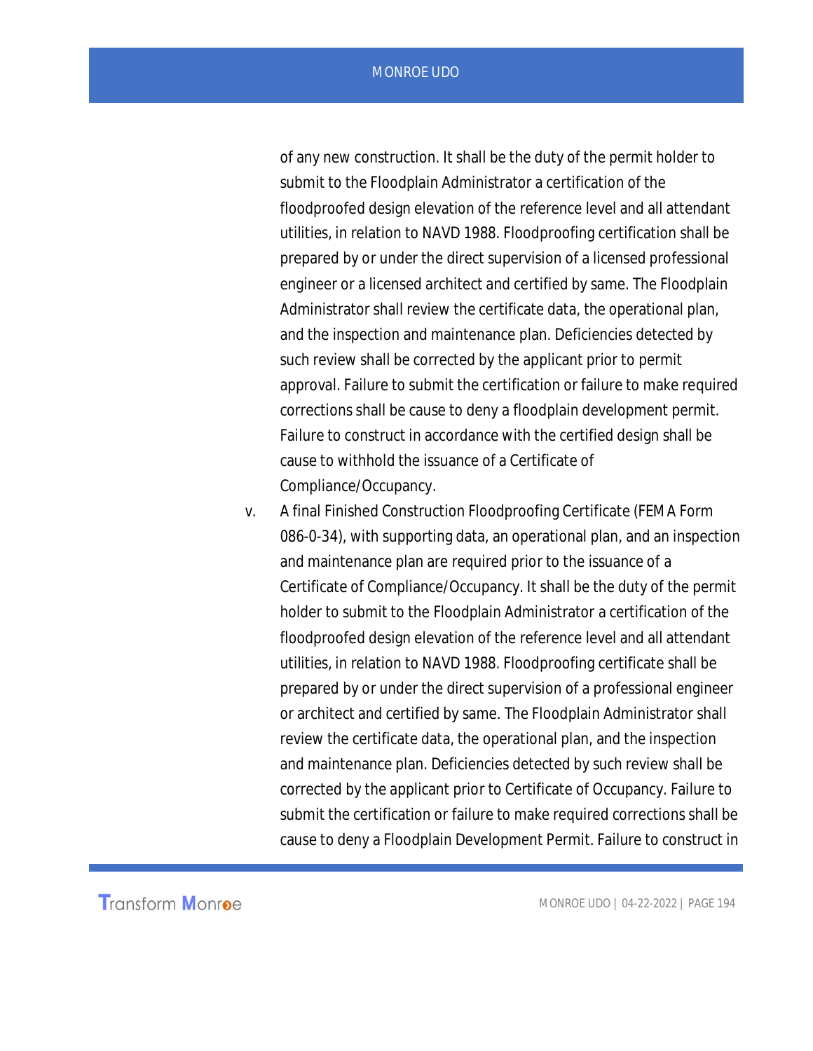of any new construction. It shall be the duty of the permit holder to submit to the Floodplain Administrator a certification of the floodproofed design elevation of the reference level and all attendant utilities, in relation to NAVD 1988. Floodproofing certification shall be prepared by or under the direct supervision of a licensed professional engineer or a licensed architect and certified by same. The Floodplain Administrator shall review the certificate data, the operational plan, and the inspection and maintenance plan. Deficiencies detected by such review shall be corrected by the applicant prior to permit approval. Failure to submit the certification or failure to make required corrections shall be cause to deny a floodplain development permit. Failure to construct in accordance with the certified design shall be cause to withhold the issuance of a Certificate of Compliance/Occupancy.

v. A final Finished Construction Floodproofing Certificate (FEMA Form 086-0-34), with supporting data, an operational plan, and an inspection and maintenance plan are required prior to the issuance of a Certificate of Compliance/Occupancy. It shall be the duty of the permit holder to submit to the Floodplain Administrator a certification of the floodproofed design elevation of the reference level and all attendant utilities, in relation to NAVD 1988. Floodproofing certificate shall be prepared by or under the direct supervision of a professional engineer or architect and certified by same. The Floodplain Administrator shall review the certificate data, the operational plan, and the inspection and maintenance plan. Deficiencies detected by such review shall be corrected by the applicant prior to Certificate of Occupancy. Failure to submit the certification or failure to make required corrections shall be cause to deny a Floodplain Development Permit. Failure to construct in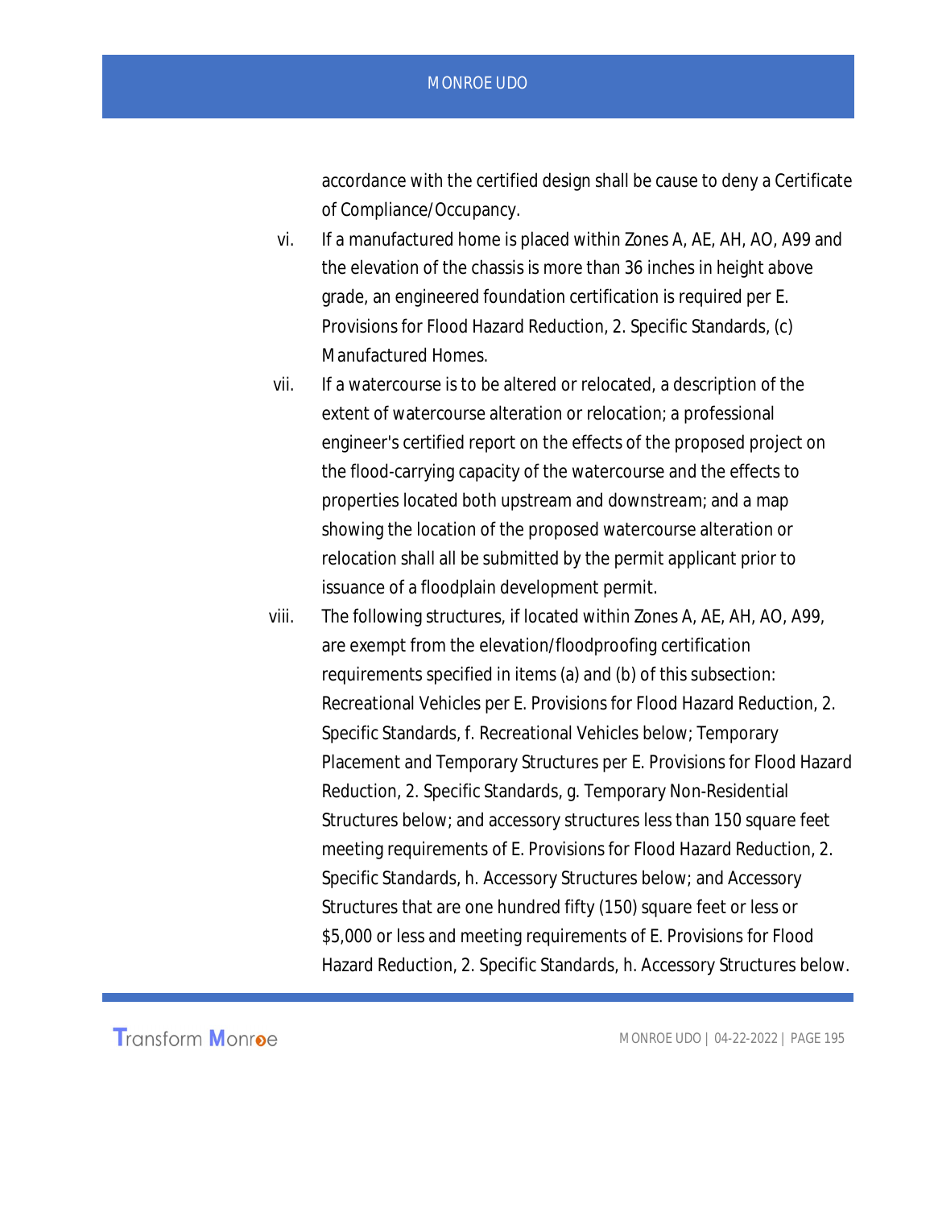accordance with the certified design shall be cause to deny a Certificate of Compliance/Occupancy.

vi. If a manufactured home is placed within Zones A, AE, AH, AO, A99 and the elevation of the chassis is more than 36 inches in height above grade, an engineered foundation certification is required per E. Provisions for Flood Hazard Reduction, 2. Specific Standards, (c) Manufactured Homes.

vii. If a watercourse is to be altered or relocated, a description of the extent of watercourse alteration or relocation; a professional engineer's certified report on the effects of the proposed project on the flood-carrying capacity of the watercourse and the effects to properties located both upstream and downstream; and a map showing the location of the proposed watercourse alteration or relocation shall all be submitted by the permit applicant prior to issuance of a floodplain development permit.

viii. The following structures, if located within Zones A, AE, AH, AO, A99, are exempt from the elevation/floodproofing certification requirements specified in items (a) and (b) of this subsection: Recreational Vehicles per E. Provisions for Flood Hazard Reduction, 2. Specific Standards, f. Recreational Vehicles below; Temporary Placement and Temporary Structures per E. Provisions for Flood Hazard Reduction, 2. Specific Standards, g. Temporary Non-Residential Structures below; and accessory structures less than 150 square feet meeting requirements of E. Provisions for Flood Hazard Reduction, 2. Specific Standards, h. Accessory Structures below; and Accessory Structures that are one hundred fifty (150) square feet or less or $5,000 or less and meeting requirements of E. Provisions for Flood Hazard Reduction, 2. Specific Standards, h. Accessory Structures below.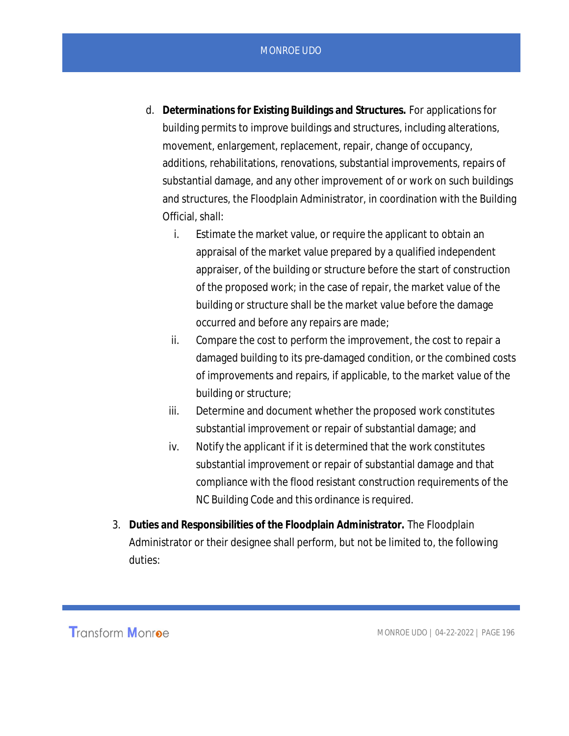d. **Determinations for Existing Buildings and Structures.** For applications for building permits to improve buildings and structures, including alterations, movement, enlargement, replacement, repair, change of occupancy, additions, rehabilitations, renovations, substantial improvements, repairs of substantial damage, and any other improvement of or work on such buildings and structures, the Floodplain Administrator, in coordination with the Building Official, shall:

   i. Estimate the market value, or require the applicant to obtain an appraisal of the market value prepared by a qualified independent appraiser, of the building or structure before the start of construction of the proposed work; in the case of repair, the market value of the building or structure shall be the market value before the damage occurred and before any repairs are made;

   ii. Compare the cost to perform the improvement, the cost to repair a damaged building to its pre-damaged condition, or the combined costs of improvements and repairs, if applicable, to the market value of the building or structure;

   iii. Determine and document whether the proposed work constitutes substantial improvement or repair of substantial damage; and

   iv. Notify the applicant if it is determined that the work constitutes substantial improvement or repair of substantial damage and that compliance with the flood resistant construction requirements of the NC Building Code and this ordinance is required.

3. **Duties and Responsibilities of the Floodplain Administrator.** The Floodplain Administrator or their designee shall perform, but not be limited to, the following duties: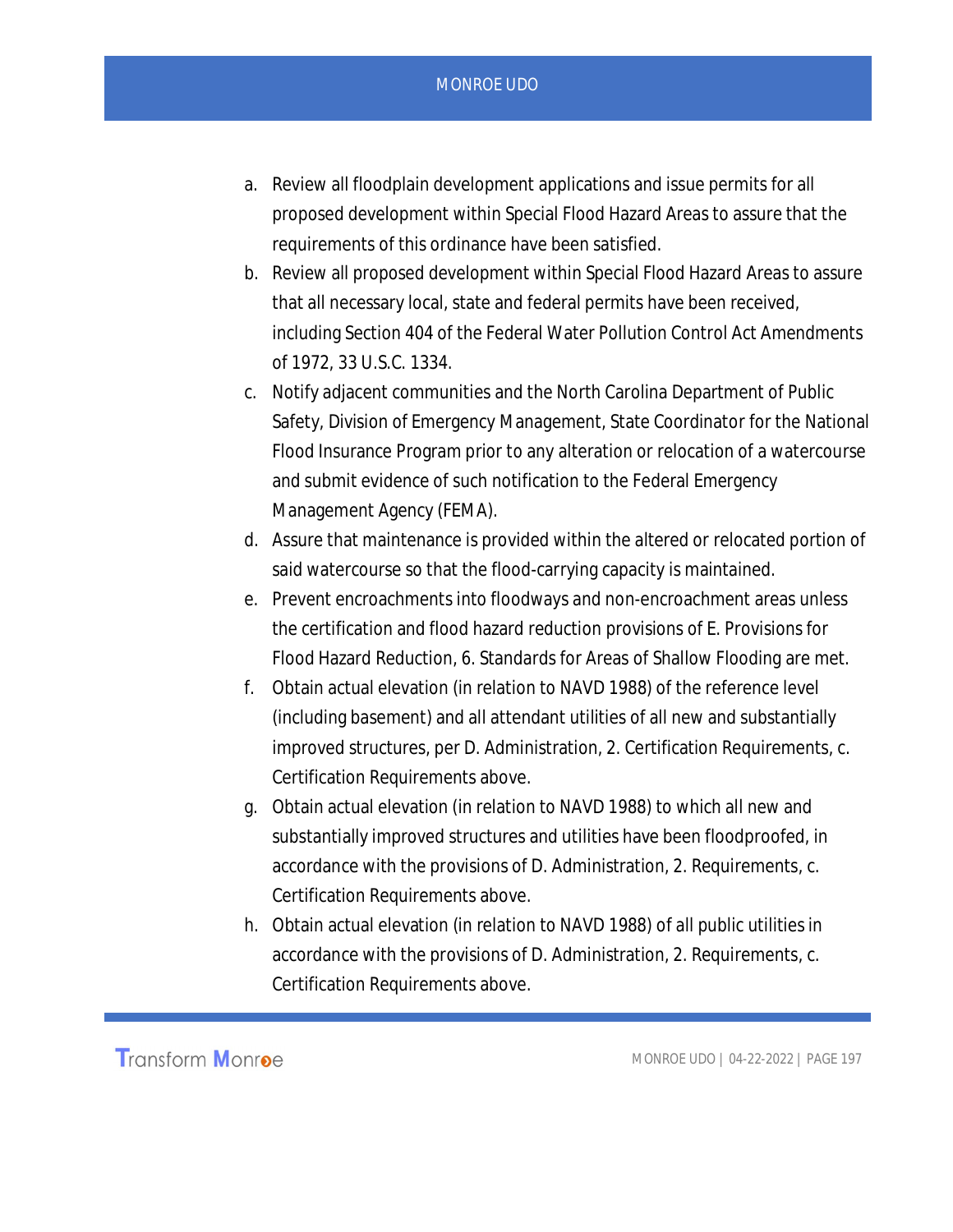a. Review all floodplain development applications and issue permits for all proposed development within Special Flood Hazard Areas to assure that the requirements of this ordinance have been satisfied.
b. Review all proposed development within Special Flood Hazard Areas to assure that all necessary local, state and federal permits have been received, including Section 404 of the Federal Water Pollution Control Act Amendments of 1972, 33 U.S.C. 1334.
c. Notify adjacent communities and the North Carolina Department of Public Safety, Division of Emergency Management, State Coordinator for the National Flood Insurance Program prior to any alteration or relocation of a watercourse and submit evidence of such notification to the Federal Emergency Management Agency (FEMA).
d. Assure that maintenance is provided within the altered or relocated portion of said watercourse so that the flood-carrying capacity is maintained.
e. Prevent encroachments into floodways and non-encroachment areas unless the certification and flood hazard reduction provisions of E. Provisions for Flood Hazard Reduction, 6. Standards for Areas of Shallow Flooding are met.
f. Obtain actual elevation (in relation to NAVD 1988) of the reference level (including basement) and all attendant utilities of all new and substantially improved structures, per D. Administration, 2. Certification Requirements, c. Certification Requirements above.
g. Obtain actual elevation (in relation to NAVD 1988) to which all new and substantially improved structures and utilities have been floodproofed, in accordance with the provisions of D. Administration, 2. Requirements, c. Certification Requirements above.
h. Obtain actual elevation (in relation to NAVD 1988) of all public utilities in accordance with the provisions of D. Administration, 2. Requirements, c. Certification Requirements above.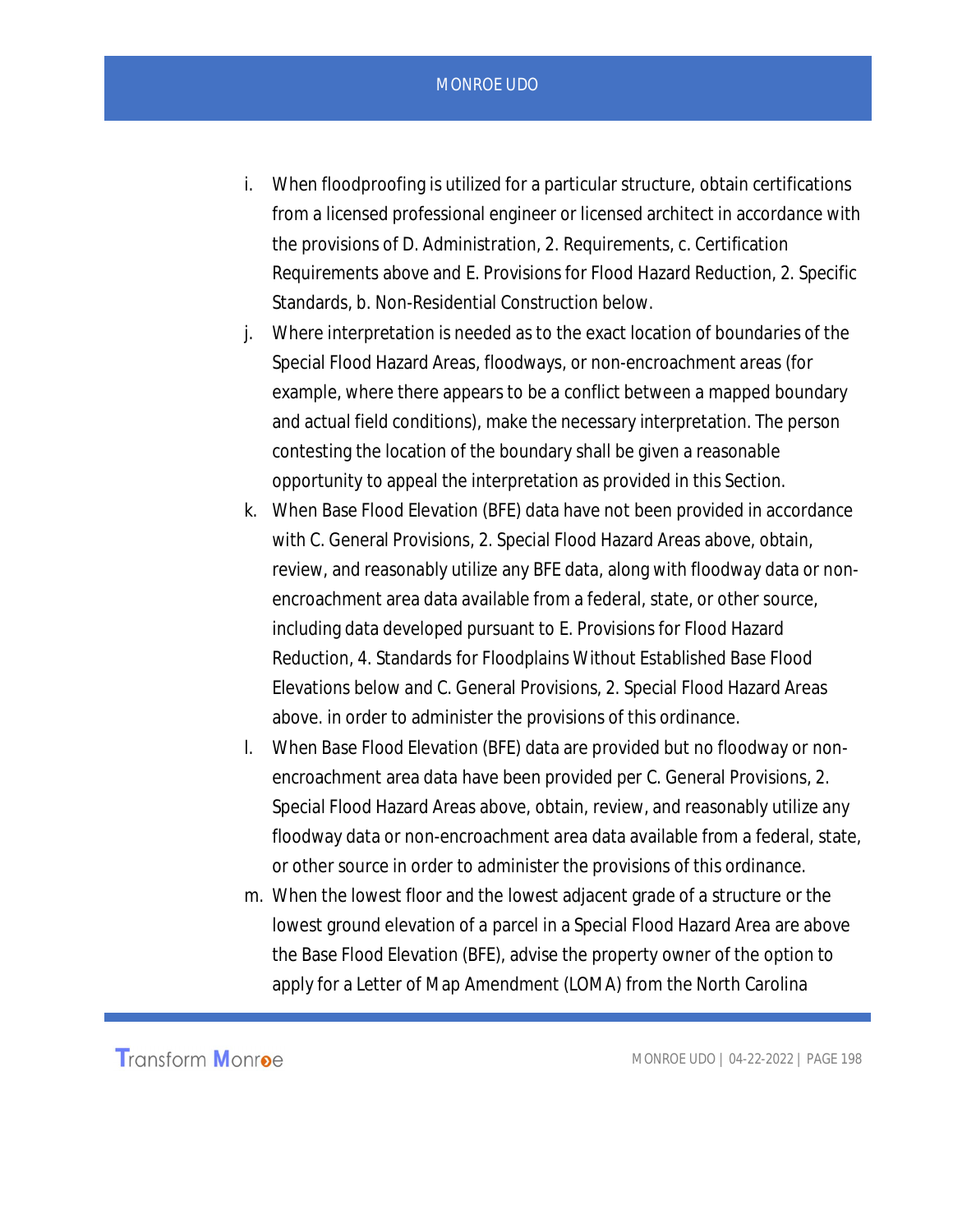i. When floodproofing is utilized for a particular structure, obtain certifications from a licensed professional engineer or licensed architect in accordance with the provisions of D. Administration, 2. Requirements, c. Certification Requirements above and E. Provisions for Flood Hazard Reduction, 2. Specific Standards, b. Non-Residential Construction below.

j. Where interpretation is needed as to the exact location of boundaries of the Special Flood Hazard Areas, floodways, or non-encroachment areas (for example, where there appears to be a conflict between a mapped boundary and actual field conditions), make the necessary interpretation. The person contesting the location of the boundary shall be given a reasonable opportunity to appeal the interpretation as provided in this Section.

k. When Base Flood Elevation (BFE) data have not been provided in accordance with C. General Provisions, 2. Special Flood Hazard Areas above, obtain, review, and reasonably utilize any BFE data, along with floodway data or non-encroachment area data available from a federal, state, or other source, including data developed pursuant to E. Provisions for Flood Hazard Reduction, 4. Standards for Floodplains Without Established Base Flood Elevations below and C. General Provisions, 2. Special Flood Hazard Areas above. in order to administer the provisions of this ordinance.

l. When Base Flood Elevation (BFE) data are provided but no floodway or non-encroachment area data have been provided per C. General Provisions, 2. Special Flood Hazard Areas above, obtain, review, and reasonably utilize any floodway data or non-encroachment area data available from a federal, state, or other source in order to administer the provisions of this ordinance.

m. When the lowest floor and the lowest adjacent grade of a structure or the lowest ground elevation of a parcel in a Special Flood Hazard Area are above the Base Flood Elevation (BFE), advise the property owner of the option to apply for a Letter of Map Amendment (LOMA) from the North Carolina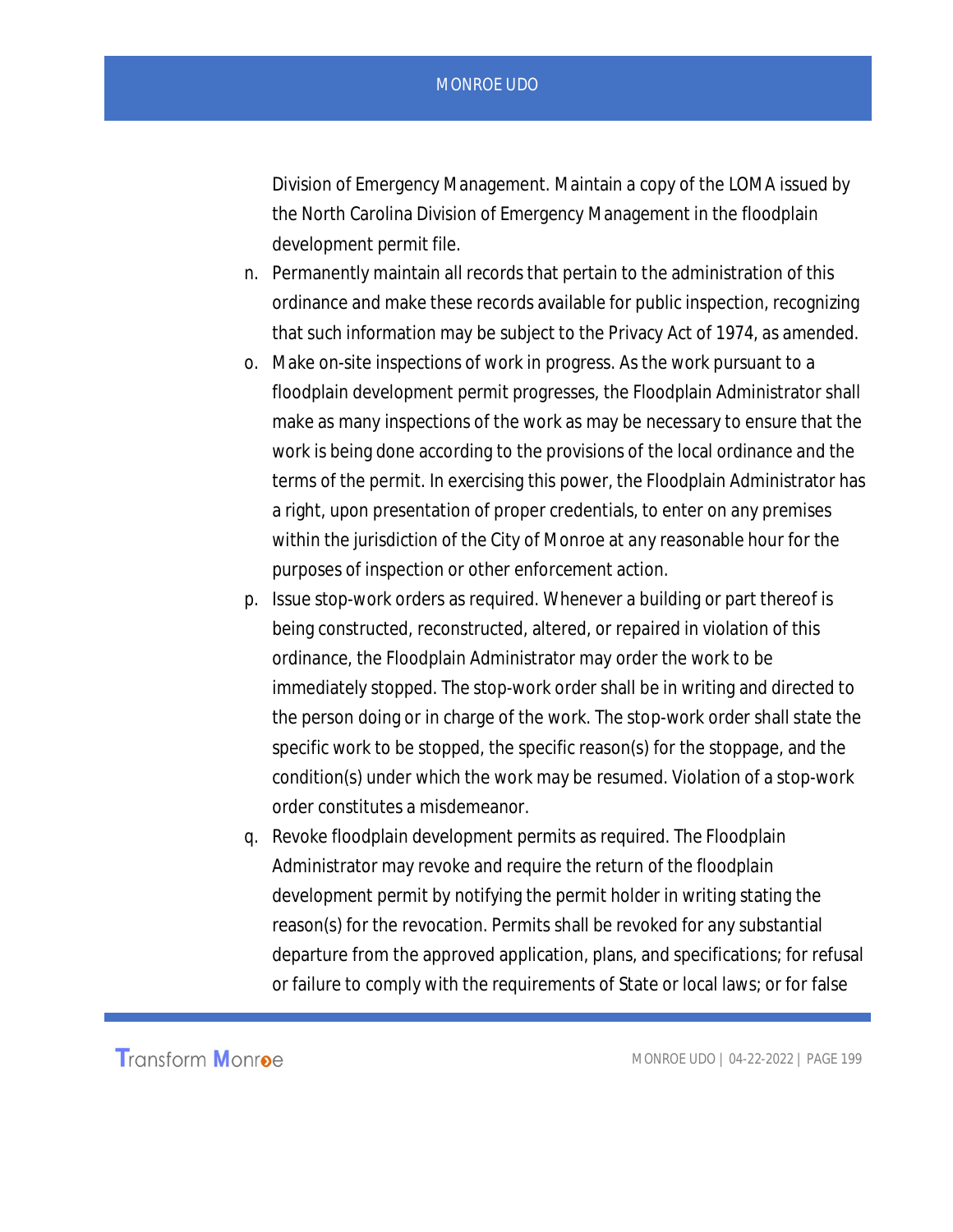Division of Emergency Management. Maintain a copy of the LOMA issued by the North Carolina Division of Emergency Management in the floodplain development permit file.

n. Permanently maintain all records that pertain to the administration of this ordinance and make these records available for public inspection, recognizing that such information may be subject to the Privacy Act of 1974, as amended.
o. Make on-site inspections of work in progress. As the work pursuant to a floodplain development permit progresses, the Floodplain Administrator shall make as many inspections of the work as may be necessary to ensure that the work is being done according to the provisions of the local ordinance and the terms of the permit. In exercising this power, the Floodplain Administrator has a right, upon presentation of proper credentials, to enter on any premises within the jurisdiction of the City of Monroe at any reasonable hour for the purposes of inspection or other enforcement action.
p. Issue stop-work orders as required. Whenever a building or part thereof is being constructed, reconstructed, altered, or repaired in violation of this ordinance, the Floodplain Administrator may order the work to be immediately stopped. The stop-work order shall be in writing and directed to the person doing or in charge of the work. The stop-work order shall state the specific work to be stopped, the specific reason(s) for the stoppage, and the condition(s) under which the work may be resumed. Violation of a stop-work order constitutes a misdemeanor.
q. Revoke floodplain development permits as required. The Floodplain Administrator may revoke and require the return of the floodplain development permit by notifying the permit holder in writing stating the reason(s) for the revocation. Permits shall be revoked for any substantial departure from the approved application, plans, and specifications; for refusal or failure to comply with the requirements of State or local laws; or for false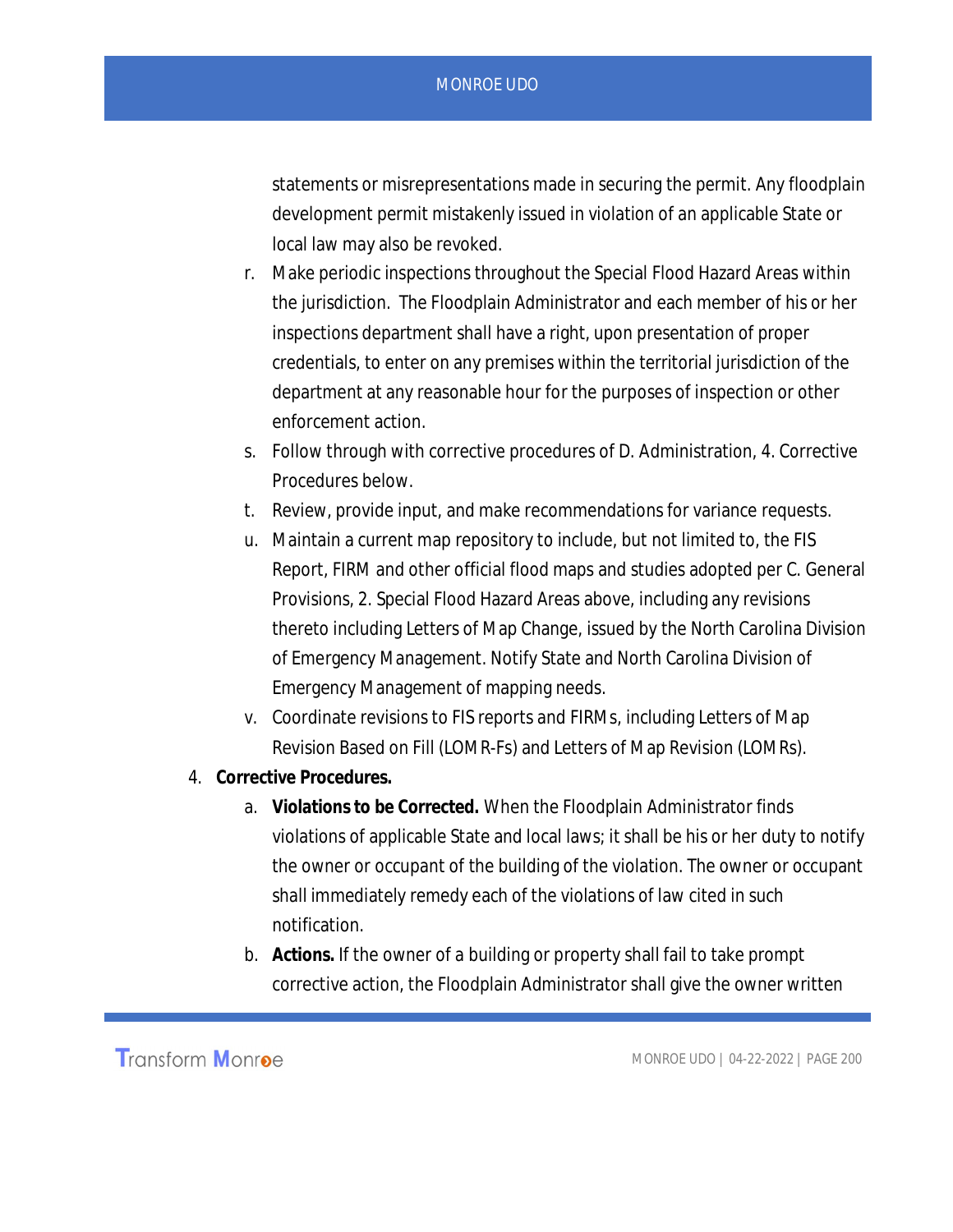statements or misrepresentations made in securing the permit. Any floodplain development permit mistakenly issued in violation of an applicable State or local law may also be revoked.

r. Make periodic inspections throughout the Special Flood Hazard Areas within the jurisdiction. The Floodplain Administrator and each member of his or her inspections department shall have a right, upon presentation of proper credentials, to enter on any premises within the territorial jurisdiction of the department at any reasonable hour for the purposes of inspection or other enforcement action.

s. Follow through with corrective procedures of D. Administration, 4. Corrective Procedures below.

t. Review, provide input, and make recommendations for variance requests.

u. Maintain a current map repository to include, but not limited to, the FIS Report, FIRM and other official flood maps and studies adopted per C. General Provisions, 2. Special Flood Hazard Areas above, including any revisions thereto including Letters of Map Change, issued by the North Carolina Division of Emergency Management. Notify State and North Carolina Division of Emergency Management of mapping needs.

v. Coordinate revisions to FIS reports and FIRMs, including Letters of Map Revision Based on Fill (LOMR-Fs) and Letters of Map Revision (LOMRs).

4. **Corrective Procedures.**

   a. **Violations to be Corrected.** When the Floodplain Administrator finds violations of applicable State and local laws; it shall be his or her duty to notify the owner or occupant of the building of the violation. The owner or occupant shall immediately remedy each of the violations of law cited in such notification.

   b. **Actions.** If the owner of a building or property shall fail to take prompt corrective action, the Floodplain Administrator shall give the owner written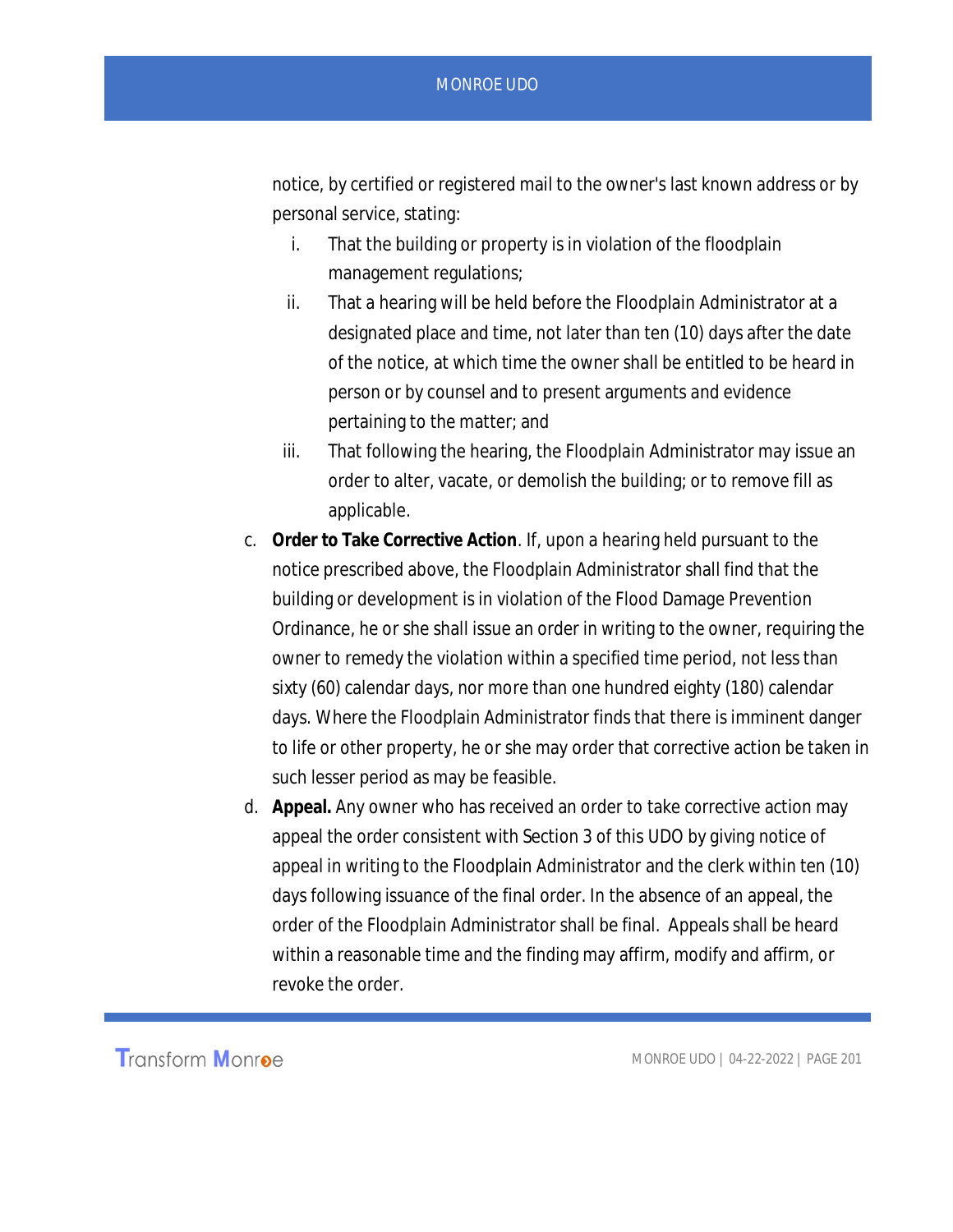notice, by certified or registered mail to the owner's last known address or by personal service, stating:

   i. That the building or property is in violation of the floodplain management regulations;
   ii. That a hearing will be held before the Floodplain Administrator at a designated place and time, not later than ten (10) days after the date of the notice, at which time the owner shall be entitled to be heard in person or by counsel and to present arguments and evidence pertaining to the matter; and
   iii. That following the hearing, the Floodplain Administrator may issue an order to alter, vacate, or demolish the building; or to remove fill as applicable.

c. **Order to Take Corrective Action**. If, upon a hearing held pursuant to the notice prescribed above, the Floodplain Administrator shall find that the building or development is in violation of the Flood Damage Prevention Ordinance, he or she shall issue an order in writing to the owner, requiring the owner to remedy the violation within a specified time period, not less than sixty (60) calendar days, nor more than one hundred eighty (180) calendar days. Where the Floodplain Administrator finds that there is imminent danger to life or other property, he or she may order that corrective action be taken in such lesser period as may be feasible.

d. **Appeal.** Any owner who has received an order to take corrective action may appeal the order consistent with Section 3 of this UDO by giving notice of appeal in writing to the Floodplain Administrator and the clerk within ten (10) days following issuance of the final order. In the absence of an appeal, the order of the Floodplain Administrator shall be final. Appeals shall be heard within a reasonable time and the finding may affirm, modify and affirm, or revoke the order.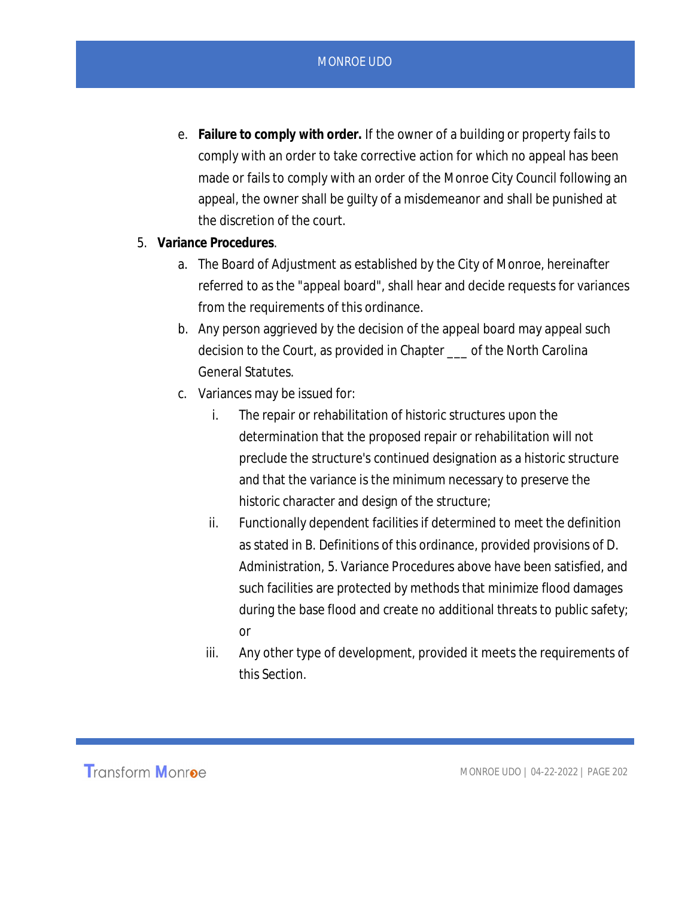e. **Failure to comply with order.** If the owner of a building or property fails to comply with an order to take corrective action for which no appeal has been made or fails to comply with an order of the Monroe City Council following an appeal, the owner shall be guilty of a misdemeanor and shall be punished at the discretion of the court.

5. **Variance Procedures**.
    a. The Board of Adjustment as established by the City of Monroe, hereinafter referred to as the "appeal board", shall hear and decide requests for variances from the requirements of this ordinance.
    b. Any person aggrieved by the decision of the appeal board may appeal such decision to the Court, as provided in Chapter ___ of the North Carolina General Statutes.
    c. Variances may be issued for:
        i. The repair or rehabilitation of historic structures upon the determination that the proposed repair or rehabilitation will not preclude the structure's continued designation as a historic structure and that the variance is the minimum necessary to preserve the historic character and design of the structure;
        ii. Functionally dependent facilities if determined to meet the definition as stated in B. Definitions of this ordinance, provided provisions of D. Administration, 5. Variance Procedures above have been satisfied, and such facilities are protected by methods that minimize flood damages during the base flood and create no additional threats to public safety; or
        iii. Any other type of development, provided it meets the requirements of this Section.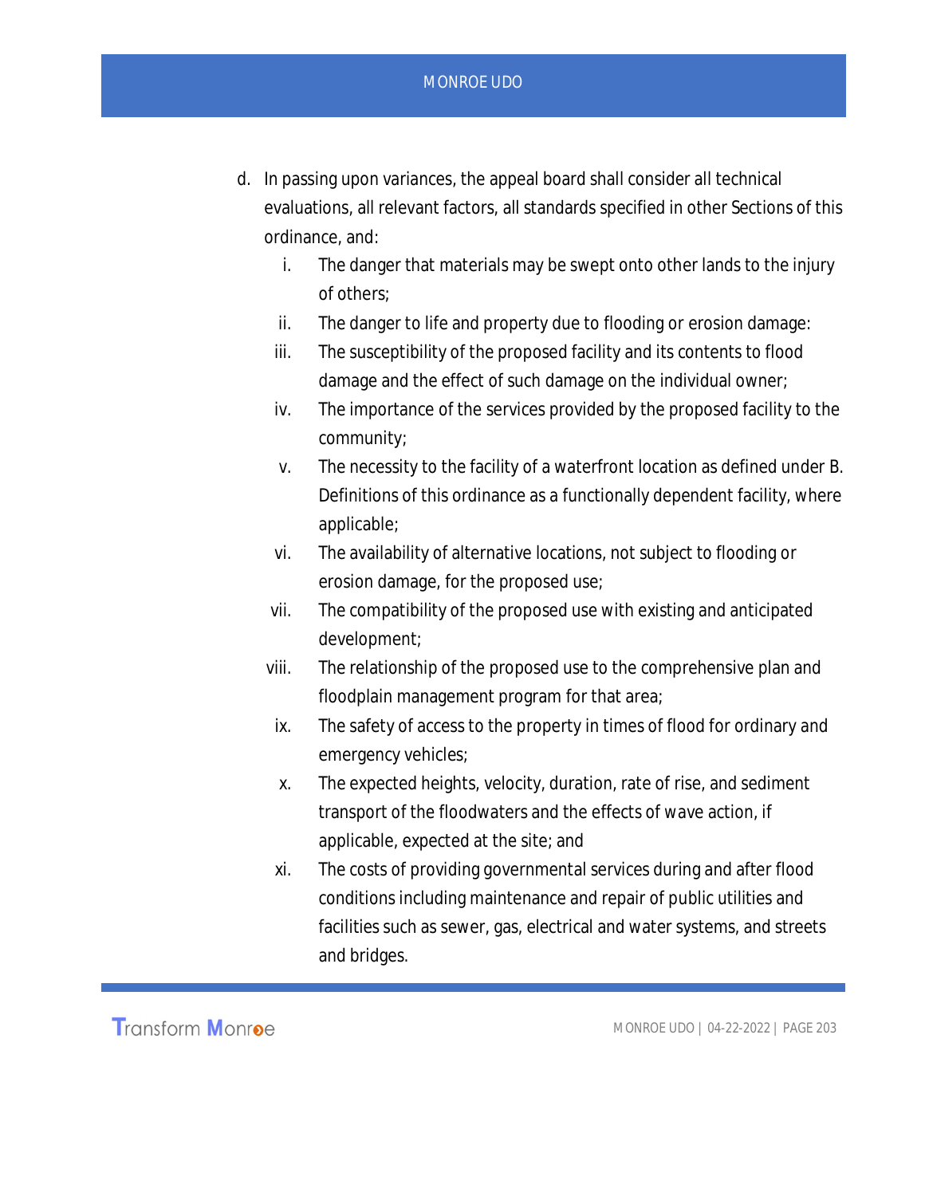d. In passing upon variances, the appeal board shall consider all technical evaluations, all relevant factors, all standards specified in other Sections of this ordinance, and:

   i. The danger that materials may be swept onto other lands to the injury of others;
   ii. The danger to life and property due to flooding or erosion damage:
   iii. The susceptibility of the proposed facility and its contents to flood damage and the effect of such damage on the individual owner;
   iv. The importance of the services provided by the proposed facility to the community;
   v. The necessity to the facility of a waterfront location as defined under B. Definitions of this ordinance as a functionally dependent facility, where applicable;
   vi. The availability of alternative locations, not subject to flooding or erosion damage, for the proposed use;
   vii. The compatibility of the proposed use with existing and anticipated development;
   viii. The relationship of the proposed use to the comprehensive plan and floodplain management program for that area;
   ix. The safety of access to the property in times of flood for ordinary and emergency vehicles;
   x. The expected heights, velocity, duration, rate of rise, and sediment transport of the floodwaters and the effects of wave action, if applicable, expected at the site; and
   xi. The costs of providing governmental services during and after flood conditions including maintenance and repair of public utilities and facilities such as sewer, gas, electrical and water systems, and streets and bridges.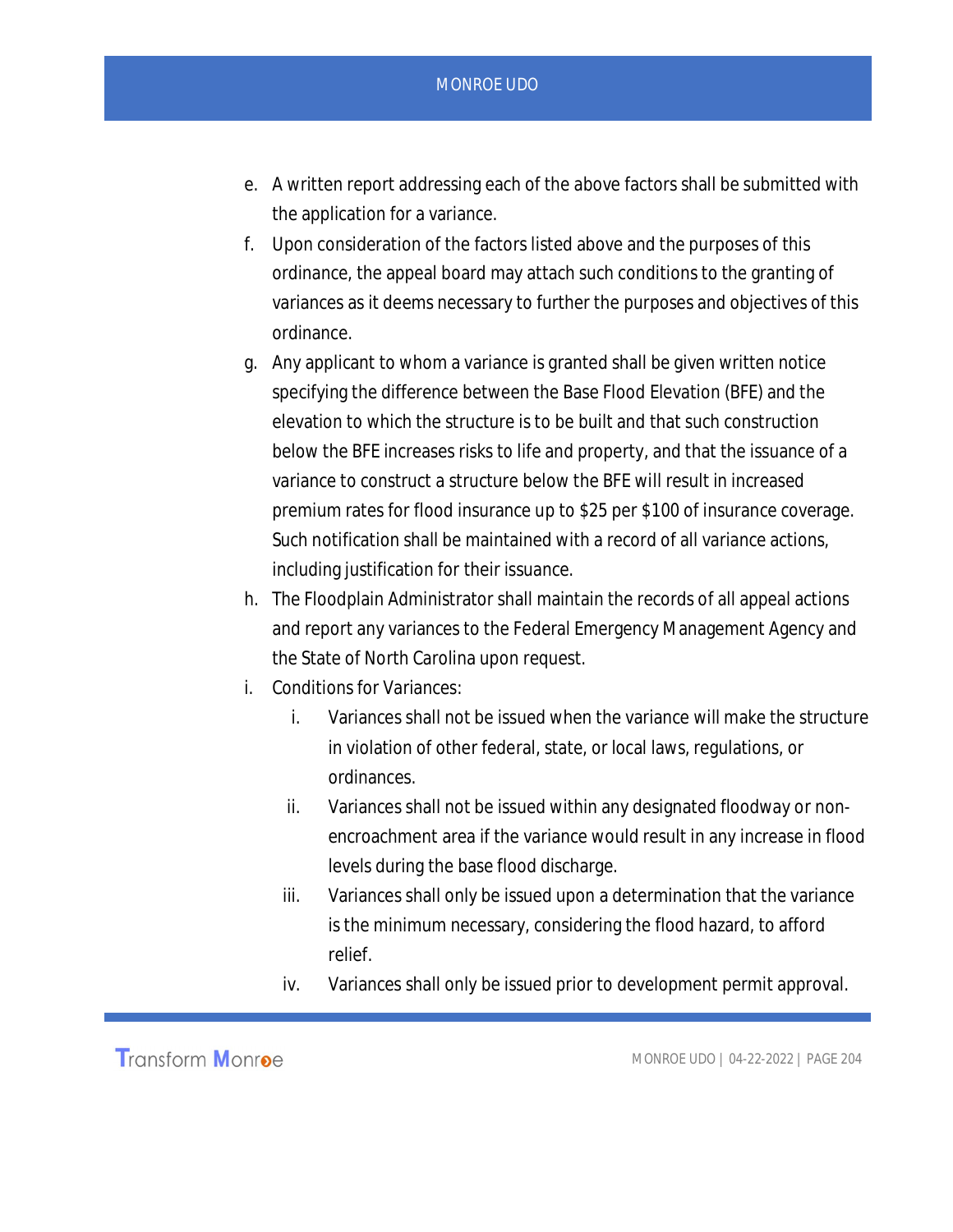e. A written report addressing each of the above factors shall be submitted with the application for a variance.

f. Upon consideration of the factors listed above and the purposes of this ordinance, the appeal board may attach such conditions to the granting of variances as it deems necessary to further the purposes and objectives of this ordinance.

g. Any applicant to whom a variance is granted shall be given written notice specifying the difference between the Base Flood Elevation (BFE) and the elevation to which the structure is to be built and that such construction below the BFE increases risks to life and property, and that the issuance of a variance to construct a structure below the BFE will result in increased premium rates for flood insurance up to $25 per $100 of insurance coverage. Such notification shall be maintained with a record of all variance actions, including justification for their issuance.

h. The Floodplain Administrator shall maintain the records of all appeal actions and report any variances to the Federal Emergency Management Agency and the State of North Carolina upon request.

i. Conditions for Variances:

   i. Variances shall not be issued when the variance will make the structure in violation of other federal, state, or local laws, regulations, or ordinances.

   ii. Variances shall not be issued within any designated floodway or non-encroachment area if the variance would result in any increase in flood levels during the base flood discharge.

   iii. Variances shall only be issued upon a determination that the variance is the minimum necessary, considering the flood hazard, to afford relief.

   iv. Variances shall only be issued prior to development permit approval.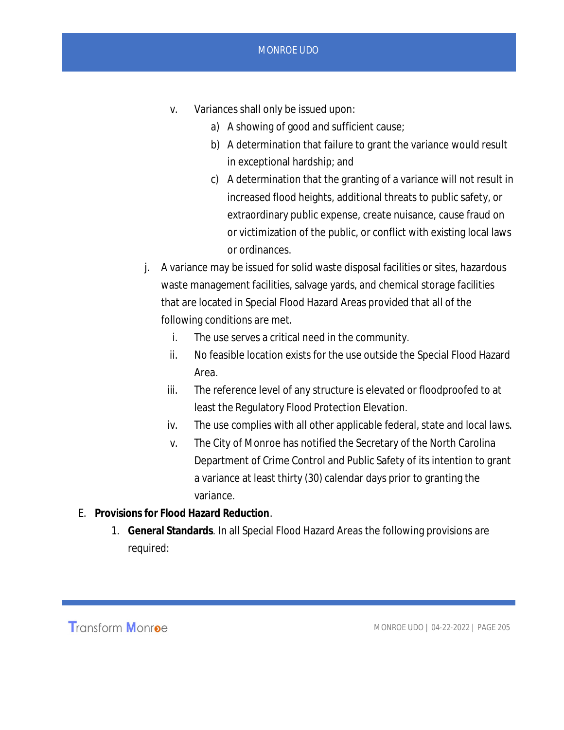v. Variances shall only be issued upon:

   a) A showing of good and sufficient cause;

   b) A determination that failure to grant the variance would result in exceptional hardship; and

   c) A determination that the granting of a variance will not result in increased flood heights, additional threats to public safety, or extraordinary public expense, create nuisance, cause fraud on or victimization of the public, or conflict with existing local laws or ordinances.

j. A variance may be issued for solid waste disposal facilities or sites, hazardous waste management facilities, salvage yards, and chemical storage facilities that are located in Special Flood Hazard Areas provided that all of the following conditions are met.

   i. The use serves a critical need in the community.

   ii. No feasible location exists for the use outside the Special Flood Hazard Area.

   iii. The reference level of any structure is elevated or floodproofed to at least the Regulatory Flood Protection Elevation.

   iv. The use complies with all other applicable federal, state and local laws.

   v. The City of Monroe has notified the Secretary of the North Carolina Department of Crime Control and Public Safety of its intention to grant a variance at least thirty (30) calendar days prior to granting the variance.

E. **Provisions for Flood Hazard Reduction**.

   1. **General Standards**. In all Special Flood Hazard Areas the following provisions are required: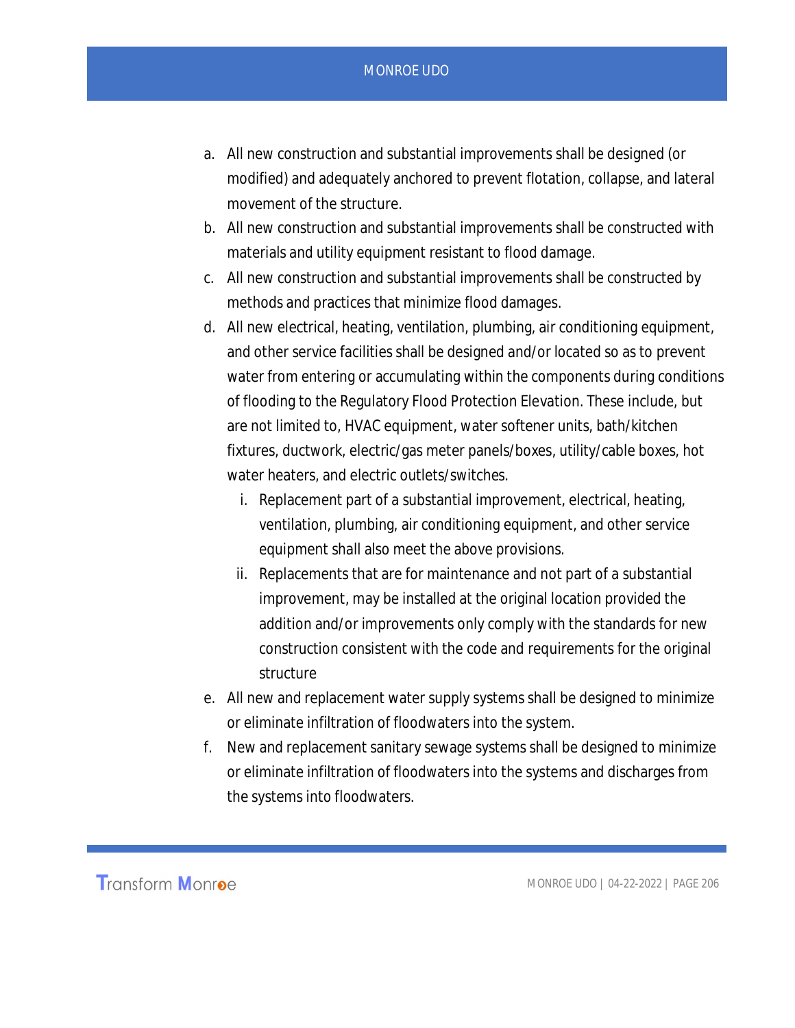a. All new construction and substantial improvements shall be designed (or modified) and adequately anchored to prevent flotation, collapse, and lateral movement of the structure.
b. All new construction and substantial improvements shall be constructed with materials and utility equipment resistant to flood damage.
c. All new construction and substantial improvements shall be constructed by methods and practices that minimize flood damages.
d. All new electrical, heating, ventilation, plumbing, air conditioning equipment, and other service facilities shall be designed and/or located so as to prevent water from entering or accumulating within the components during conditions of flooding to the Regulatory Flood Protection Elevation. These include, but are not limited to, HVAC equipment, water softener units, bath/kitchen fixtures, ductwork, electric/gas meter panels/boxes, utility/cable boxes, hot water heaters, and electric outlets/switches.
    i. Replacement part of a substantial improvement, electrical, heating, ventilation, plumbing, air conditioning equipment, and other service equipment shall also meet the above provisions.
    ii. Replacements that are for maintenance and not part of a substantial improvement, may be installed at the original location provided the addition and/or improvements only comply with the standards for new construction consistent with the code and requirements for the original structure
e. All new and replacement water supply systems shall be designed to minimize or eliminate infiltration of floodwaters into the system.
f. New and replacement sanitary sewage systems shall be designed to minimize or eliminate infiltration of floodwaters into the systems and discharges from the systems into floodwaters.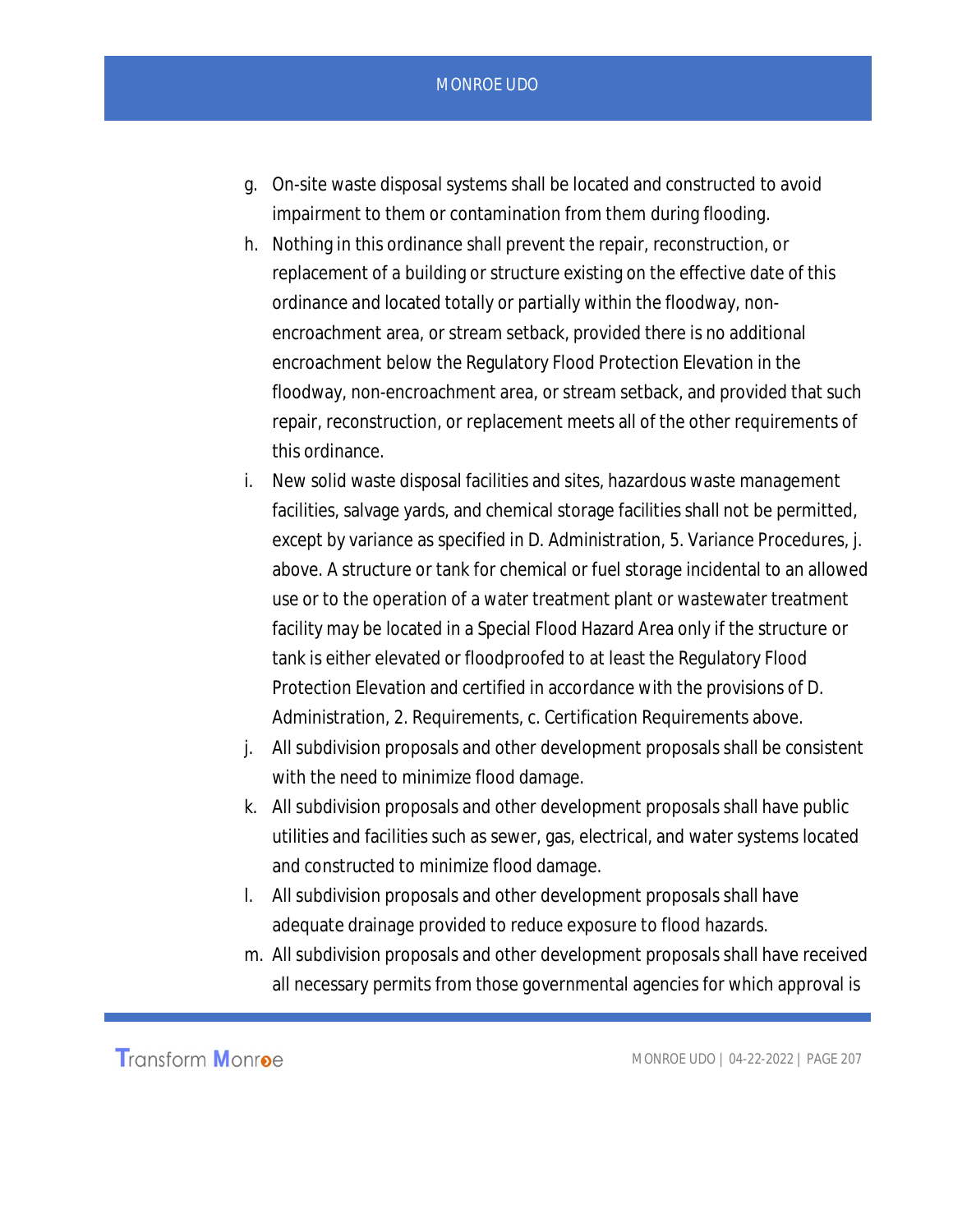g. On-site waste disposal systems shall be located and constructed to avoid impairment to them or contamination from them during flooding.
h. Nothing in this ordinance shall prevent the repair, reconstruction, or replacement of a building or structure existing on the effective date of this ordinance and located totally or partially within the floodway, non-encroachment area, or stream setback, provided there is no additional encroachment below the Regulatory Flood Protection Elevation in the floodway, non-encroachment area, or stream setback, and provided that such repair, reconstruction, or replacement meets all of the other requirements of this ordinance.
i. New solid waste disposal facilities and sites, hazardous waste management facilities, salvage yards, and chemical storage facilities shall not be permitted, except by variance as specified in D. Administration, 5. Variance Procedures, j. above. A structure or tank for chemical or fuel storage incidental to an allowed use or to the operation of a water treatment plant or wastewater treatment facility may be located in a Special Flood Hazard Area only if the structure or tank is either elevated or floodproofed to at least the Regulatory Flood Protection Elevation and certified in accordance with the provisions of D. Administration, 2. Requirements, c. Certification Requirements above.
j. All subdivision proposals and other development proposals shall be consistent with the need to minimize flood damage.
k. All subdivision proposals and other development proposals shall have public utilities and facilities such as sewer, gas, electrical, and water systems located and constructed to minimize flood damage.
l. All subdivision proposals and other development proposals shall have adequate drainage provided to reduce exposure to flood hazards.
m. All subdivision proposals and other development proposals shall have received all necessary permits from those governmental agencies for which approval is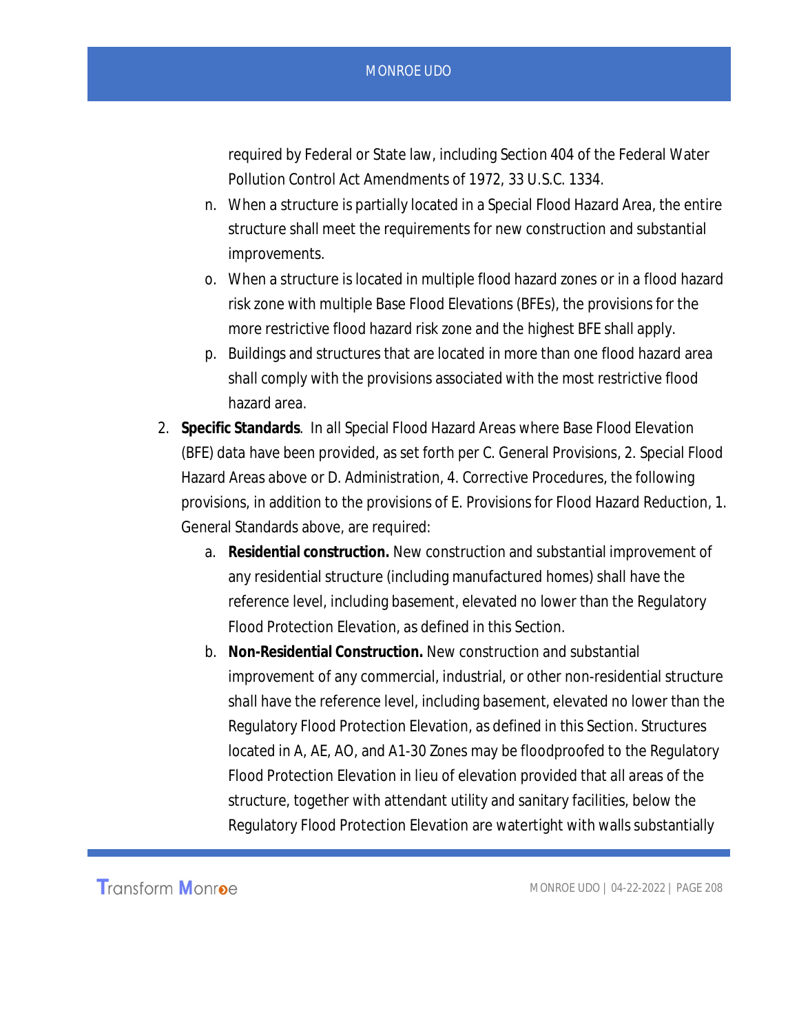required by Federal or State law, including Section 404 of the Federal Water Pollution Control Act Amendments of 1972, 33 U.S.C. 1334.

n. When a structure is partially located in a Special Flood Hazard Area, the entire structure shall meet the requirements for new construction and substantial improvements.

o. When a structure is located in multiple flood hazard zones or in a flood hazard risk zone with multiple Base Flood Elevations (BFEs), the provisions for the more restrictive flood hazard risk zone and the highest BFE shall apply.

p. Buildings and structures that are located in more than one flood hazard area shall comply with the provisions associated with the most restrictive flood hazard area.

2. **Specific Standards**. In all Special Flood Hazard Areas where Base Flood Elevation (BFE) data have been provided, as set forth per C. General Provisions, 2. Special Flood Hazard Areas above or D. Administration, 4. Corrective Procedures, the following provisions, in addition to the provisions of E. Provisions for Flood Hazard Reduction, 1. General Standards above, are required:

    a. **Residential construction.** New construction and substantial improvement of any residential structure (including manufactured homes) shall have the reference level, including basement, elevated no lower than the Regulatory Flood Protection Elevation, as defined in this Section.

    b. **Non-Residential Construction.** New construction and substantial improvement of any commercial, industrial, or other non-residential structure shall have the reference level, including basement, elevated no lower than the Regulatory Flood Protection Elevation, as defined in this Section. Structures located in A, AE, AO, and A1-30 Zones may be floodproofed to the Regulatory Flood Protection Elevation in lieu of elevation provided that all areas of the structure, together with attendant utility and sanitary facilities, below the Regulatory Flood Protection Elevation are watertight with walls substantially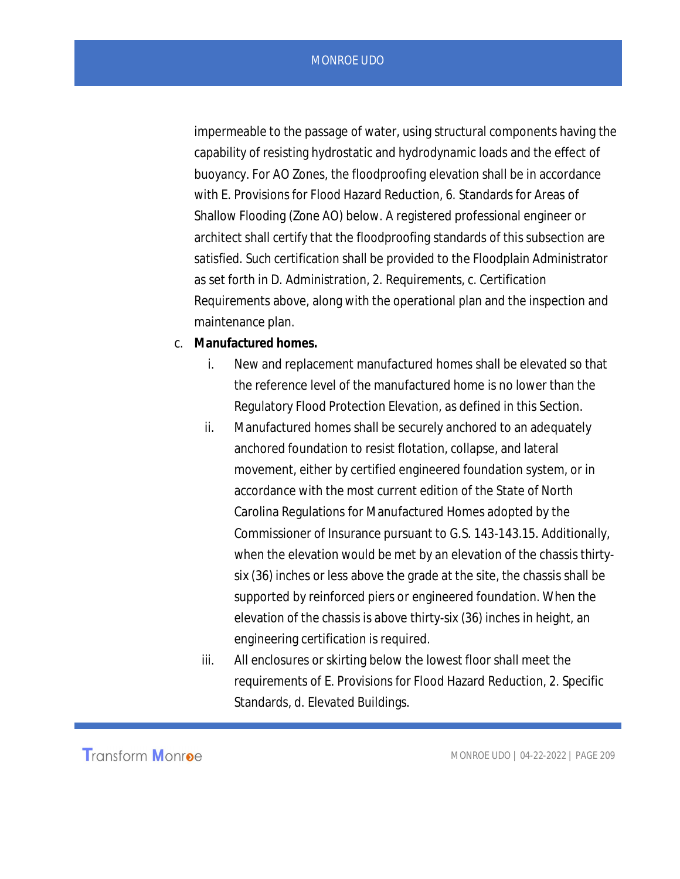impermeable to the passage of water, using structural components having the capability of resisting hydrostatic and hydrodynamic loads and the effect of buoyancy. For AO Zones, the floodproofing elevation shall be in accordance with E. Provisions for Flood Hazard Reduction, 6. Standards for Areas of Shallow Flooding (Zone AO) below. A registered professional engineer or architect shall certify that the floodproofing standards of this subsection are satisfied. Such certification shall be provided to the Floodplain Administrator as set forth in D. Administration, 2. Requirements, c. Certification Requirements above, along with the operational plan and the inspection and maintenance plan.

c. **Manufactured homes.**

   i. New and replacement manufactured homes shall be elevated so that the reference level of the manufactured home is no lower than the Regulatory Flood Protection Elevation, as defined in this Section.

   ii. Manufactured homes shall be securely anchored to an adequately anchored foundation to resist flotation, collapse, and lateral movement, either by certified engineered foundation system, or in accordance with the most current edition of the State of North Carolina Regulations for Manufactured Homes adopted by the Commissioner of Insurance pursuant to G.S. 143-143.15. Additionally, when the elevation would be met by an elevation of the chassis thirty-six (36) inches or less above the grade at the site, the chassis shall be supported by reinforced piers or engineered foundation. When the elevation of the chassis is above thirty-six (36) inches in height, an engineering certification is required.

   iii. All enclosures or skirting below the lowest floor shall meet the requirements of E. Provisions for Flood Hazard Reduction, 2. Specific Standards, d. Elevated Buildings.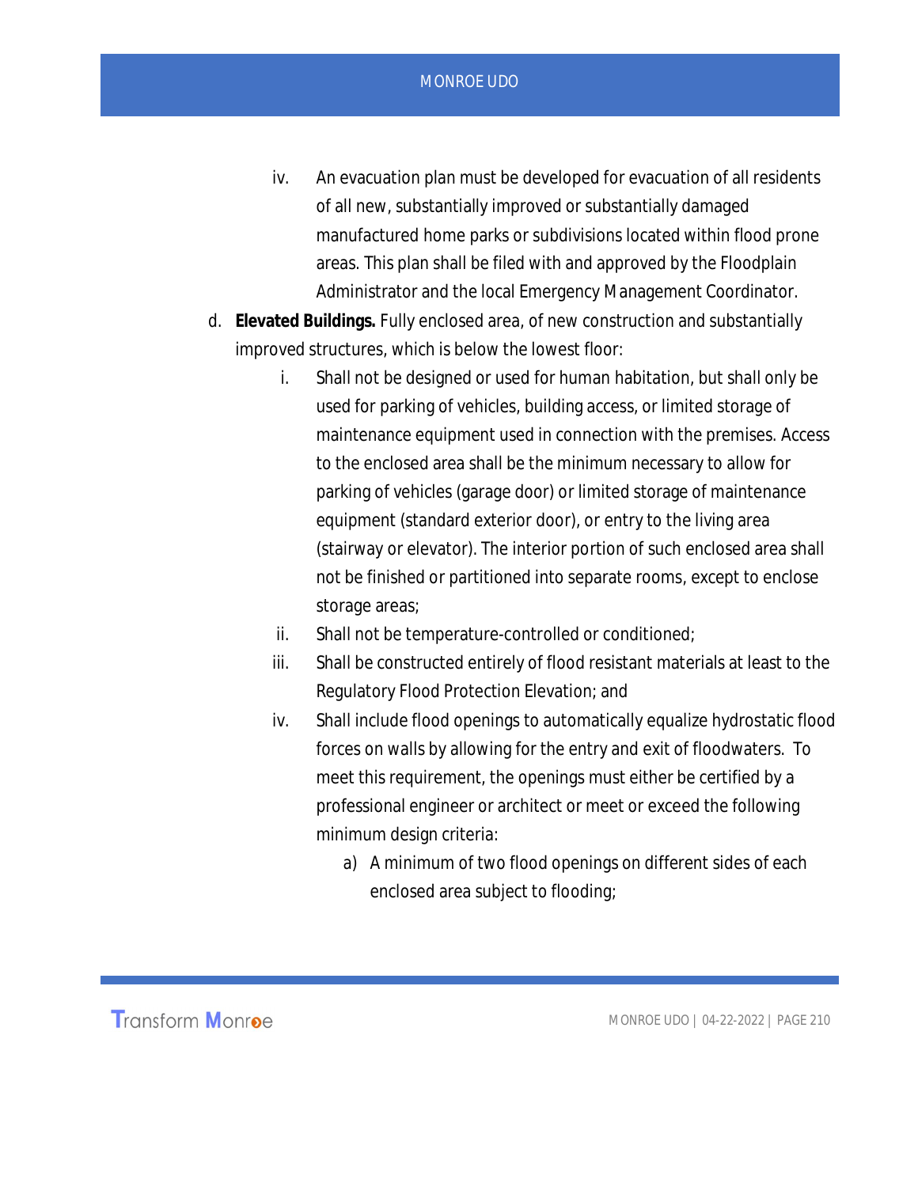iv. An evacuation plan must be developed for evacuation of all residents of all new, substantially improved or substantially damaged manufactured home parks or subdivisions located within flood prone areas. This plan shall be filed with and approved by the Floodplain Administrator and the local Emergency Management Coordinator.

d. **Elevated Buildings.** Fully enclosed area, of new construction and substantially improved structures, which is below the lowest floor:

   i. Shall not be designed or used for human habitation, but shall only be used for parking of vehicles, building access, or limited storage of maintenance equipment used in connection with the premises. Access to the enclosed area shall be the minimum necessary to allow for parking of vehicles (garage door) or limited storage of maintenance equipment (standard exterior door), or entry to the living area (stairway or elevator). The interior portion of such enclosed area shall not be finished or partitioned into separate rooms, except to enclose storage areas;

   ii. Shall not be temperature-controlled or conditioned;

   iii. Shall be constructed entirely of flood resistant materials at least to the Regulatory Flood Protection Elevation; and

   iv. Shall include flood openings to automatically equalize hydrostatic flood forces on walls by allowing for the entry and exit of floodwaters. To meet this requirement, the openings must either be certified by a professional engineer or architect or meet or exceed the following minimum design criteria:

      a) A minimum of two flood openings on different sides of each enclosed area subject to flooding;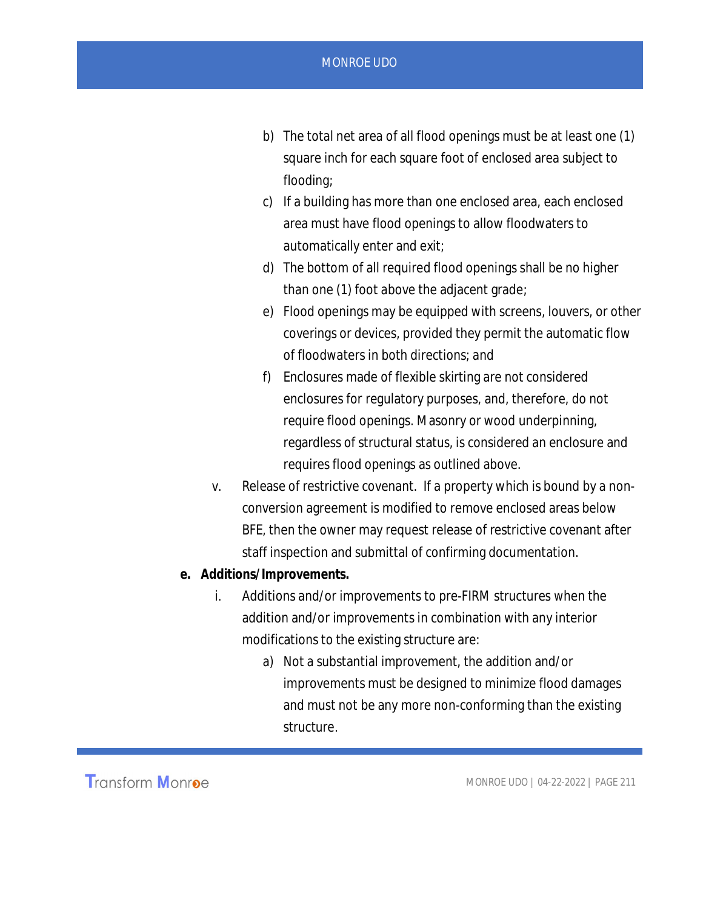b) The total net area of all flood openings must be at least one (1) square inch for each square foot of enclosed area subject to flooding;

c) If a building has more than one enclosed area, each enclosed area must have flood openings to allow floodwaters to automatically enter and exit;

d) The bottom of all required flood openings shall be no higher than one (1) foot above the adjacent grade;

e) Flood openings may be equipped with screens, louvers, or other coverings or devices, provided they permit the automatic flow of floodwaters in both directions; and

f) Enclosures made of flexible skirting are not considered enclosures for regulatory purposes, and, therefore, do not require flood openings. Masonry or wood underpinning, regardless of structural status, is considered an enclosure and requires flood openings as outlined above.

v. Release of restrictive covenant. If a property which is bound by a non-conversion agreement is modified to remove enclosed areas below BFE, then the owner may request release of restrictive covenant after staff inspection and submittal of confirming documentation.

**e. Additions/Improvements.**

i. Additions and/or improvements to pre-FIRM structures when the addition and/or improvements in combination with any interior modifications to the existing structure are:

a) Not a substantial improvement, the addition and/or improvements must be designed to minimize flood damages and must not be any more non-conforming than the existing structure.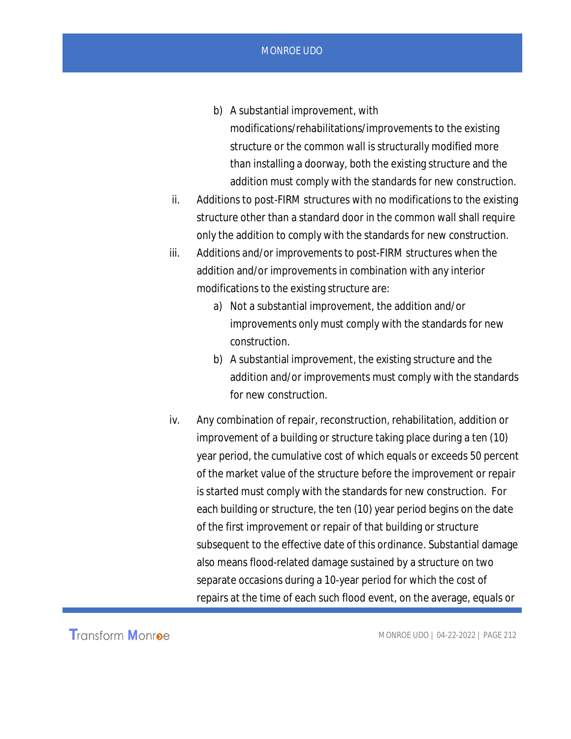b) A substantial improvement, with modifications/rehabilitations/improvements to the existing structure or the common wall is structurally modified more than installing a doorway, both the existing structure and the addition must comply with the standards for new construction.

ii. Additions to post-FIRM structures with no modifications to the existing structure other than a standard door in the common wall shall require only the addition to comply with the standards for new construction.

iii. Additions and/or improvements to post-FIRM structures when the addition and/or improvements in combination with any interior modifications to the existing structure are:

a) Not a substantial improvement, the addition and/or improvements only must comply with the standards for new construction.

b) A substantial improvement, the existing structure and the addition and/or improvements must comply with the standards for new construction.

iv. Any combination of repair, reconstruction, rehabilitation, addition or improvement of a building or structure taking place during a ten (10) year period, the cumulative cost of which equals or exceeds 50 percent of the market value of the structure before the improvement or repair is started must comply with the standards for new construction. For each building or structure, the ten (10) year period begins on the date of the first improvement or repair of that building or structure subsequent to the effective date of this ordinance. Substantial damage also means flood-related damage sustained by a structure on two separate occasions during a 10-year period for which the cost of repairs at the time of each such flood event, on the average, equals or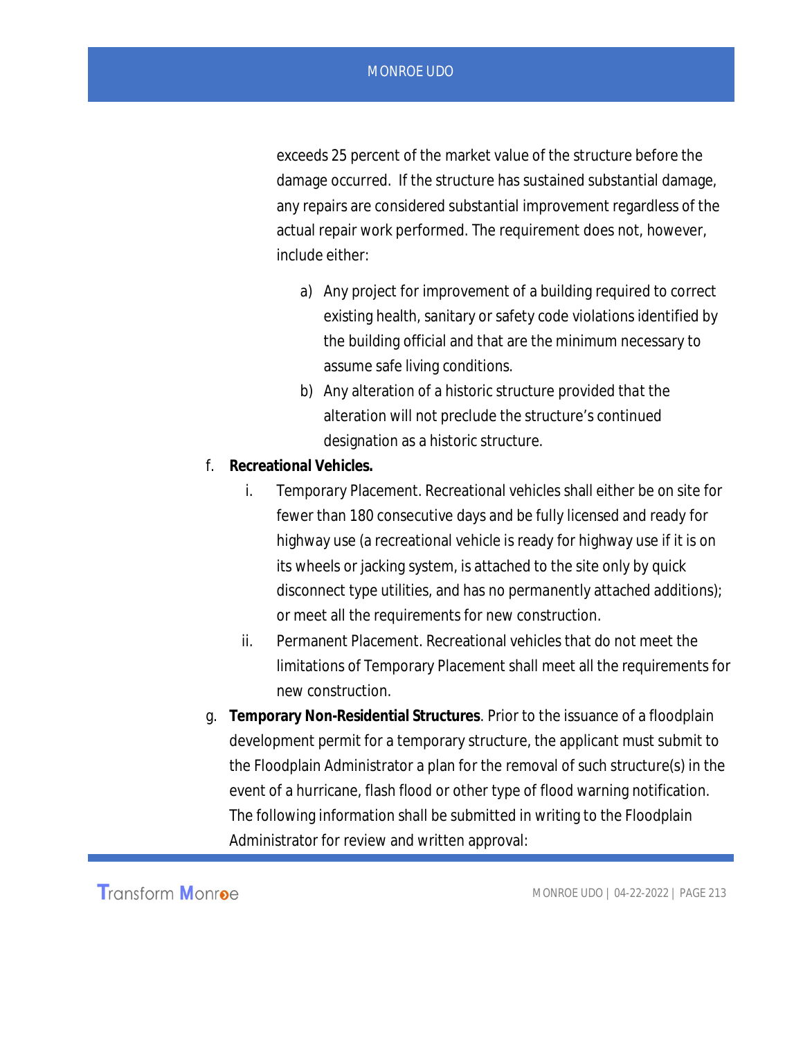exceeds 25 percent of the market value of the structure before the damage occurred. If the structure has sustained substantial damage, any repairs are considered substantial improvement regardless of the actual repair work performed. The requirement does not, however, include either:

a) Any project for improvement of a building required to correct existing health, sanitary or safety code violations identified by the building official and that are the minimum necessary to assume safe living conditions.

b) Any alteration of a historic structure provided that the alteration will not preclude the structure's continued designation as a historic structure.

f. **Recreational Vehicles.**

i. Temporary Placement. Recreational vehicles shall either be on site for fewer than 180 consecutive days and be fully licensed and ready for highway use (a recreational vehicle is ready for highway use if it is on its wheels or jacking system, is attached to the site only by quick disconnect type utilities, and has no permanently attached additions); or meet all the requirements for new construction.

ii. Permanent Placement. Recreational vehicles that do not meet the limitations of Temporary Placement shall meet all the requirements for new construction.

g. **Temporary Non-Residential Structures**. Prior to the issuance of a floodplain development permit for a temporary structure, the applicant must submit to the Floodplain Administrator a plan for the removal of such structure(s) in the event of a hurricane, flash flood or other type of flood warning notification. The following information shall be submitted in writing to the Floodplain Administrator for review and written approval: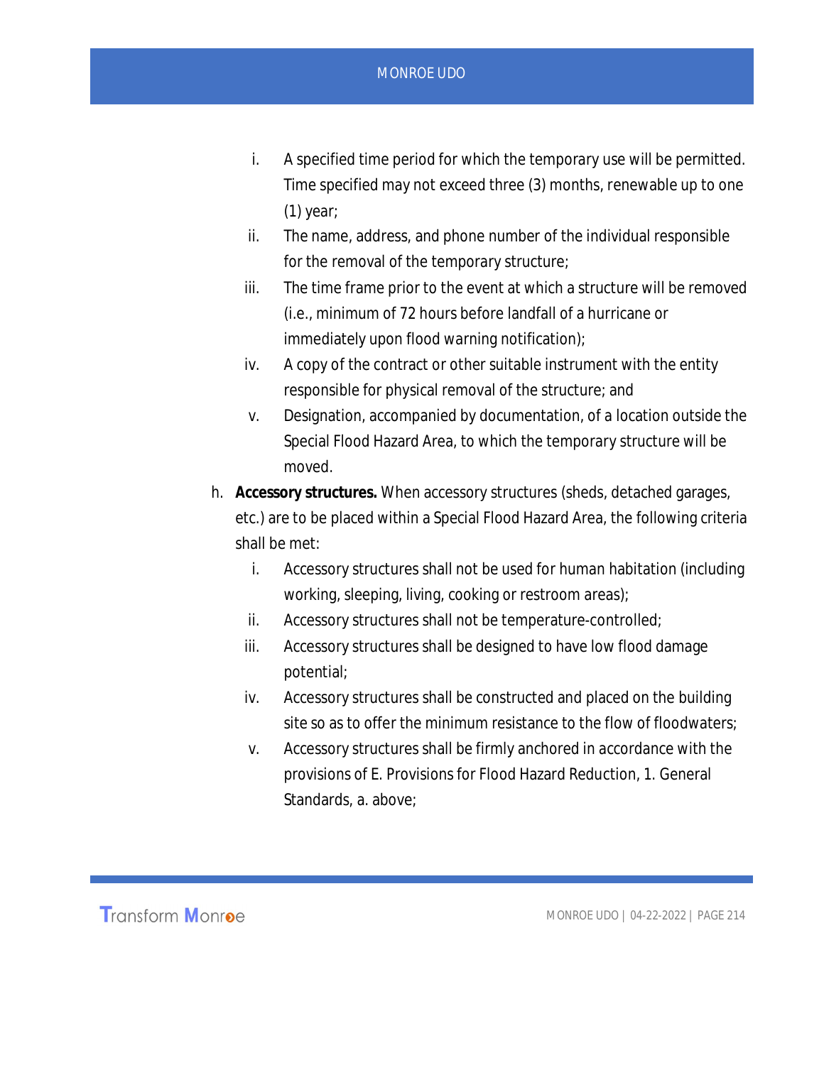i. A specified time period for which the temporary use will be permitted. Time specified may not exceed three (3) months, renewable up to one (1) year;
ii. The name, address, and phone number of the individual responsible for the removal of the temporary structure;
iii. The time frame prior to the event at which a structure will be removed (i.e., minimum of 72 hours before landfall of a hurricane or immediately upon flood warning notification);
iv. A copy of the contract or other suitable instrument with the entity responsible for physical removal of the structure; and
v. Designation, accompanied by documentation, of a location outside the Special Flood Hazard Area, to which the temporary structure will be moved.

h. **Accessory structures.** When accessory structures (sheds, detached garages, etc.) are to be placed within a Special Flood Hazard Area, the following criteria shall be met:
   i. Accessory structures shall not be used for human habitation (including working, sleeping, living, cooking or restroom areas);
   ii. Accessory structures shall not be temperature-controlled;
   iii. Accessory structures shall be designed to have low flood damage potential;
   iv. Accessory structures shall be constructed and placed on the building site so as to offer the minimum resistance to the flow of floodwaters;
   v. Accessory structures shall be firmly anchored in accordance with the provisions of E. Provisions for Flood Hazard Reduction, 1. General Standards, a. above;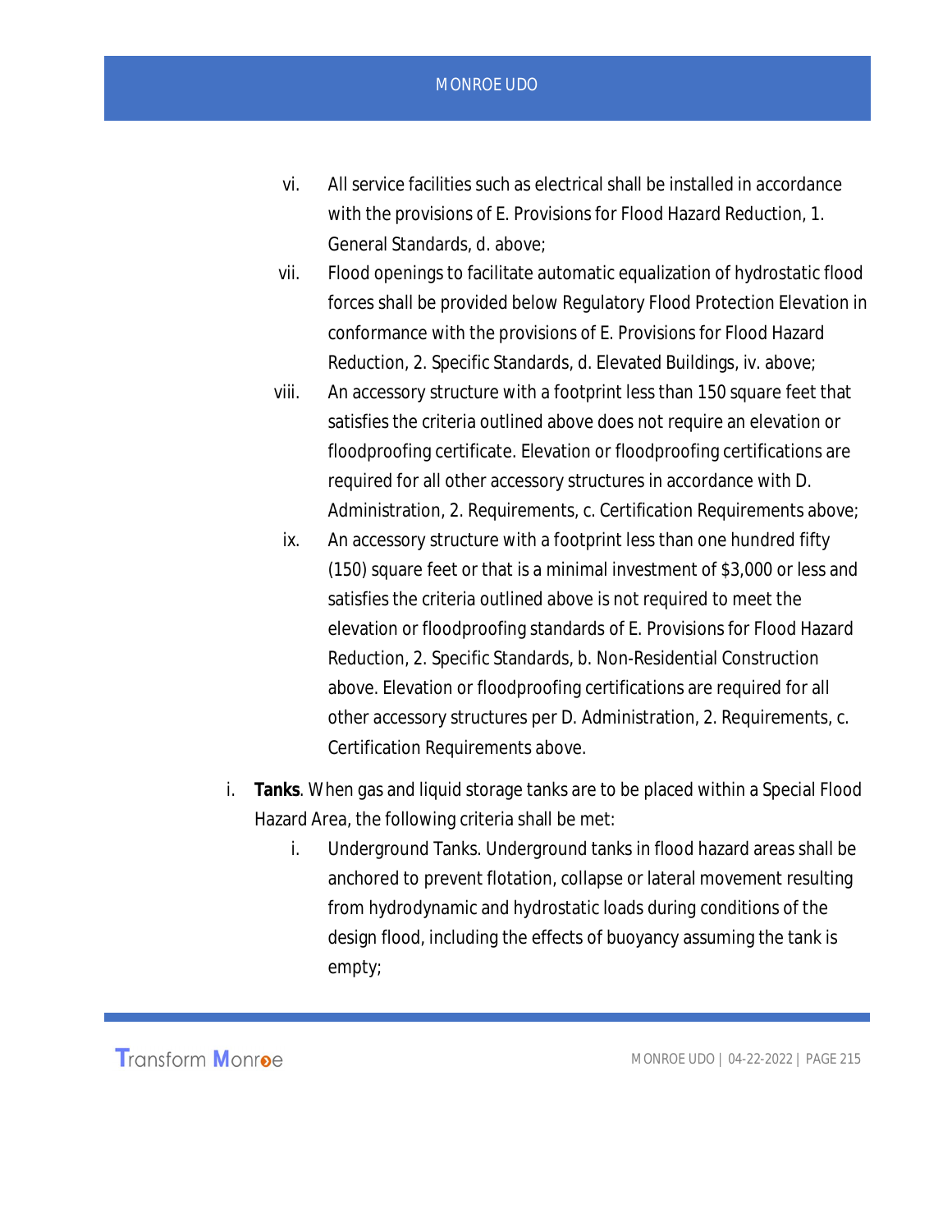vi. All service facilities such as electrical shall be installed in accordance with the provisions of E. Provisions for Flood Hazard Reduction, 1. General Standards, d. above;

vii. Flood openings to facilitate automatic equalization of hydrostatic flood forces shall be provided below Regulatory Flood Protection Elevation in conformance with the provisions of E. Provisions for Flood Hazard Reduction, 2. Specific Standards, d. Elevated Buildings, iv. above;

viii. An accessory structure with a footprint less than 150 square feet that satisfies the criteria outlined above does not require an elevation or floodproofing certificate. Elevation or floodproofing certifications are required for all other accessory structures in accordance with D. Administration, 2. Requirements, c. Certification Requirements above;

ix. An accessory structure with a footprint less than one hundred fifty (150) square feet or that is a minimal investment of $3,000 or less and satisfies the criteria outlined above is not required to meet the elevation or floodproofing standards of E. Provisions for Flood Hazard Reduction, 2. Specific Standards, b. Non-Residential Construction above. Elevation or floodproofing certifications are required for all other accessory structures per D. Administration, 2. Requirements, c. Certification Requirements above.

i. **Tanks**. When gas and liquid storage tanks are to be placed within a Special Flood Hazard Area, the following criteria shall be met:

   i. Underground Tanks. Underground tanks in flood hazard areas shall be anchored to prevent flotation, collapse or lateral movement resulting from hydrodynamic and hydrostatic loads during conditions of the design flood, including the effects of buoyancy assuming the tank is empty;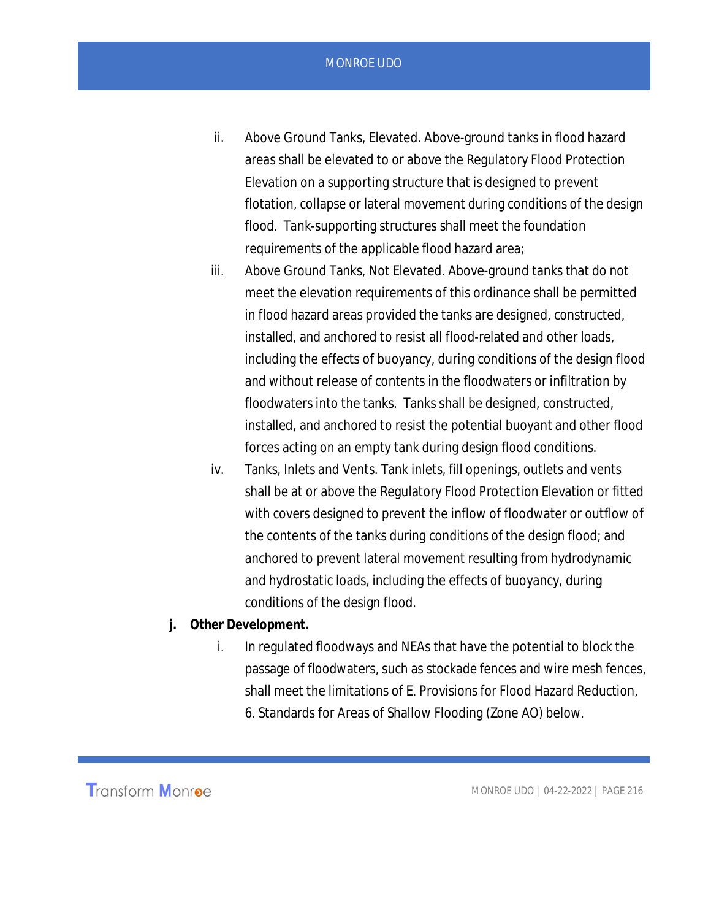ii. Above Ground Tanks, Elevated. Above-ground tanks in flood hazard areas shall be elevated to or above the Regulatory Flood Protection Elevation on a supporting structure that is designed to prevent flotation, collapse or lateral movement during conditions of the design flood. Tank-supporting structures shall meet the foundation requirements of the applicable flood hazard area;

iii. Above Ground Tanks, Not Elevated. Above-ground tanks that do not meet the elevation requirements of this ordinance shall be permitted in flood hazard areas provided the tanks are designed, constructed, installed, and anchored to resist all flood-related and other loads, including the effects of buoyancy, during conditions of the design flood and without release of contents in the floodwaters or infiltration by floodwaters into the tanks. Tanks shall be designed, constructed, installed, and anchored to resist the potential buoyant and other flood forces acting on an empty tank during design flood conditions.

iv. Tanks, Inlets and Vents. Tank inlets, fill openings, outlets and vents shall be at or above the Regulatory Flood Protection Elevation or fitted with covers designed to prevent the inflow of floodwater or outflow of the contents of the tanks during conditions of the design flood; and anchored to prevent lateral movement resulting from hydrodynamic and hydrostatic loads, including the effects of buoyancy, during conditions of the design flood.

**j. Other Development.**

i. In regulated floodways and NEAs that have the potential to block the passage of floodwaters, such as stockade fences and wire mesh fences, shall meet the limitations of E. Provisions for Flood Hazard Reduction, 6. Standards for Areas of Shallow Flooding (Zone AO) below.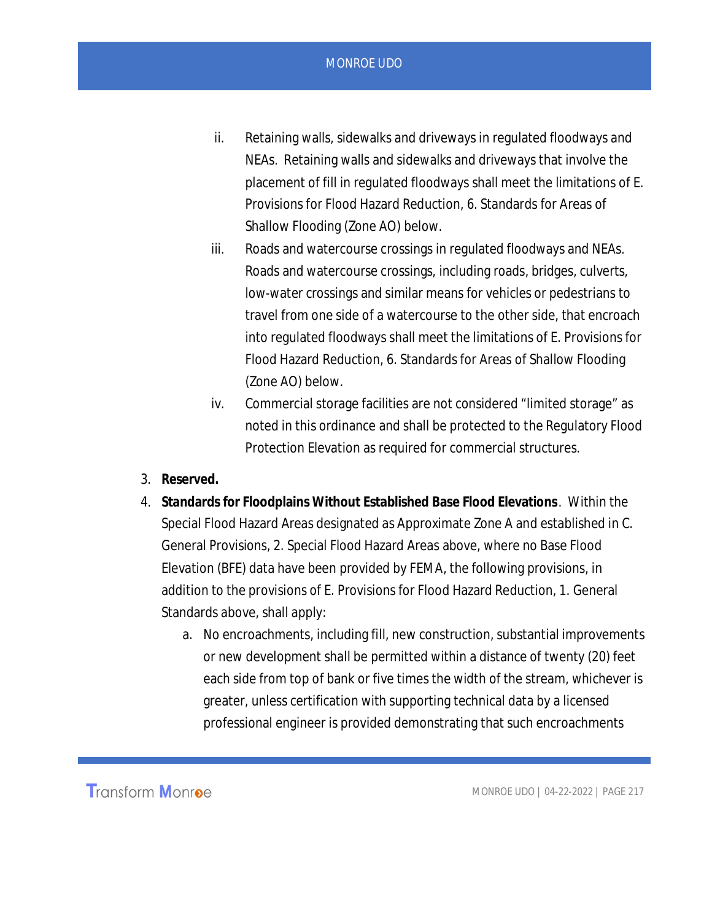ii. Retaining walls, sidewalks and driveways in regulated floodways and NEAs. Retaining walls and sidewalks and driveways that involve the placement of fill in regulated floodways shall meet the limitations of E. Provisions for Flood Hazard Reduction, 6. Standards for Areas of Shallow Flooding (Zone AO) below.

iii. Roads and watercourse crossings in regulated floodways and NEAs. Roads and watercourse crossings, including roads, bridges, culverts, low-water crossings and similar means for vehicles or pedestrians to travel from one side of a watercourse to the other side, that encroach into regulated floodways shall meet the limitations of E. Provisions for Flood Hazard Reduction, 6. Standards for Areas of Shallow Flooding (Zone AO) below.

iv. Commercial storage facilities are not considered "limited storage" as noted in this ordinance and shall be protected to the Regulatory Flood Protection Elevation as required for commercial structures.

3. **Reserved.**

4. **Standards for Floodplains Without Established Base Flood Elevations**. Within the Special Flood Hazard Areas designated as Approximate Zone A and established in C. General Provisions, 2. Special Flood Hazard Areas above, where no Base Flood Elevation (BFE) data have been provided by FEMA, the following provisions, in addition to the provisions of E. Provisions for Flood Hazard Reduction, 1. General Standards above, shall apply:

   a. No encroachments, including fill, new construction, substantial improvements or new development shall be permitted within a distance of twenty (20) feet each side from top of bank or five times the width of the stream, whichever is greater, unless certification with supporting technical data by a licensed professional engineer is provided demonstrating that such encroachments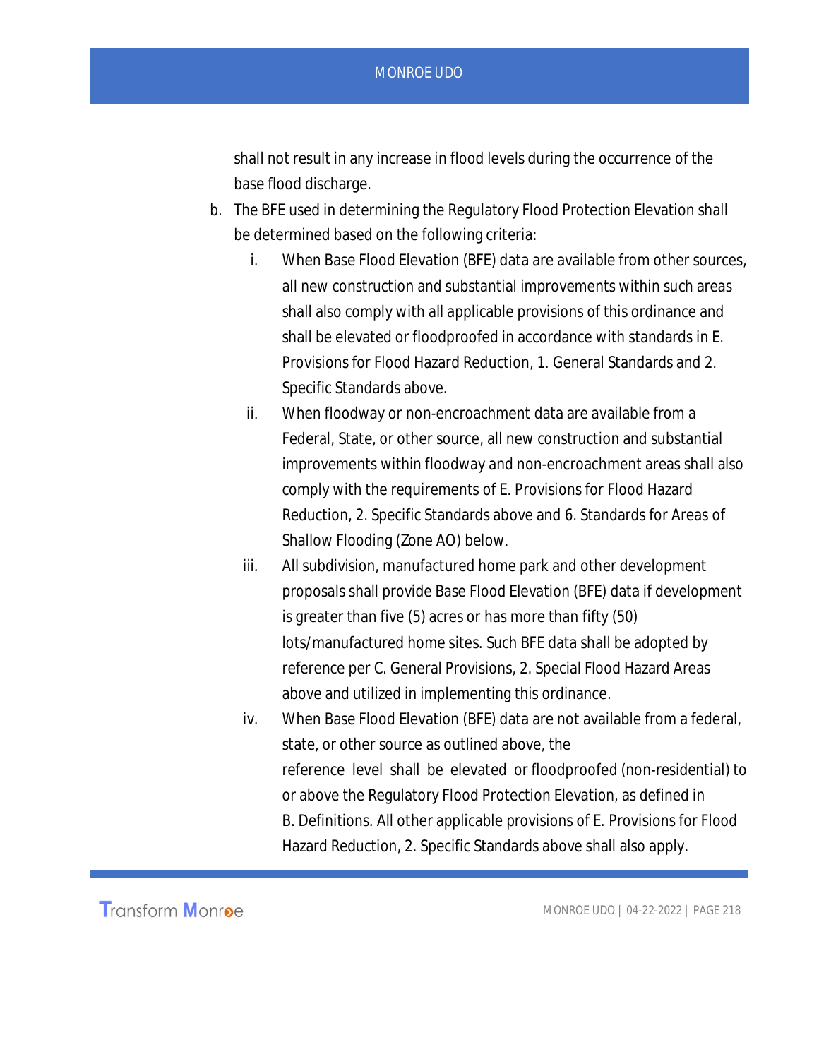shall not result in any increase in flood levels during the occurrence of the base flood discharge.

b. The BFE used in determining the Regulatory Flood Protection Elevation shall be determined based on the following criteria:

   i. When Base Flood Elevation (BFE) data are available from other sources, all new construction and substantial improvements within such areas shall also comply with all applicable provisions of this ordinance and shall be elevated or floodproofed in accordance with standards in E. Provisions for Flood Hazard Reduction, 1. General Standards and 2. Specific Standards above.

   ii. When floodway or non-encroachment data are available from a Federal, State, or other source, all new construction and substantial improvements within floodway and non-encroachment areas shall also comply with the requirements of E. Provisions for Flood Hazard Reduction, 2. Specific Standards above and 6. Standards for Areas of Shallow Flooding (Zone AO) below.

   iii. All subdivision, manufactured home park and other development proposals shall provide Base Flood Elevation (BFE) data if development is greater than five (5) acres or has more than fifty (50) lots/manufactured home sites. Such BFE data shall be adopted by reference per C. General Provisions, 2. Special Flood Hazard Areas above and utilized in implementing this ordinance.

   iv. When Base Flood Elevation (BFE) data are not available from a federal, state, or other source as outlined above, the reference level shall be elevated or floodproofed (non-residential) to or above the Regulatory Flood Protection Elevation, as defined in B. Definitions. All other applicable provisions of E. Provisions for Flood Hazard Reduction, 2. Specific Standards above shall also apply.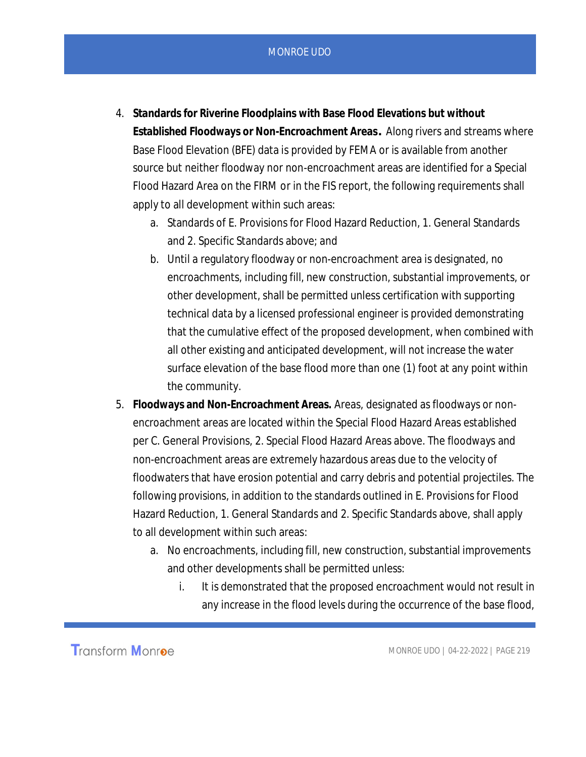4. **Standards for Riverine Floodplains with Base Flood Elevations but without Established Floodways or Non-Encroachment Areas.** Along rivers and streams where Base Flood Elevation (BFE) data is provided by FEMA or is available from another source but neither floodway nor non-encroachment areas are identified for a Special Flood Hazard Area on the FIRM or in the FIS report, the following requirements shall apply to all development within such areas:
    a. Standards of E. Provisions for Flood Hazard Reduction, 1. General Standards and 2. Specific Standards above; and
    b. Until a regulatory floodway or non-encroachment area is designated, no encroachments, including fill, new construction, substantial improvements, or other development, shall be permitted unless certification with supporting technical data by a licensed professional engineer is provided demonstrating that the cumulative effect of the proposed development, when combined with all other existing and anticipated development, will not increase the water surface elevation of the base flood more than one (1) foot at any point within the community.
5. **Floodways and Non-Encroachment Areas.** Areas, designated as floodways or non-encroachment areas are located within the Special Flood Hazard Areas established per C. General Provisions, 2. Special Flood Hazard Areas above. The floodways and non-encroachment areas are extremely hazardous areas due to the velocity of floodwaters that have erosion potential and carry debris and potential projectiles. The following provisions, in addition to the standards outlined in E. Provisions for Flood Hazard Reduction, 1. General Standards and 2. Specific Standards above, shall apply to all development within such areas:
    a. No encroachments, including fill, new construction, substantial improvements and other developments shall be permitted unless:
        i. It is demonstrated that the proposed encroachment would not result in any increase in the flood levels during the occurrence of the base flood,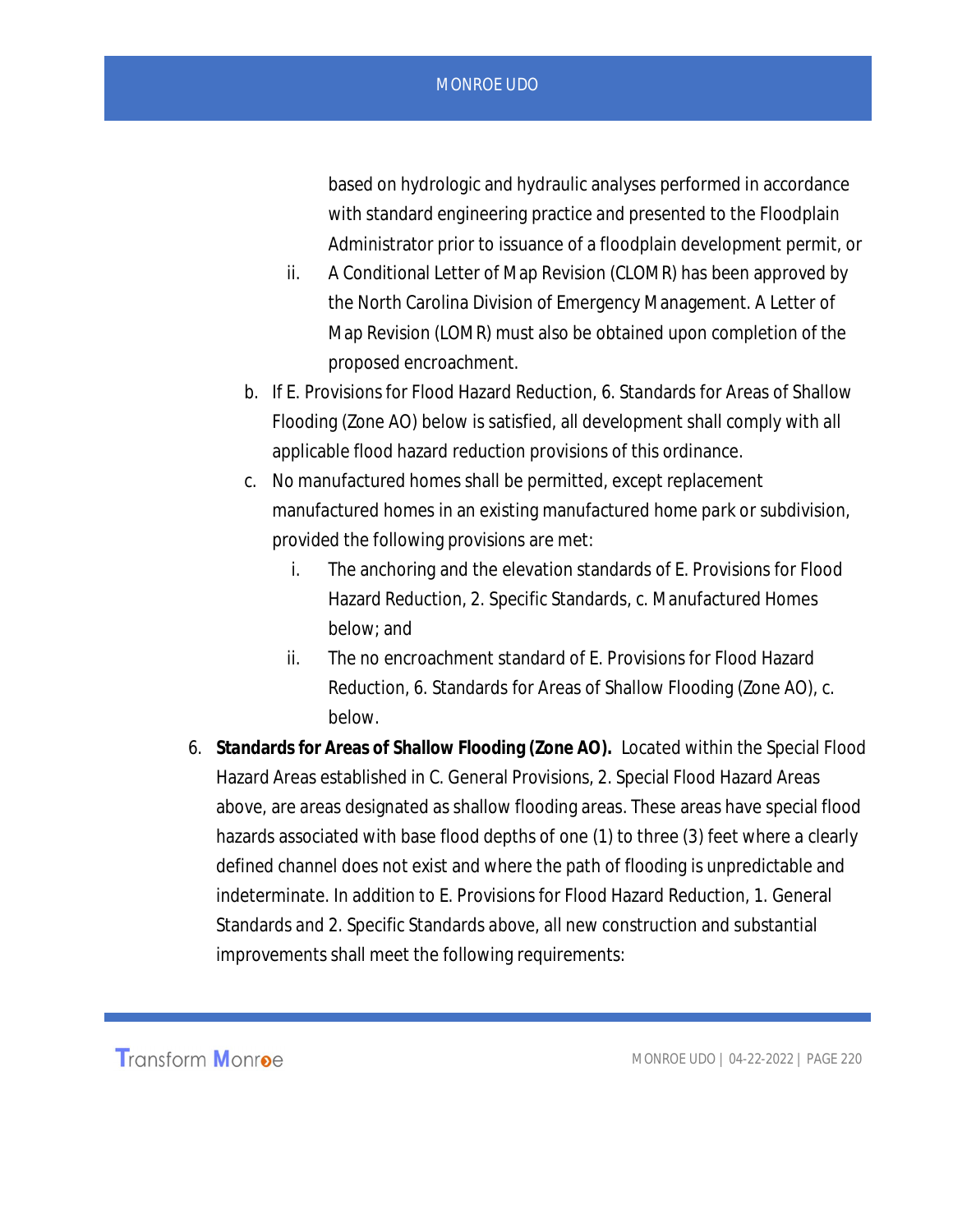based on hydrologic and hydraulic analyses performed in accordance with standard engineering practice and presented to the Floodplain Administrator prior to issuance of a floodplain development permit, or

   ii. A Conditional Letter of Map Revision (CLOMR) has been approved by the North Carolina Division of Emergency Management. A Letter of Map Revision (LOMR) must also be obtained upon completion of the proposed encroachment.

b. If E. Provisions for Flood Hazard Reduction, 6. Standards for Areas of Shallow Flooding (Zone AO) below is satisfied, all development shall comply with all applicable flood hazard reduction provisions of this ordinance.

c. No manufactured homes shall be permitted, except replacement manufactured homes in an existing manufactured home park or subdivision, provided the following provisions are met:

   i. The anchoring and the elevation standards of E. Provisions for Flood Hazard Reduction, 2. Specific Standards, c. Manufactured Homes below; and

   ii. The no encroachment standard of E. Provisions for Flood Hazard Reduction, 6. Standards for Areas of Shallow Flooding (Zone AO), c. below.

6. **Standards for Areas of Shallow Flooding (Zone AO).** Located within the Special Flood Hazard Areas established in C. General Provisions, 2. Special Flood Hazard Areas above, are areas designated as shallow flooding areas. These areas have special flood hazards associated with base flood depths of one (1) to three (3) feet where a clearly defined channel does not exist and where the path of flooding is unpredictable and indeterminate. In addition to E. Provisions for Flood Hazard Reduction, 1. General Standards and 2. Specific Standards above, all new construction and substantial improvements shall meet the following requirements: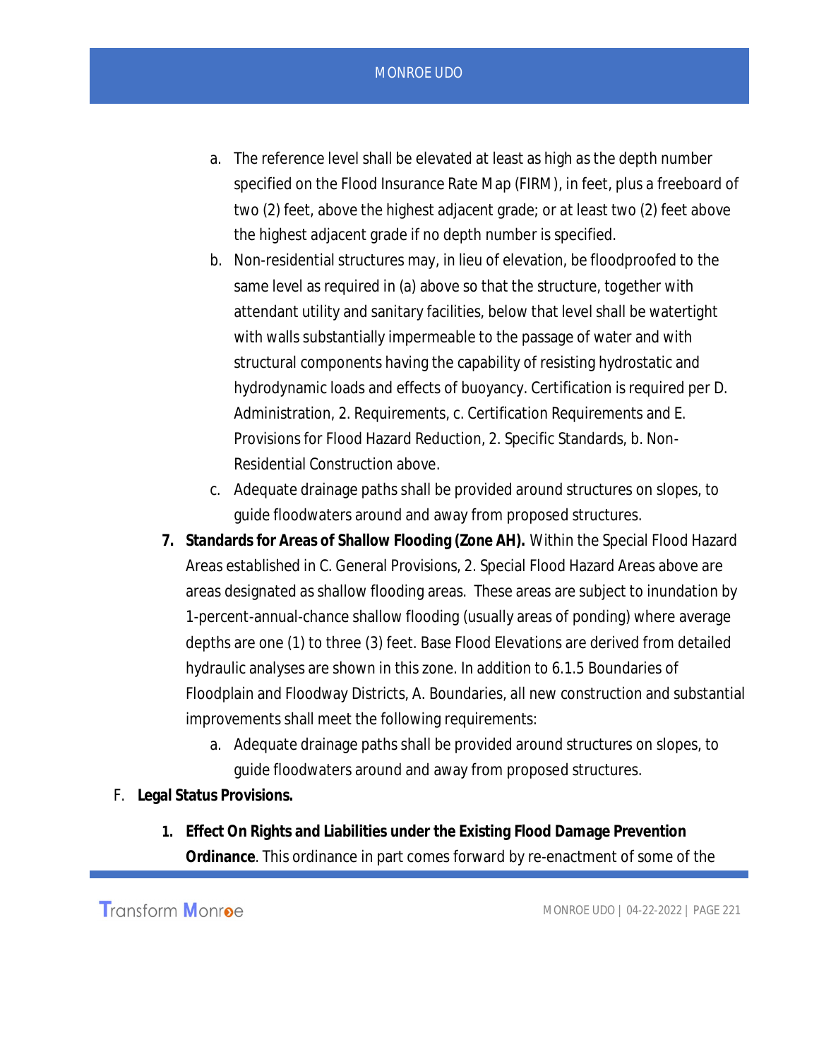a. The reference level shall be elevated at least as high as the depth number specified on the Flood Insurance Rate Map (FIRM), in feet, plus a freeboard of two (2) feet, above the highest adjacent grade; or at least two (2) feet above the highest adjacent grade if no depth number is specified.
   b. Non-residential structures may, in lieu of elevation, be floodproofed to the same level as required in (a) above so that the structure, together with attendant utility and sanitary facilities, below that level shall be watertight with walls substantially impermeable to the passage of water and with structural components having the capability of resisting hydrostatic and hydrodynamic loads and effects of buoyancy. Certification is required per D. Administration, 2. Requirements, c. Certification Requirements and E. Provisions for Flood Hazard Reduction, 2. Specific Standards, b. Non-Residential Construction above.
   c. Adequate drainage paths shall be provided around structures on slopes, to guide floodwaters around and away from proposed structures.

7. **Standards for Areas of Shallow Flooding (Zone AH).** Within the Special Flood Hazard Areas established in C. General Provisions, 2. Special Flood Hazard Areas above are areas designated as shallow flooding areas. These areas are subject to inundation by 1-percent-annual-chance shallow flooding (usually areas of ponding) where average depths are one (1) to three (3) feet. Base Flood Elevations are derived from detailed hydraulic analyses are shown in this zone. In addition to 6.1.5 Boundaries of Floodplain and Floodway Districts, A. Boundaries, all new construction and substantial improvements shall meet the following requirements:
   a. Adequate drainage paths shall be provided around structures on slopes, to guide floodwaters around and away from proposed structures.

F. **Legal Status Provisions.**

1. **Effect On Rights and Liabilities under the Existing Flood Damage Prevention Ordinance**. This ordinance in part comes forward by re-enactment of some of the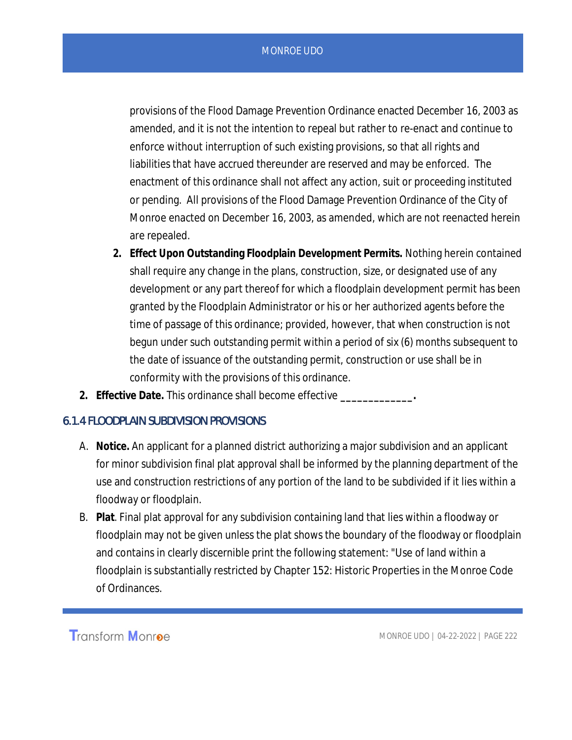provisions of the Flood Damage Prevention Ordinance enacted December 16, 2003 as amended, and it is not the intention to repeal but rather to re-enact and continue to enforce without interruption of such existing provisions, so that all rights and liabilities that have accrued thereunder are reserved and may be enforced. The enactment of this ordinance shall not affect any action, suit or proceeding instituted or pending. All provisions of the Flood Damage Prevention Ordinance of the City of Monroe enacted on December 16, 2003, as amended, which are not reenacted herein are repealed.

2. **Effect Upon Outstanding Floodplain Development Permits.** Nothing herein contained shall require any change in the plans, construction, size, or designated use of any development or any part thereof for which a floodplain development permit has been granted by the Floodplain Administrator or his or her authorized agents before the time of passage of this ordinance; provided, however, that when construction is not begun under such outstanding permit within a period of six (6) months subsequent to the date of issuance of the outstanding permit, construction or use shall be in conformity with the provisions of this ordinance.

2. **Effective Date.** This ordinance shall become effective **_____________.**

### 6.1.4 FLOODPLAIN SUBDIVISION PROVISIONS

A. **Notice.** An applicant for a planned district authorizing a major subdivision and an applicant for minor subdivision final plat approval shall be informed by the planning department of the use and construction restrictions of any portion of the land to be subdivided if it lies within a floodway or floodplain.

B. **Plat**. Final plat approval for any subdivision containing land that lies within a floodway or floodplain may not be given unless the plat shows the boundary of the floodway or floodplain and contains in clearly discernible print the following statement: "Use of land within a floodplain is substantially restricted by Chapter 152: Historic Properties in the Monroe Code of Ordinances.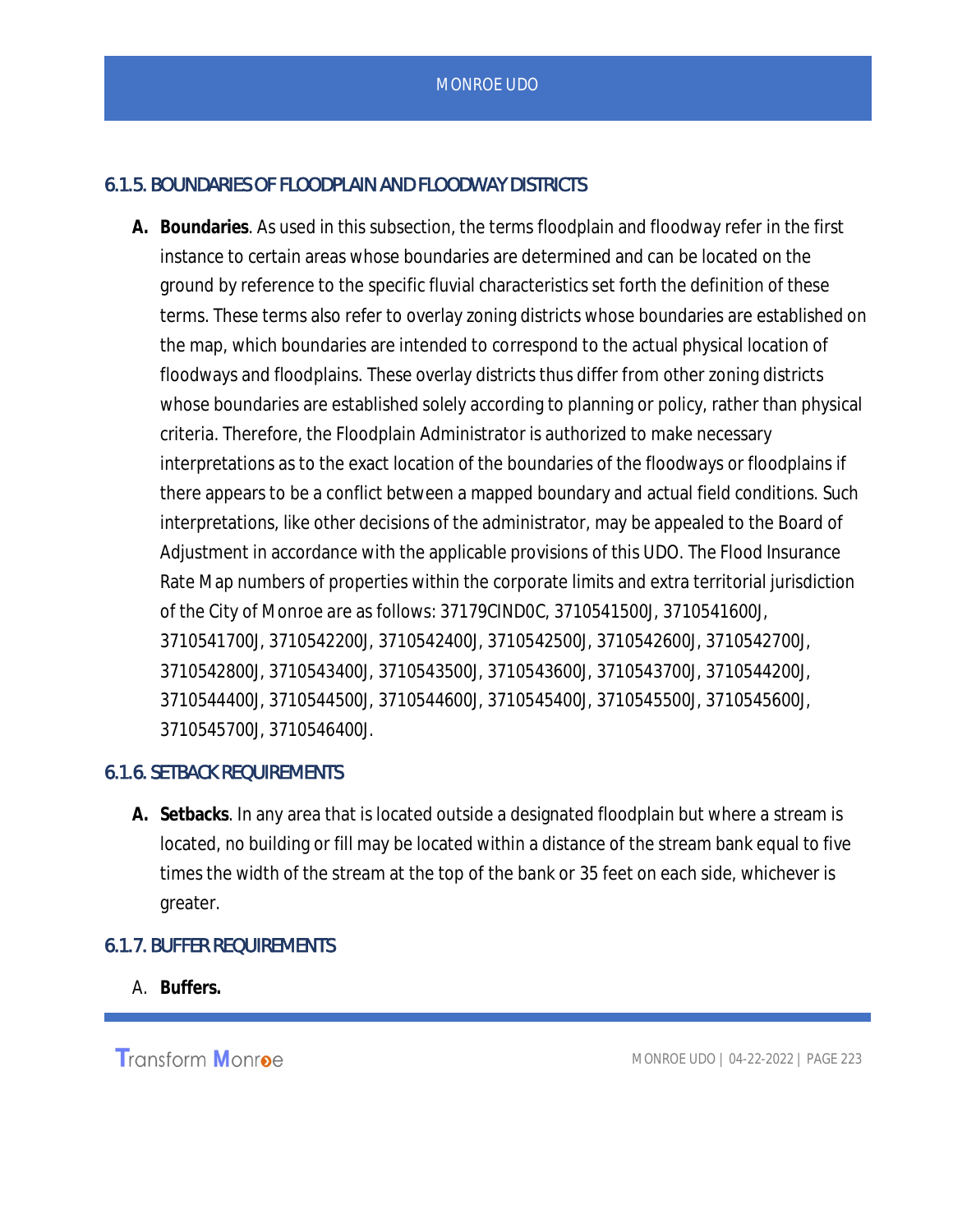### 6.1.5. BOUNDARIES OF FLOODPLAIN AND FLOODWAY DISTRICTS

**A. Boundaries**. As used in this subsection, the terms floodplain and floodway refer in the first instance to certain areas whose boundaries are determined and can be located on the ground by reference to the specific fluvial characteristics set forth the definition of these terms. These terms also refer to overlay zoning districts whose boundaries are established on the map, which boundaries are intended to correspond to the actual physical location of floodways and floodplains. These overlay districts thus differ from other zoning districts whose boundaries are established solely according to planning or policy, rather than physical criteria. Therefore, the Floodplain Administrator is authorized to make necessary interpretations as to the exact location of the boundaries of the floodways or floodplains if there appears to be a conflict between a mapped boundary and actual field conditions. Such interpretations, like other decisions of the administrator, may be appealed to the Board of Adjustment in accordance with the applicable provisions of this UDO. The Flood Insurance Rate Map numbers of properties within the corporate limits and extra territorial jurisdiction of the City of Monroe are as follows: 37179CIND0C, 3710541500J, 3710541600J, 3710541700J, 3710542200J, 3710542400J, 3710542500J, 3710542600J, 3710542700J, 3710542800J, 3710543400J, 3710543500J, 3710543600J, 3710543700J, 3710544200J, 3710544400J, 3710544500J, 3710544600J, 3710545400J, 3710545500J, 3710545600J, 3710545700J, 3710546400J.

### 6.1.6. SETBACK REQUIREMENTS

**A. Setbacks**. In any area that is located outside a designated floodplain but where a stream is located, no building or fill may be located within a distance of the stream bank equal to five times the width of the stream at the top of the bank or 35 feet on each side, whichever is greater.

### 6.1.7. BUFFER REQUIREMENTS

A. **Buffers.**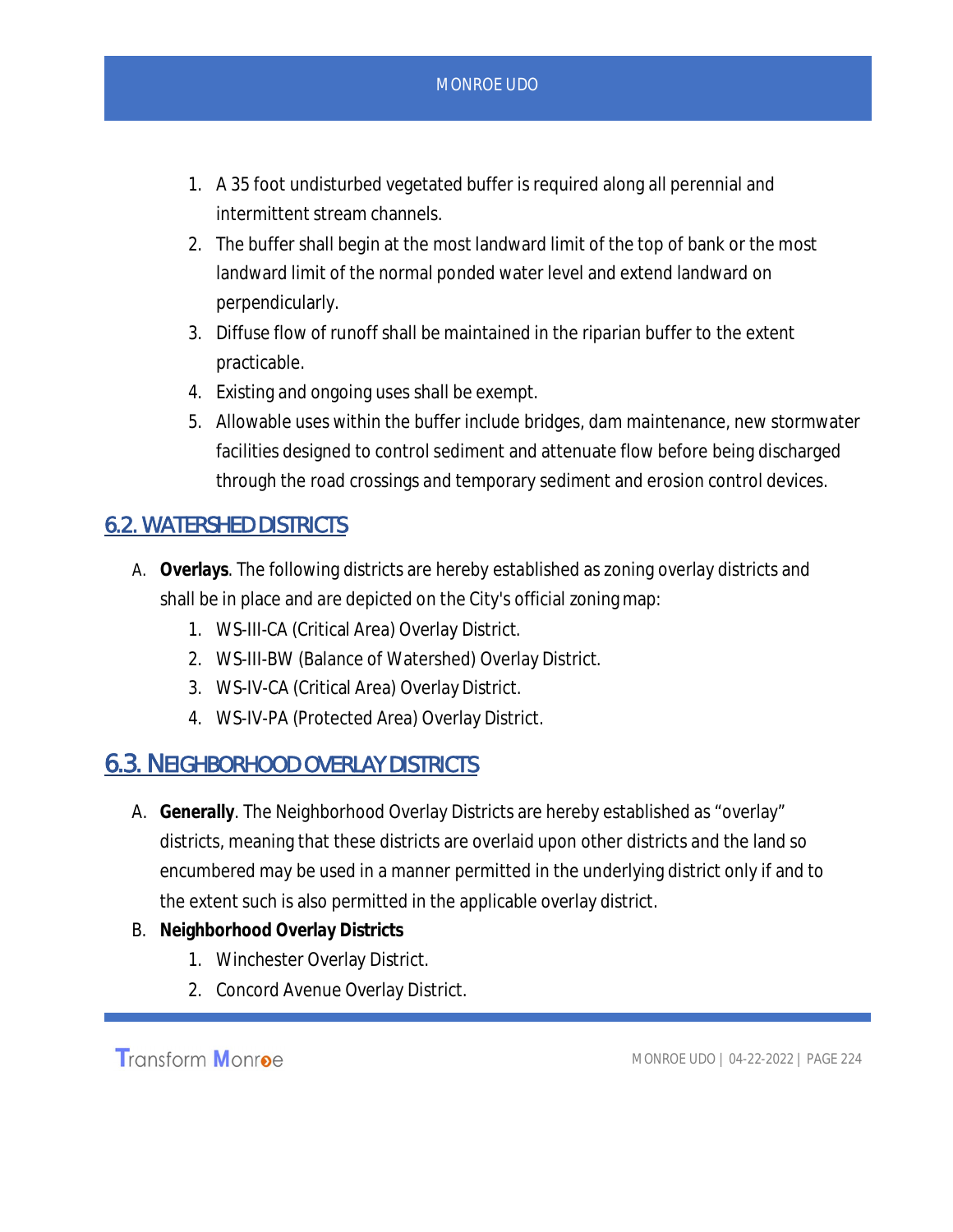1. A 35 foot undisturbed vegetated buffer is required along all perennial and intermittent stream channels.
2. The buffer shall begin at the most landward limit of the top of bank or the most landward limit of the normal ponded water level and extend landward on perpendicularly.
3. Diffuse flow of runoff shall be maintained in the riparian buffer to the extent practicable.
4. Existing and ongoing uses shall be exempt.
5. Allowable uses within the buffer include bridges, dam maintenance, new stormwater facilities designed to control sediment and attenuate flow before being discharged through the road crossings and temporary sediment and erosion control devices.

## 6.2. WATERSHED DISTRICTS

A. **Overlays**. The following districts are hereby established as zoning overlay districts and shall be in place and are depicted on the City's official zoning map:
   1. WS-III-CA (Critical Area) Overlay District.
   2. WS-III-BW (Balance of Watershed) Overlay District.
   3. WS-IV-CA (Critical Area) Overlay District.
   4. WS-IV-PA (Protected Area) Overlay District.

## 6.3. NEIGHBORHOOD OVERLAY DISTRICTS

A. **Generally**. The Neighborhood Overlay Districts are hereby established as “overlay” districts, meaning that these districts are overlaid upon other districts and the land so encumbered may be used in a manner permitted in the underlying district only if and to the extent such is also permitted in the applicable overlay district.

B. **Neighborhood Overlay Districts**
   1. Winchester Overlay District.
   2. Concord Avenue Overlay District.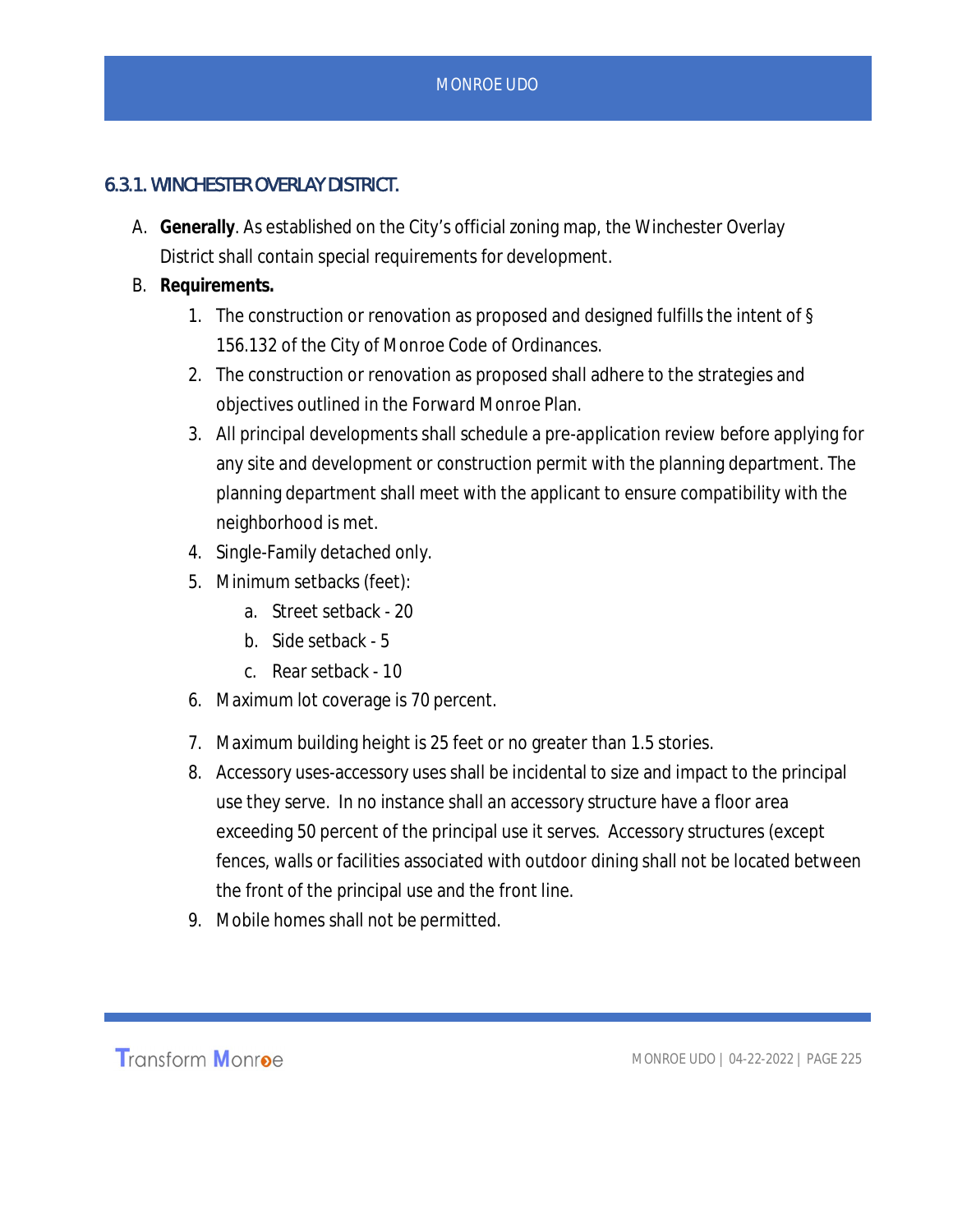### 6.3.1. WINCHESTER OVERLAY DISTRICT.

A. **Generally**. As established on the City's official zoning map, the Winchester Overlay District shall contain special requirements for development.

B. **Requirements.**

1. The construction or renovation as proposed and designed fulfills the intent of § 156.132 of the City of Monroe Code of Ordinances.
2. The construction or renovation as proposed shall adhere to the strategies and objectives outlined in the Forward Monroe Plan.
3. All principal developments shall schedule a pre-application review before applying for any site and development or construction permit with the planning department. The planning department shall meet with the applicant to ensure compatibility with the neighborhood is met.
4. Single-Family detached only.
5. Minimum setbacks (feet):
   a. Street setback - 20
   b. Side setback - 5
   c. Rear setback - 10
6. Maximum lot coverage is 70 percent.
7. Maximum building height is 25 feet or no greater than 1.5 stories.
8. Accessory uses-accessory uses shall be incidental to size and impact to the principal use they serve. In no instance shall an accessory structure have a floor area exceeding 50 percent of the principal use it serves. Accessory structures (except fences, walls or facilities associated with outdoor dining shall not be located between the front of the principal use and the front line.
9. Mobile homes shall not be permitted.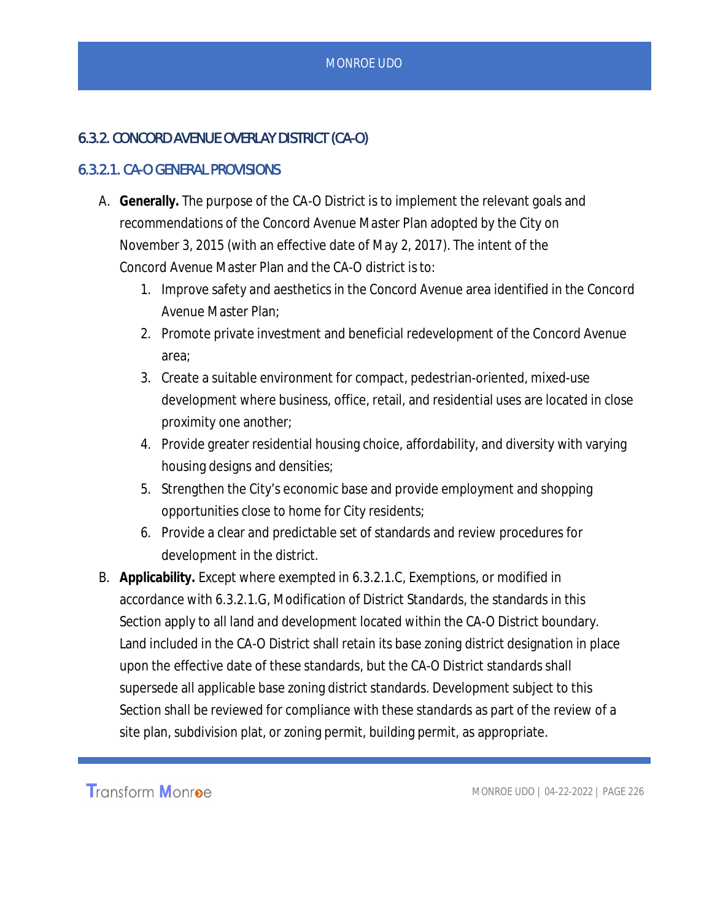## 6.3.2. CONCORD AVENUE OVERLAY DISTRICT (CA-O)

### 6.3.2.1. CA-O GENERAL PROVISIONS

A. **Generally.** The purpose of the CA-O District is to implement the relevant goals and recommendations of the Concord Avenue Master Plan adopted by the City on November 3, 2015 (with an effective date of May 2, 2017). The intent of the Concord Avenue Master Plan and the CA-O district is to:

   1. Improve safety and aesthetics in the Concord Avenue area identified in the Concord Avenue Master Plan;
   2. Promote private investment and beneficial redevelopment of the Concord Avenue area;
   3. Create a suitable environment for compact, pedestrian-oriented, mixed-use development where business, office, retail, and residential uses are located in close proximity one another;
   4. Provide greater residential housing choice, affordability, and diversity with varying housing designs and densities;
   5. Strengthen the City's economic base and provide employment and shopping opportunities close to home for City residents;
   6. Provide a clear and predictable set of standards and review procedures for development in the district.

B. **Applicability.** Except where exempted in 6.3.2.1.C, Exemptions, or modified in accordance with 6.3.2.1.G, Modification of District Standards, the standards in this Section apply to all land and development located within the CA-O District boundary. Land included in the CA-O District shall retain its base zoning district designation in place upon the effective date of these standards, but the CA-O District standards shall supersede all applicable base zoning district standards. Development subject to this Section shall be reviewed for compliance with these standards as part of the review of a site plan, subdivision plat, or zoning permit, building permit, as appropriate.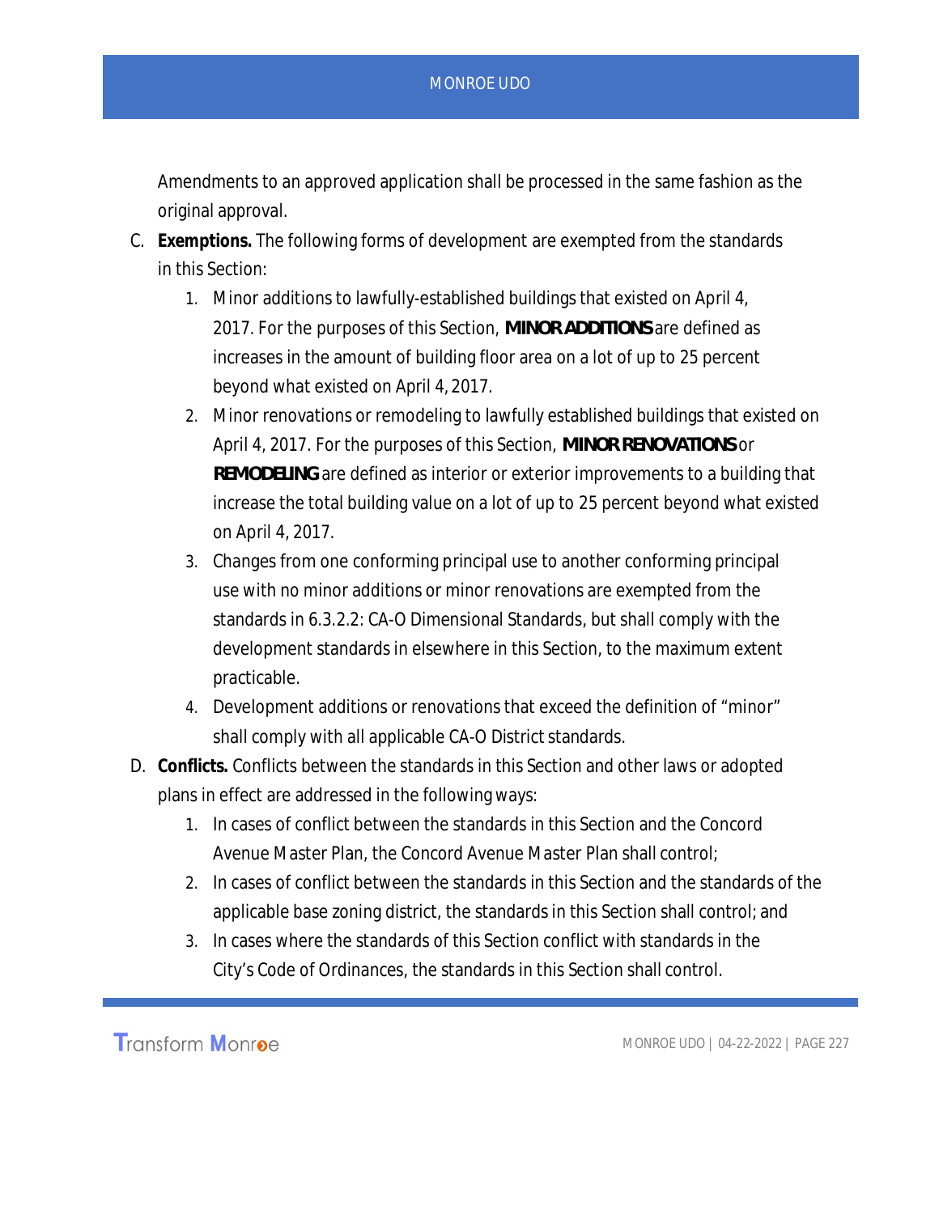Amendments to an approved application shall be processed in the same fashion as the original approval.

C. **Exemptions.** The following forms of development are exempted from the standards in this Section:

   1. Minor additions to lawfully-established buildings that existed on April 4, 2017. For the purposes of this Section, **MINOR ADDITIONS** are defined as increases in the amount of building floor area on a lot of up to 25 percent beyond what existed on April 4, 2017.
   2. Minor renovations or remodeling to lawfully established buildings that existed on April 4, 2017. For the purposes of this Section, **MINOR RENOVATIONS** or **REMODELING** are defined as interior or exterior improvements to a building that increase the total building value on a lot of up to 25 percent beyond what existed on April 4, 2017.
   3. Changes from one conforming principal use to another conforming principal use with no minor additions or minor renovations are exempted from the standards in 6.3.2.2: CA-O Dimensional Standards, but shall comply with the development standards in elsewhere in this Section, to the maximum extent practicable.
   4. Development additions or renovations that exceed the definition of "minor" shall comply with all applicable CA-O District standards.

D. **Conflicts.** Conflicts between the standards in this Section and other laws or adopted plans in effect are addressed in the following ways:

   1. In cases of conflict between the standards in this Section and the Concord Avenue Master Plan, the Concord Avenue Master Plan shall control;
   2. In cases of conflict between the standards in this Section and the standards of the applicable base zoning district, the standards in this Section shall control; and
   3. In cases where the standards of this Section conflict with standards in the City's Code of Ordinances, the standards in this Section shall control.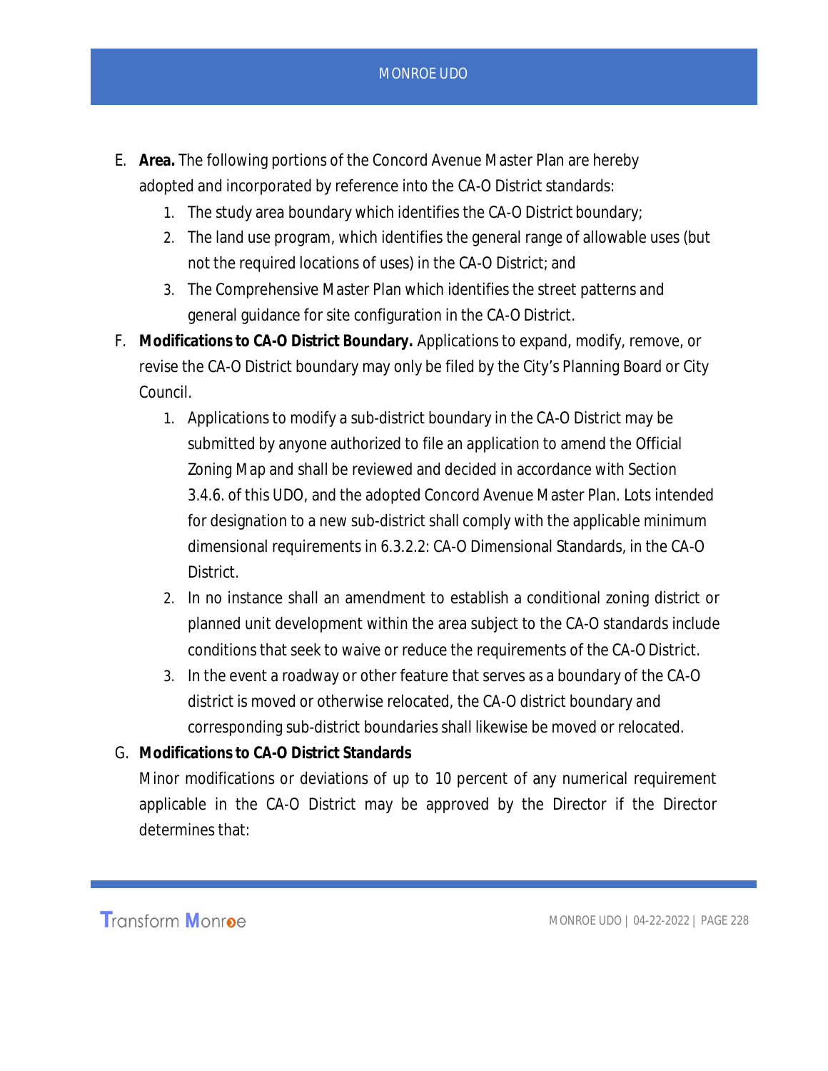E. **Area.** The following portions of the Concord Avenue Master Plan are hereby adopted and incorporated by reference into the CA-O District standards:

   1. The study area boundary which identifies the CA-O District boundary;
   2. The land use program, which identifies the general range of allowable uses (but not the required locations of uses) in the CA-O District; and
   3. The Comprehensive Master Plan which identifies the street patterns and general guidance for site configuration in the CA-O District.

F. **Modifications to CA-O District Boundary.** Applications to expand, modify, remove, or revise the CA-O District boundary may only be filed by the City's Planning Board or City Council.

   1. Applications to modify a sub-district boundary in the CA-O District may be submitted by anyone authorized to file an application to amend the Official Zoning Map and shall be reviewed and decided in accordance with Section 3.4.6. of this UDO, and the adopted Concord Avenue Master Plan. Lots intended for designation to a new sub-district shall comply with the applicable minimum dimensional requirements in 6.3.2.2: CA-O Dimensional Standards, in the CA-O District.
   2. In no instance shall an amendment to establish a conditional zoning district or planned unit development within the area subject to the CA-O standards include conditions that seek to waive or reduce the requirements of the CA-O District.
   3. In the event a roadway or other feature that serves as a boundary of the CA-O district is moved or otherwise relocated, the CA-O district boundary and corresponding sub-district boundaries shall likewise be moved or relocated.

G. **Modifications to CA-O District Standards**

   Minor modifications or deviations of up to 10 percent of any numerical requirement applicable in the CA-O District may be approved by the Director if the Director determines that: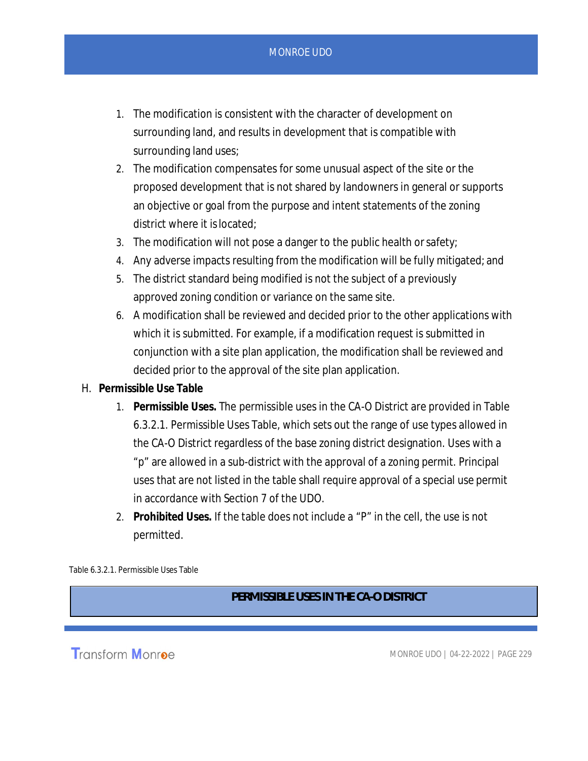1. The modification is consistent with the character of development on surrounding land, and results in development that is compatible with surrounding land uses;
2. The modification compensates for some unusual aspect of the site or the proposed development that is not shared by landowners in general or supports an objective or goal from the purpose and intent statements of the zoning district where it is located;
3. The modification will not pose a danger to the public health or safety;
4. Any adverse impacts resulting from the modification will be fully mitigated; and
5. The district standard being modified is not the subject of a previously approved zoning condition or variance on the same site.
6. A modification shall be reviewed and decided prior to the other applications with which it is submitted. For example, if a modification request is submitted in conjunction with a site plan application, the modification shall be reviewed and decided prior to the approval of the site plan application.

H. **Permissible Use Table**

1. **Permissible Uses.** The permissible uses in the CA-O District are provided in Table 6.3.2.1. Permissible Uses Table, which sets out the range of use types allowed in the CA-O District regardless of the base zoning district designation. Uses with a "p" are allowed in a sub-district with the approval of a zoning permit. Principal uses that are not listed in the table shall require approval of a special use permit in accordance with Section 7 of the UDO.
2. **Prohibited Uses.** If the table does not include a "P" in the cell, the use is not permitted.

Table 6.3.2.1. Permissible Uses Table

| PERMISSIBLE USES IN THE CA-O DISTRICT |
|---|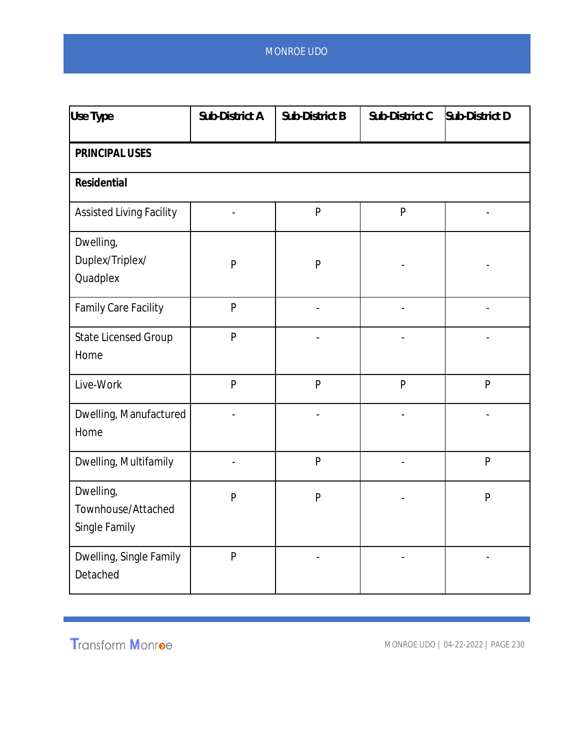| Use Type | Sub-District A | Sub-District B | Sub-District C | Sub-District D |
|---|---|---|---|---|
| **PRINCIPAL USES** | | | | |
| **Residential** | | | | |
| Assisted Living Facility | - | P | P | - |
| Dwelling, Duplex/Triplex/ Quadplex | P | P | - | - |
| Family Care Facility | P | - | - | - |
| State Licensed Group Home | P | - | - | - |
| Live-Work | P | P | P | P |
| Dwelling, Manufactured Home | - | - | - | - |
| Dwelling, Multifamily | - | P | - | P |
| Dwelling, Townhouse/Attached Single Family | P | P | - | P |
| Dwelling, Single Family Detached | P | - | - | - |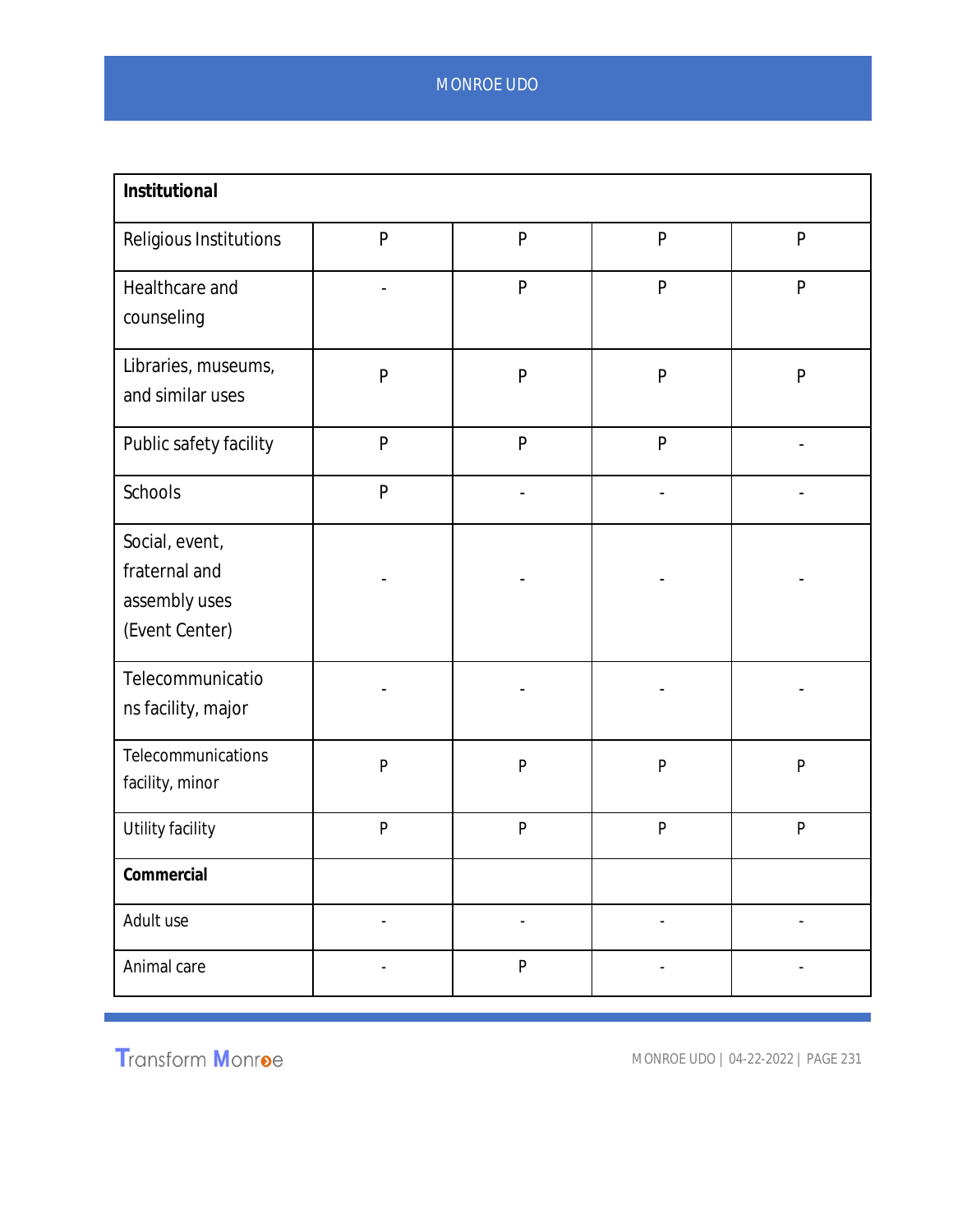| Institutional | | | | |
|---|---|---|---|---|
| Religious Institutions | P | P | P | P |
| Healthcare and counseling | - | P | P | P |
| Libraries, museums, and similar uses | P | P | P | P |
| Public safety facility | P | P | P | - |
| Schools | P | - | - | - |
| Social, event, fraternal and assembly uses (Event Center) | - | - | - | - |
| Telecommunications facility, major | - | - | - | - |
| Telecommunications facility, minor | P | P | P | P |
| Utility facility | P | P | P | P |
| **Commercial** | | | | |
| Adult use | - | - | - | - |
| Animal care | - | P | - | - |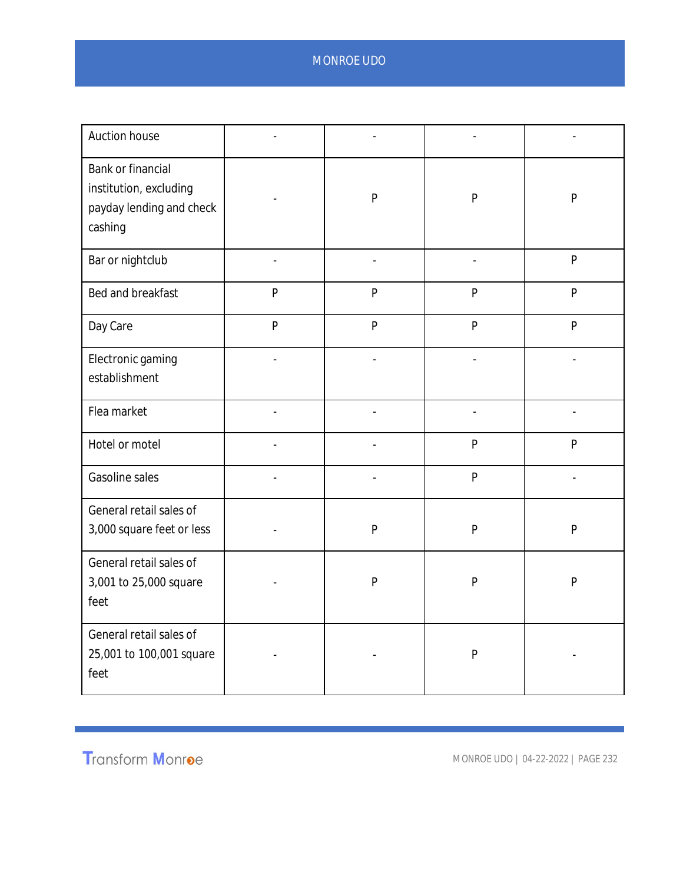| | | | | |
|---|---|---|---|---|
| Auction house | - | - | - | - |
| Bank or financial institution, excluding payday lending and check cashing | - | P | P | P |
| Bar or nightclub | - | - | - | P |
| Bed and breakfast | P | P | P | P |
| Day Care | P | P | P | P |
| Electronic gaming establishment | - | - | - | - |
| Flea market | - | - | - | - |
| Hotel or motel | - | - | P | P |
| Gasoline sales | - | - | P | - |
| General retail sales of 3,000 square feet or less | - | P | P | P |
| General retail sales of 3,001 to 25,000 square feet | - | P | P | P |
| General retail sales of 25,001 to 100,001 square feet | - | - | P | - |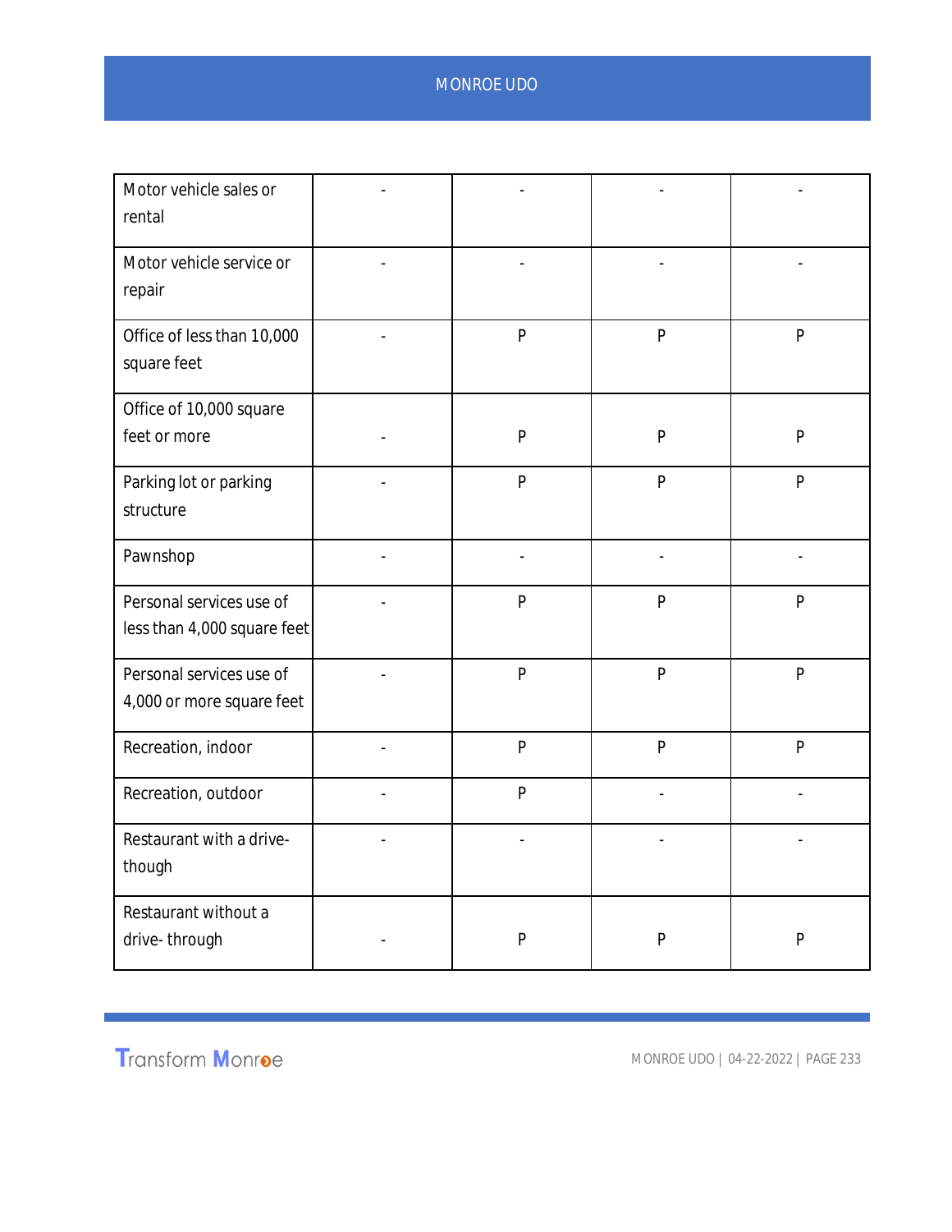| | | | | |
|---|---|---|---|---|
| Motor vehicle sales or rental | - | - | - | - |
| Motor vehicle service or repair | - | - | - | - |
| Office of less than 10,000 square feet | - | P | P | P |
| Office of 10,000 square feet or more | - | P | P | P |
| Parking lot or parking structure | - | P | P | P |
| Pawnshop | - | - | - | - |
| Personal services use of less than 4,000 square feet | - | P | P | P |
| Personal services use of 4,000 or more square feet | - | P | P | P |
| Recreation, indoor | - | P | P | P |
| Recreation, outdoor | - | P | - | - |
| Restaurant with a drive-though | - | - | - | - |
| Restaurant without a drive- through | - | P | P | P |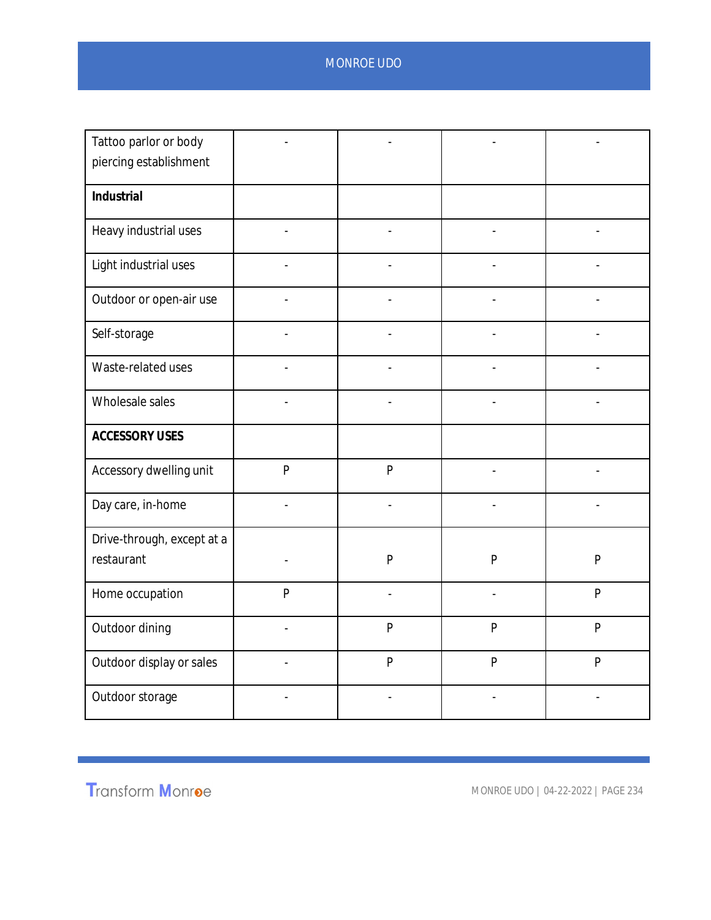| | | | | |
|---|---|---|---|---|
| Tattoo parlor or body piercing establishment | - | - | - | - |
| **Industrial** | | | | |
| Heavy industrial uses | - | - | - | - |
| Light industrial uses | - | - | - | - |
| Outdoor or open-air use | - | - | - | - |
| Self-storage | - | - | - | - |
| Waste-related uses | - | - | - | - |
| Wholesale sales | - | - | - | - |
| **ACCESSORY USES** | | | | |
| Accessory dwelling unit | P | P | - | - |
| Day care, in-home | - | - | - | - |
| Drive-through, except at a restaurant | - | P | P | P |
| Home occupation | P | - | - | P |
| Outdoor dining | - | P | P | P |
| Outdoor display or sales | - | P | P | P |
| Outdoor storage | - | - | - | - |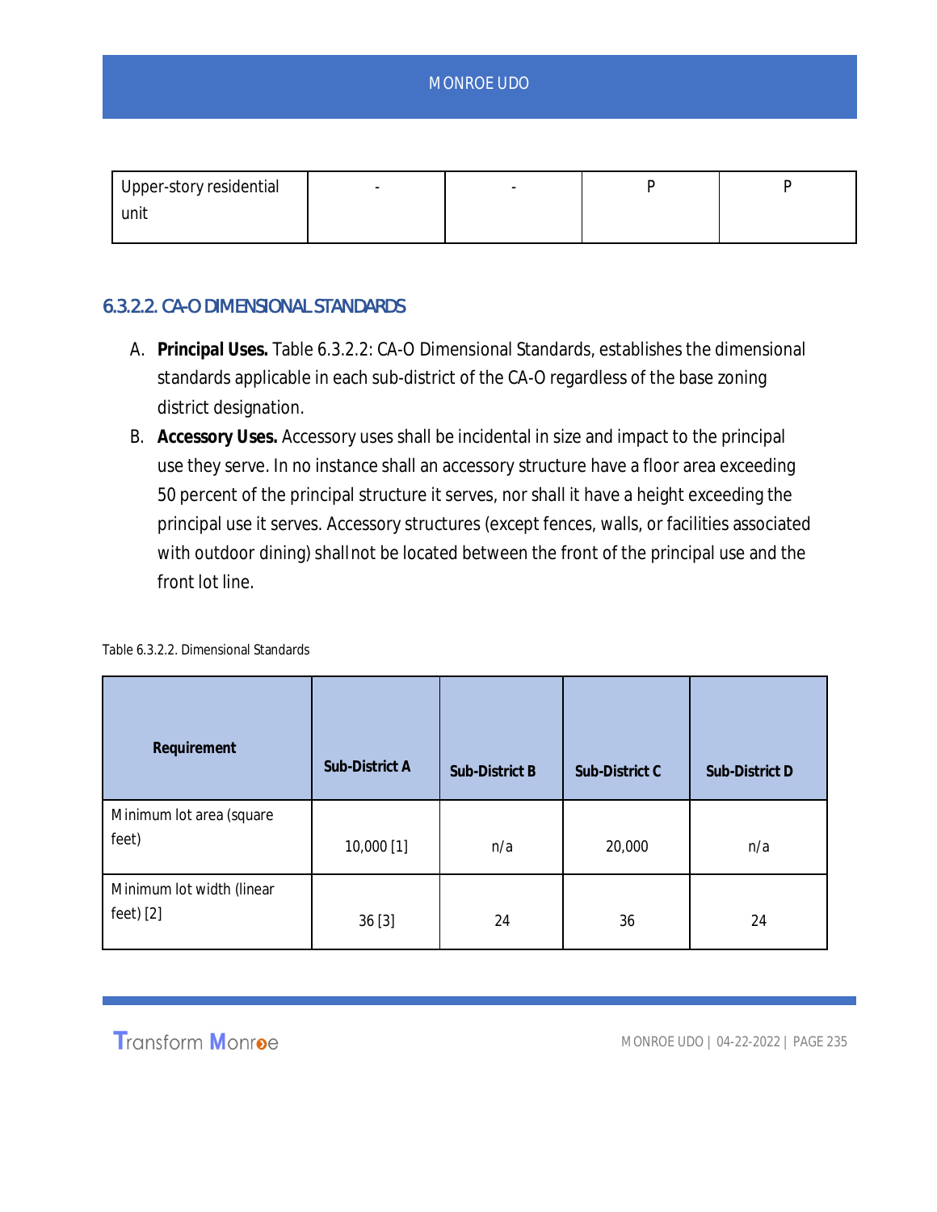| Upper-story residential unit | - | - | P | P |
|---|---|---|---|---|

### 6.3.2.2. CA-O DIMENSIONAL STANDARDS

A. **Principal Uses.** Table 6.3.2.2: CA-O Dimensional Standards, establishes the dimensional standards applicable in each sub-district of the CA-O regardless of the base zoning district designation.

B. **Accessory Uses.** Accessory uses shall be incidental in size and impact to the principal use they serve. In no instance shall an accessory structure have a floor area exceeding 50 percent of the principal structure it serves, nor shall it have a height exceeding the principal use it serves. Accessory structures (except fences, walls, or facilities associated with outdoor dining) shall not be located between the front of the principal use and the front lot line.

Table 6.3.2.2. Dimensional Standards

| Requirement | Sub-District A | Sub-District B | Sub-District C | Sub-District D |
|---|---|---|---|---|
| Minimum lot area (square feet) | 10,000 [1] | n/a | 20,000 | n/a |
| Minimum lot width (linear feet) [2] | 36 [3] | 24 | 36 | 24 |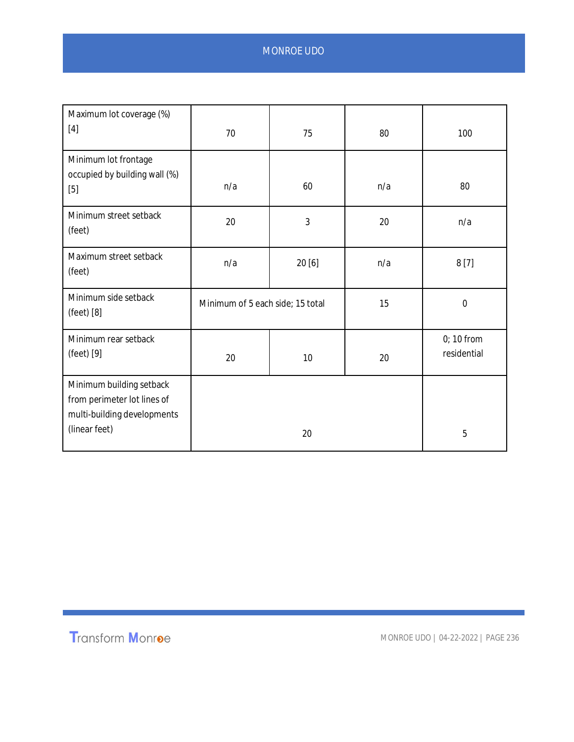| | | | | |
|---|---|---|---|---|
| Maximum lot coverage (%) [4] | 70 | 75 | 80 | 100 |
| Minimum lot frontage occupied by building wall (%) [5] | n/a | 60 | n/a | 80 |
| Minimum street setback (feet) | 20 | 3 | 20 | n/a |
| Maximum street setback (feet) | n/a | 20 [6] | n/a | 8 [7] |
| Minimum side setback (feet) [8] | Minimum of 5 each side; 15 total | | 15 | 0 |
| Minimum rear setback (feet) [9] | 20 | 10 | 20 | 0; 10 from residential |
| Minimum building setback from perimeter lot lines of multi-building developments (linear feet) | 20 | | | 5 |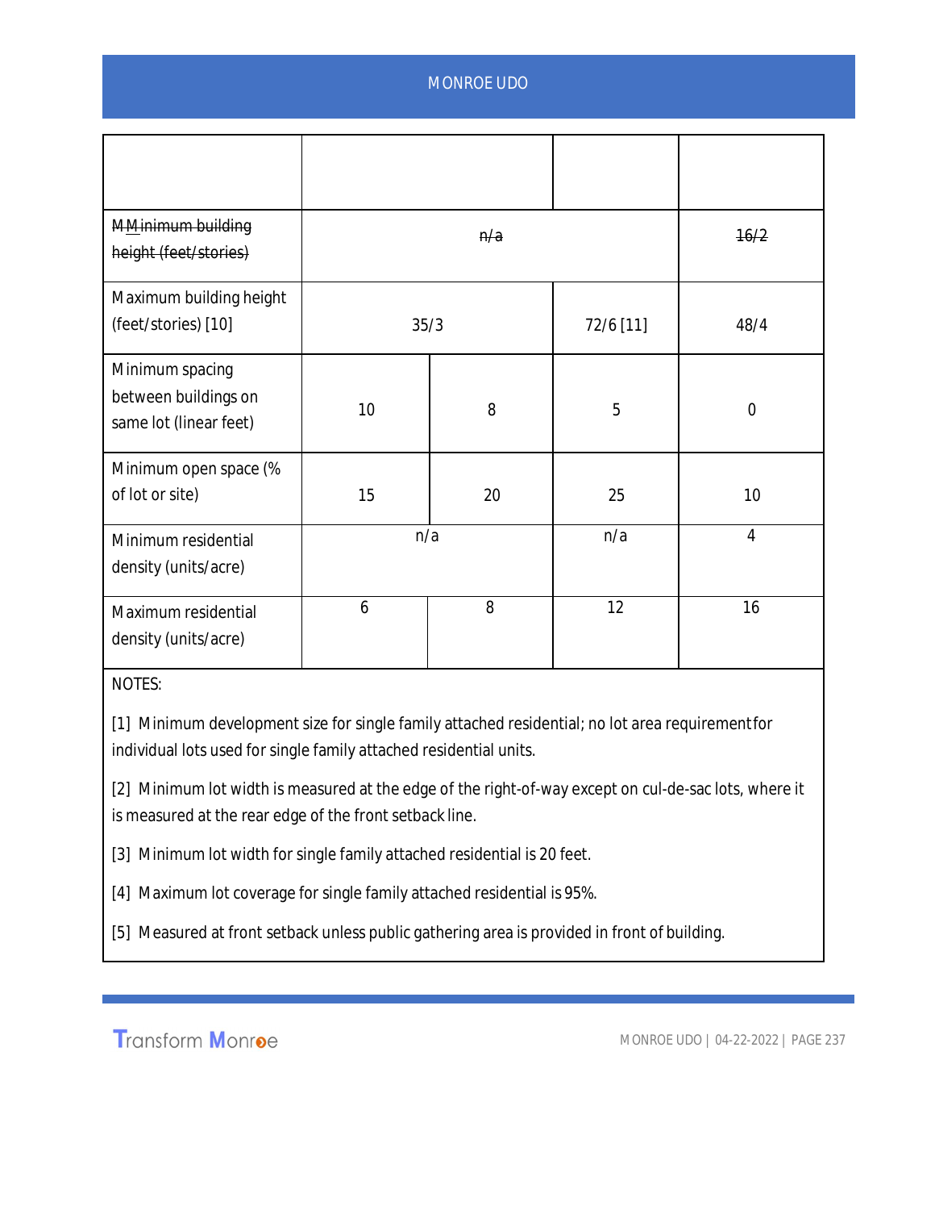| | | | | |
|---|---|---|---|---|
| ~~MMinimum building height (feet/stories)~~ | ~~n/a~~ | | | ~~16/2~~ |
| Maximum building height (feet/stories) [10] | 35/3 | | 72/6 [11] | 48/4 |
| Minimum spacing between buildings on same lot (linear feet) | 10 | 8 | 5 | 0 |
| Minimum open space (% of lot or site) | 15 | 20 | 25 | 10 |
| Minimum residential density (units/acre) | n/a | | n/a | 4 |
| Maximum residential density (units/acre) | 6 | 8 | 12 | 16 |

NOTES:

[1] Minimum development size for single family attached residential; no lot area requirement for individual lots used for single family attached residential units.

[2] Minimum lot width is measured at the edge of the right-of-way except on cul-de-sac lots, where it is measured at the rear edge of the front setback line.

[3] Minimum lot width for single family attached residential is 20 feet.

[4] Maximum lot coverage for single family attached residential is 95%.

[5] Measured at front setback unless public gathering area is provided in front of building.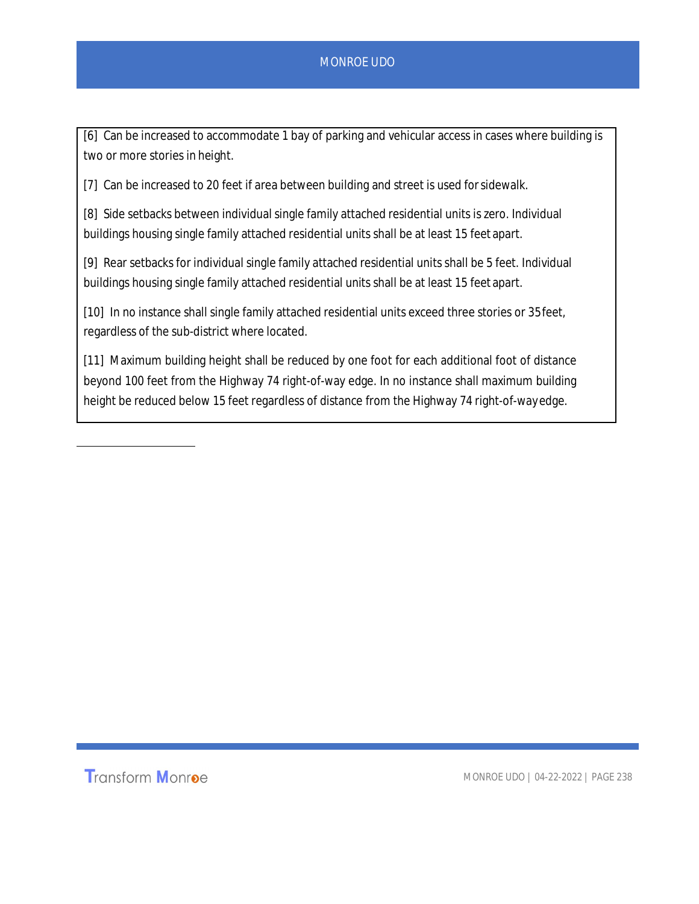[6] Can be increased to accommodate 1 bay of parking and vehicular access in cases where building is two or more stories in height.

[7] Can be increased to 20 feet if area between building and street is used for sidewalk.

[8] Side setbacks between individual single family attached residential units is zero. Individual buildings housing single family attached residential units shall be at least 15 feet apart.

[9] Rear setbacks for individual single family attached residential units shall be 5 feet. Individual buildings housing single family attached residential units shall be at least 15 feet apart.

[10] In no instance shall single family attached residential units exceed three stories or 35 feet, regardless of the sub-district where located.

[11] Maximum building height shall be reduced by one foot for each additional foot of distance beyond 100 feet from the Highway 74 right-of-way edge. In no instance shall maximum building height be reduced below 15 feet regardless of distance from the Highway 74 right-of-way edge.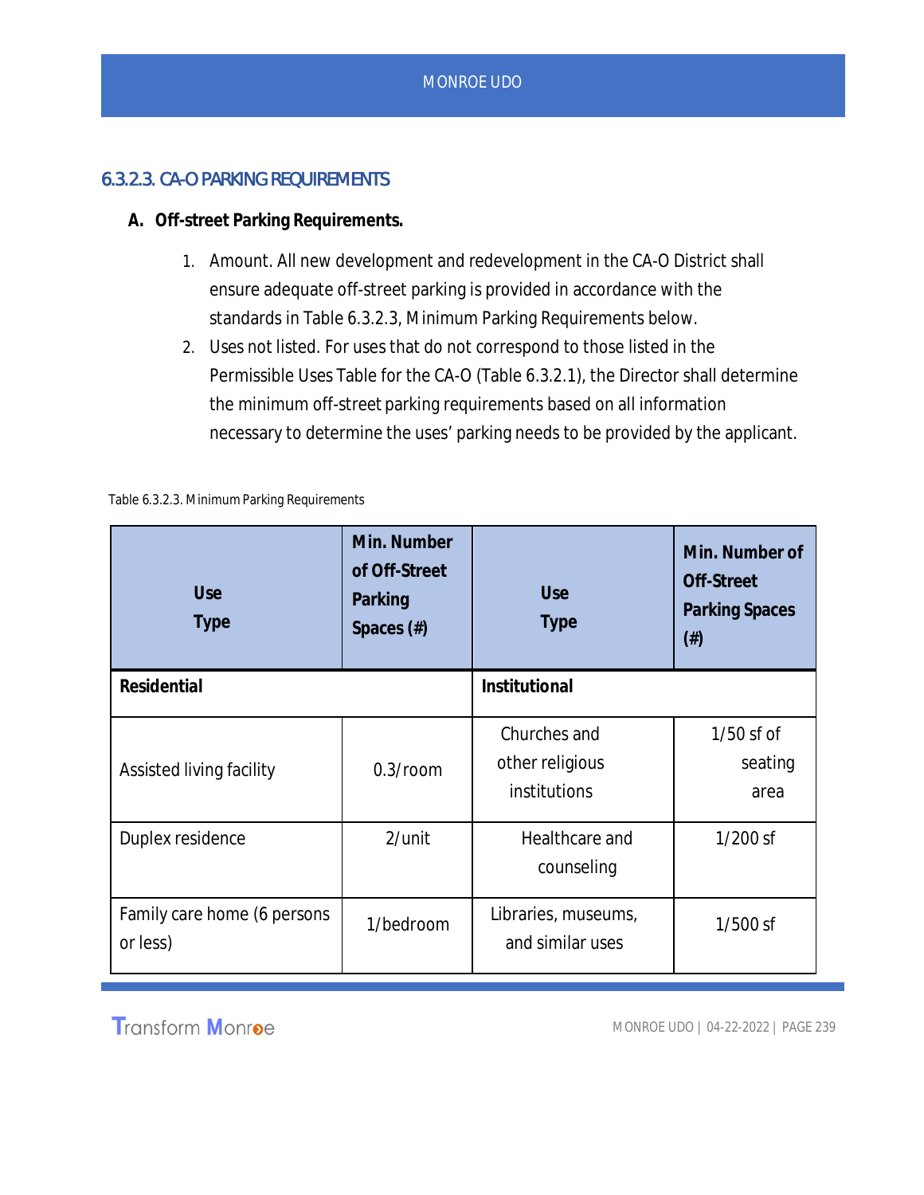### 6.3.2.3. CA-O PARKING REQUIREMENTS

**A. Off-street Parking Requirements.**

1. Amount. All new development and redevelopment in the CA-O District shall ensure adequate off-street parking is provided in accordance with the standards in Table 6.3.2.3, Minimum Parking Requirements below.
2. Uses not listed. For uses that do not correspond to those listed in the Permissible Uses Table for the CA-O (Table 6.3.2.1), the Director shall determine the minimum off-street parking requirements based on all information necessary to determine the uses' parking needs to be provided by the applicant.

Table 6.3.2.3. Minimum Parking Requirements

| Use Type | Min. Number of Off-Street Parking Spaces (#) | Use Type | Min. Number of Off-Street Parking Spaces (#) |
|---|---|---|---|
| **Residential** | | **Institutional** | |
| Assisted living facility | 0.3/room | Churches and other religious institutions | 1/50 sf of seating area |
| Duplex residence | 2/unit | Healthcare and counseling | 1/200 sf |
| Family care home (6 persons or less) | 1/bedroom | Libraries, museums, and similar uses | 1/500 sf |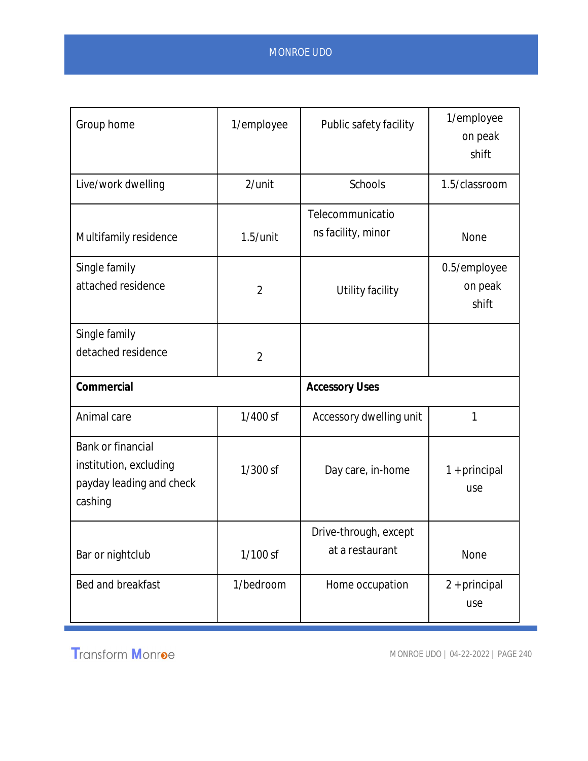| | | | |
|---|---|---|---|
| Group home | 1/employee | Public safety facility | 1/employee on peak shift |
| Live/work dwelling | 2/unit | Schools | 1.5/classroom |
| Multifamily residence | 1.5/unit | Telecommunications facility, minor | None |
| Single family attached residence | 2 | Utility facility | 0.5/employee on peak shift |
| Single family detached residence | 2 | | |
| **Commercial** | | **Accessory Uses** | |
| Animal care | 1/400 sf | Accessory dwelling unit | 1 |
| Bank or financial institution, excluding payday leading and check cashing | 1/300 sf | Day care, in-home | 1 + principal use |
| Bar or nightclub | 1/100 sf | Drive-through, except at a restaurant | None |
| Bed and breakfast | 1/bedroom | Home occupation | 2 + principal use |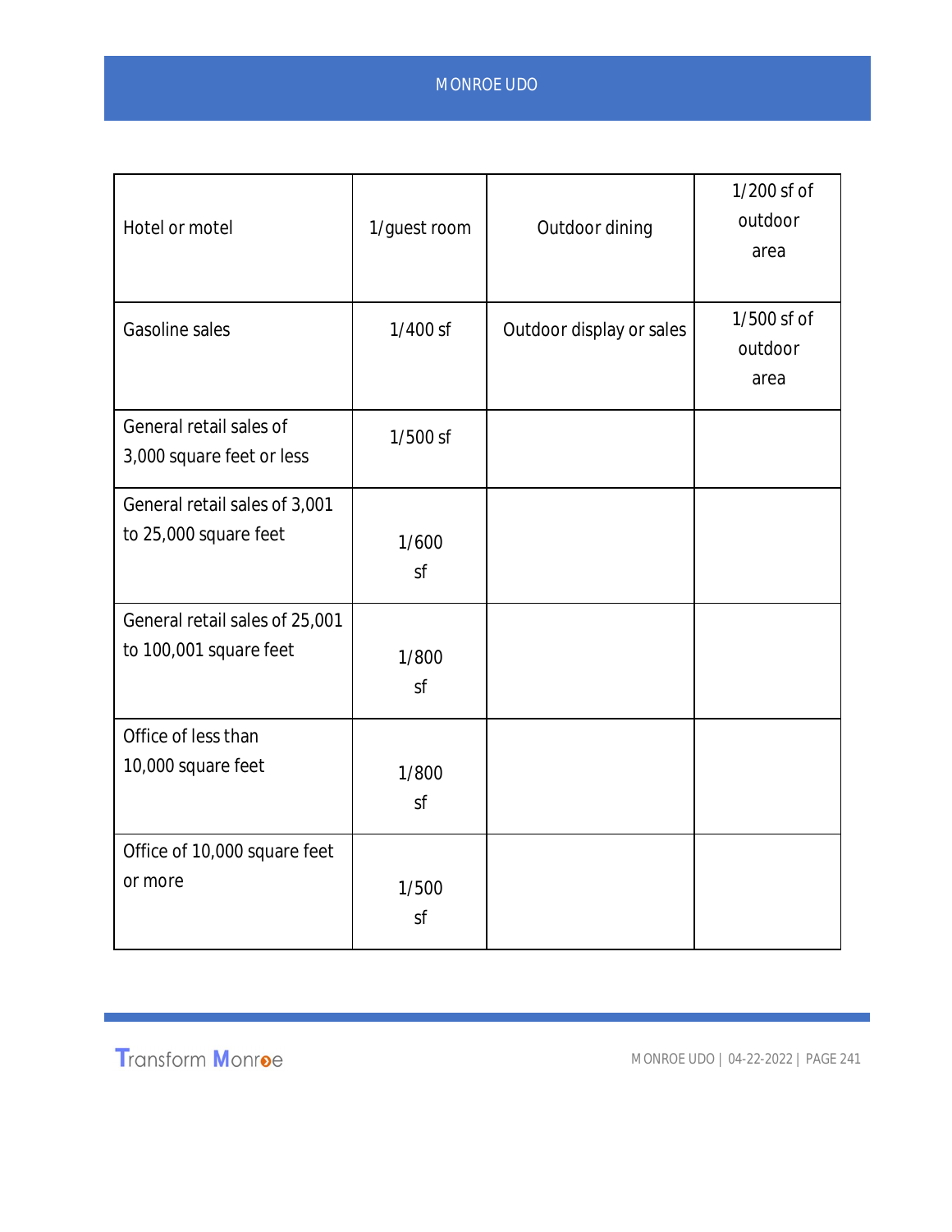| | | | |
|---|---|---|---|
| Hotel or motel | 1/guest room | Outdoor dining | 1/200 sf of outdoor area |
| Gasoline sales | 1/400 sf | Outdoor display or sales | 1/500 sf of outdoor area |
| General retail sales of 3,000 square feet or less | 1/500 sf | | |
| General retail sales of 3,001 to 25,000 square feet | 1/600 sf | | |
| General retail sales of 25,001 to 100,001 square feet | 1/800 sf | | |
| Office of less than 10,000 square feet | 1/800 sf | | |
| Office of 10,000 square feet or more | 1/500 sf | | |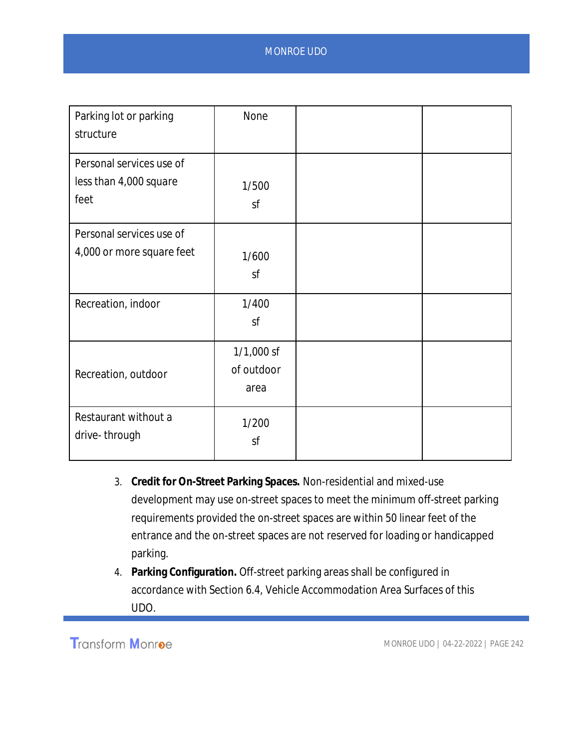| | | | |
|---|---|---|---|
| Parking lot or parking structure | None | | |
| Personal services use of less than 4,000 square feet | 1/500 sf | | |
| Personal services use of 4,000 or more square feet | 1/600 sf | | |
| Recreation, indoor | 1/400 sf | | |
| Recreation, outdoor | 1/1,000 sf of outdoor area | | |
| Restaurant without a drive- through | 1/200 sf | | |

3. **Credit for On-Street Parking Spaces.** Non-residential and mixed-use development may use on-street spaces to meet the minimum off-street parking requirements provided the on-street spaces are within 50 linear feet of the entrance and the on-street spaces are not reserved for loading or handicapped parking.
4. **Parking Configuration.** Off-street parking areas shall be configured in accordance with Section 6.4, Vehicle Accommodation Area Surfaces of this UDO.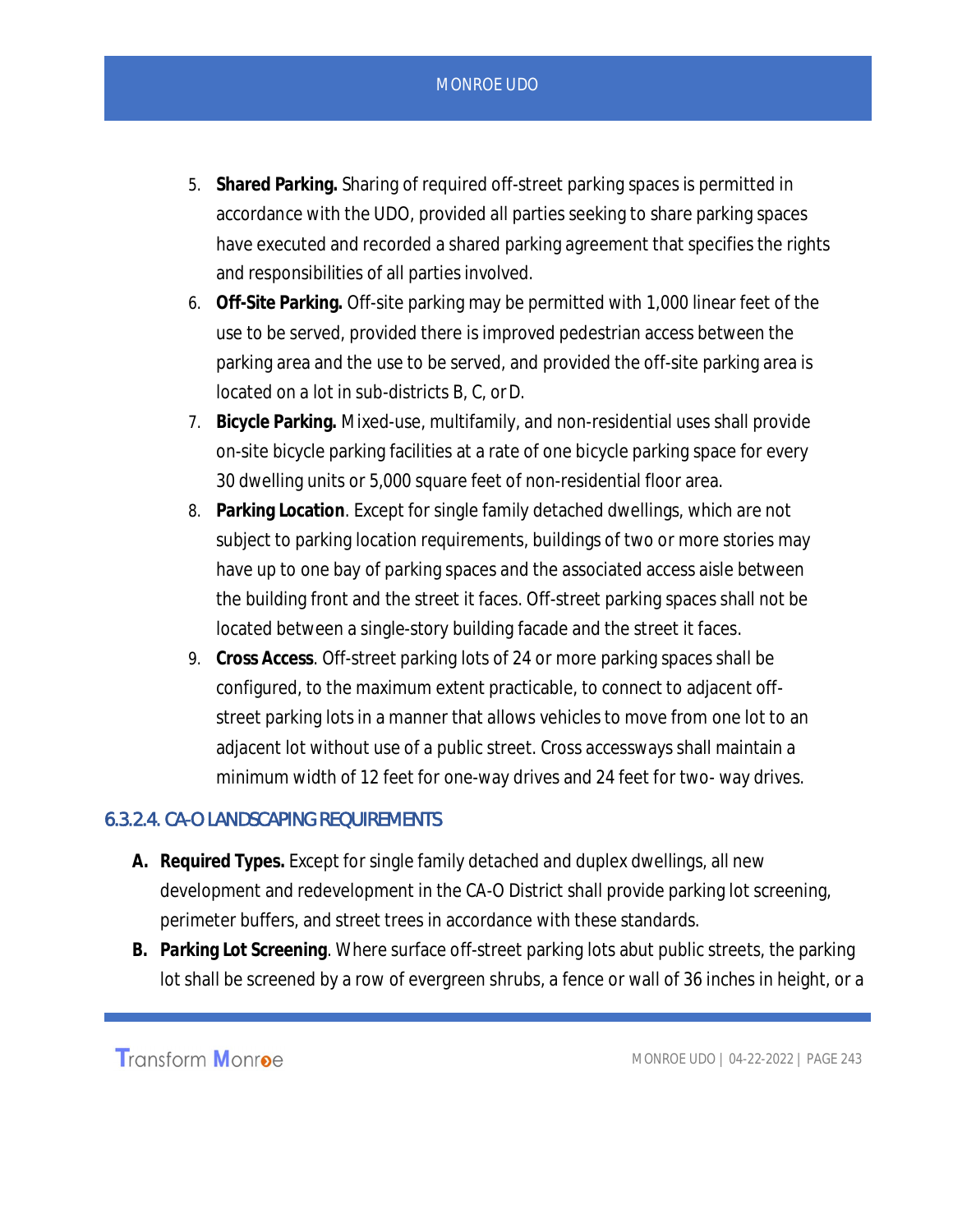5. **Shared Parking.** Sharing of required off-street parking spaces is permitted in accordance with the UDO, provided all parties seeking to share parking spaces have executed and recorded a shared parking agreement that specifies the rights and responsibilities of all parties involved.
6. **Off-Site Parking.** Off-site parking may be permitted with 1,000 linear feet of the use to be served, provided there is improved pedestrian access between the parking area and the use to be served, and provided the off-site parking area is located on a lot in sub-districts B, C, or D.
7. **Bicycle Parking.** Mixed-use, multifamily, and non-residential uses shall provide on-site bicycle parking facilities at a rate of one bicycle parking space for every 30 dwelling units or 5,000 square feet of non-residential floor area.
8. **Parking Location**. Except for single family detached dwellings, which are not subject to parking location requirements, buildings of two or more stories may have up to one bay of parking spaces and the associated access aisle between the building front and the street it faces. Off-street parking spaces shall not be located between a single-story building facade and the street it faces.
9. **Cross Access**. Off-street parking lots of 24 or more parking spaces shall be configured, to the maximum extent practicable, to connect to adjacent off-street parking lots in a manner that allows vehicles to move from one lot to an adjacent lot without use of a public street. Cross accessways shall maintain a minimum width of 12 feet for one-way drives and 24 feet for two- way drives.

### 6.3.2.4. CA-O LANDSCAPING REQUIREMENTS

**A. Required Types.** Except for single family detached and duplex dwellings, all new development and redevelopment in the CA-O District shall provide parking lot screening, perimeter buffers, and street trees in accordance with these standards.

**B. Parking Lot Screening**. Where surface off-street parking lots abut public streets, the parking lot shall be screened by a row of evergreen shrubs, a fence or wall of 36 inches in height, or a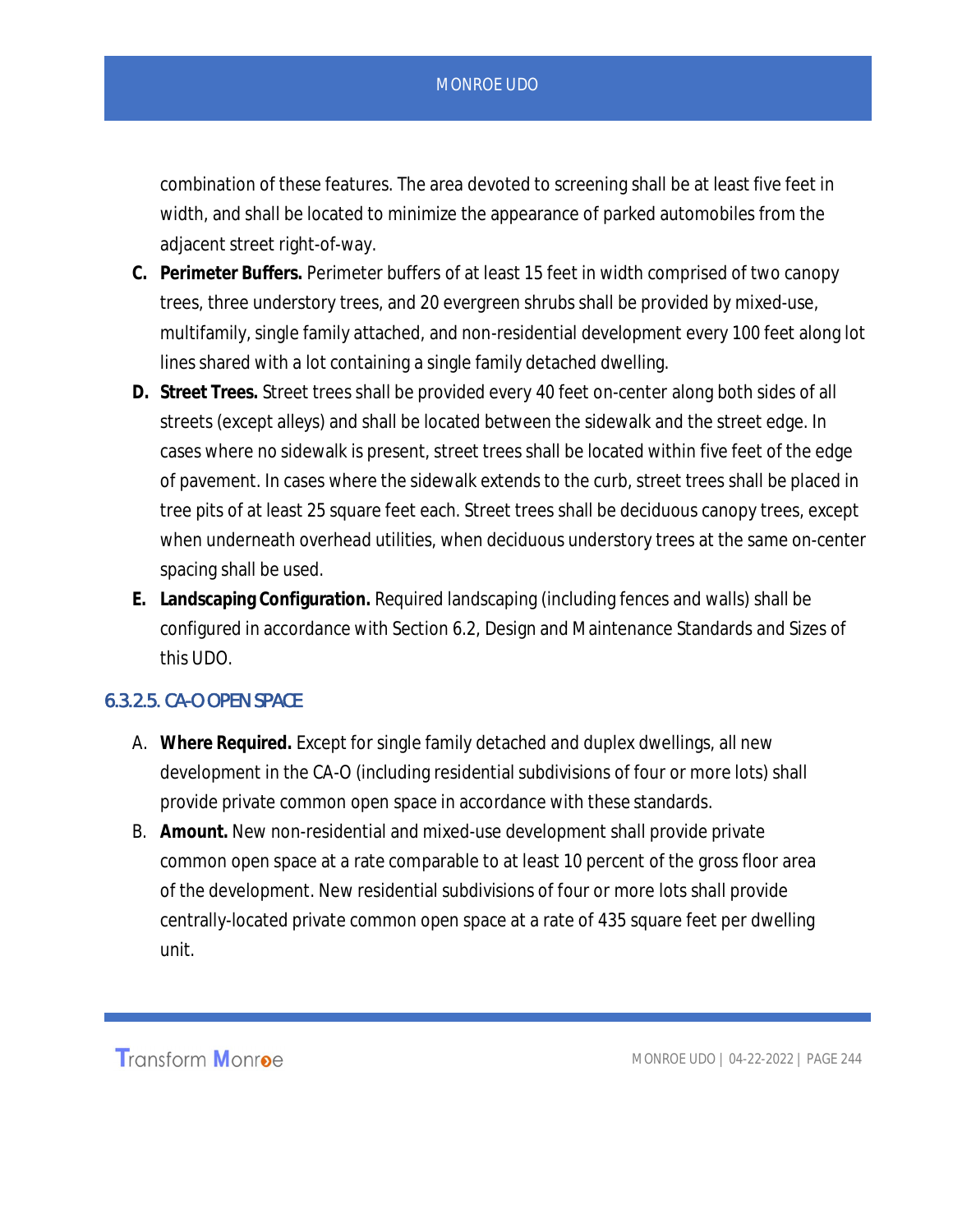combination of these features. The area devoted to screening shall be at least five feet in width, and shall be located to minimize the appearance of parked automobiles from the adjacent street right-of-way.

C. **Perimeter Buffers.** Perimeter buffers of at least 15 feet in width comprised of two canopy trees, three understory trees, and 20 evergreen shrubs shall be provided by mixed-use, multifamily, single family attached, and non-residential development every 100 feet along lot lines shared with a lot containing a single family detached dwelling.

D. **Street Trees.** Street trees shall be provided every 40 feet on-center along both sides of all streets (except alleys) and shall be located between the sidewalk and the street edge. In cases where no sidewalk is present, street trees shall be located within five feet of the edge of pavement. In cases where the sidewalk extends to the curb, street trees shall be placed in tree pits of at least 25 square feet each. Street trees shall be deciduous canopy trees, except when underneath overhead utilities, when deciduous understory trees at the same on-center spacing shall be used.

E. **Landscaping Configuration.** Required landscaping (including fences and walls) shall be configured in accordance with Section 6.2, Design and Maintenance Standards and Sizes of this UDO.

### 6.3.2.5. CA-O OPEN SPACE

A. **Where Required.** Except for single family detached and duplex dwellings, all new development in the CA-O (including residential subdivisions of four or more lots) shall provide private common open space in accordance with these standards.

B. **Amount.** New non-residential and mixed-use development shall provide private common open space at a rate comparable to at least 10 percent of the gross floor area of the development. New residential subdivisions of four or more lots shall provide centrally-located private common open space at a rate of 435 square feet per dwelling unit.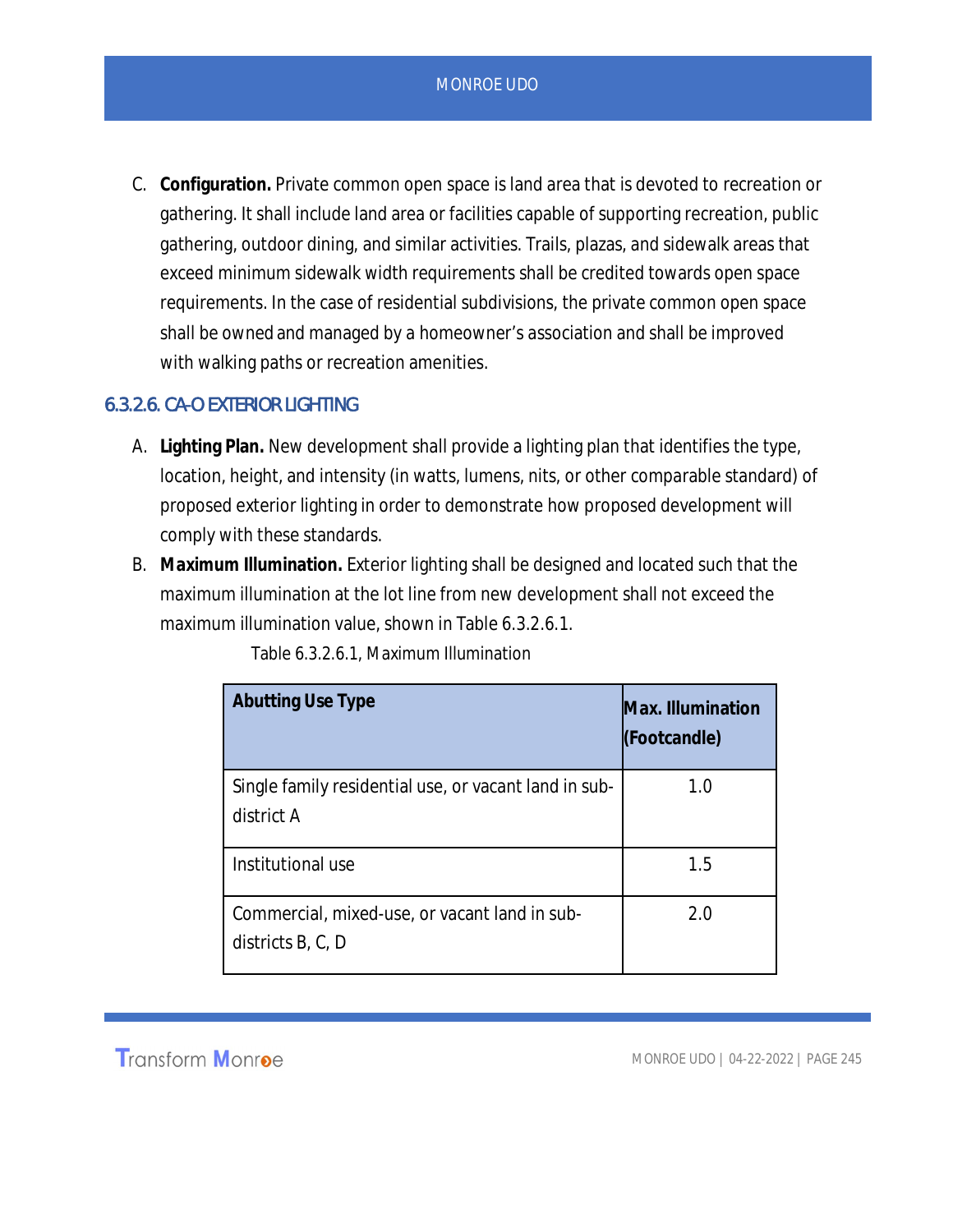C. **Configuration.** Private common open space is land area that is devoted to recreation or gathering. It shall include land area or facilities capable of supporting recreation, public gathering, outdoor dining, and similar activities. Trails, plazas, and sidewalk areas that exceed minimum sidewalk width requirements shall be credited towards open space requirements. In the case of residential subdivisions, the private common open space shall be owned and managed by a homeowner's association and shall be improved with walking paths or recreation amenities.

### 6.3.2.6. CA-O EXTERIOR LIGHTING

A. **Lighting Plan.** New development shall provide a lighting plan that identifies the type, location, height, and intensity (in watts, lumens, nits, or other comparable standard) of proposed exterior lighting in order to demonstrate how proposed development will comply with these standards.

B. **Maximum Illumination.** Exterior lighting shall be designed and located such that the maximum illumination at the lot line from new development shall not exceed the maximum illumination value, shown in Table 6.3.2.6.1.

Table 6.3.2.6.1, Maximum Illumination

| Abutting Use Type | Max. Illumination (Footcandle) |
|---|---|
| Single family residential use, or vacant land in sub-district A | 1.0 |
| Institutional use | 1.5 |
| Commercial, mixed-use, or vacant land in sub-districts B, C, D | 2.0 |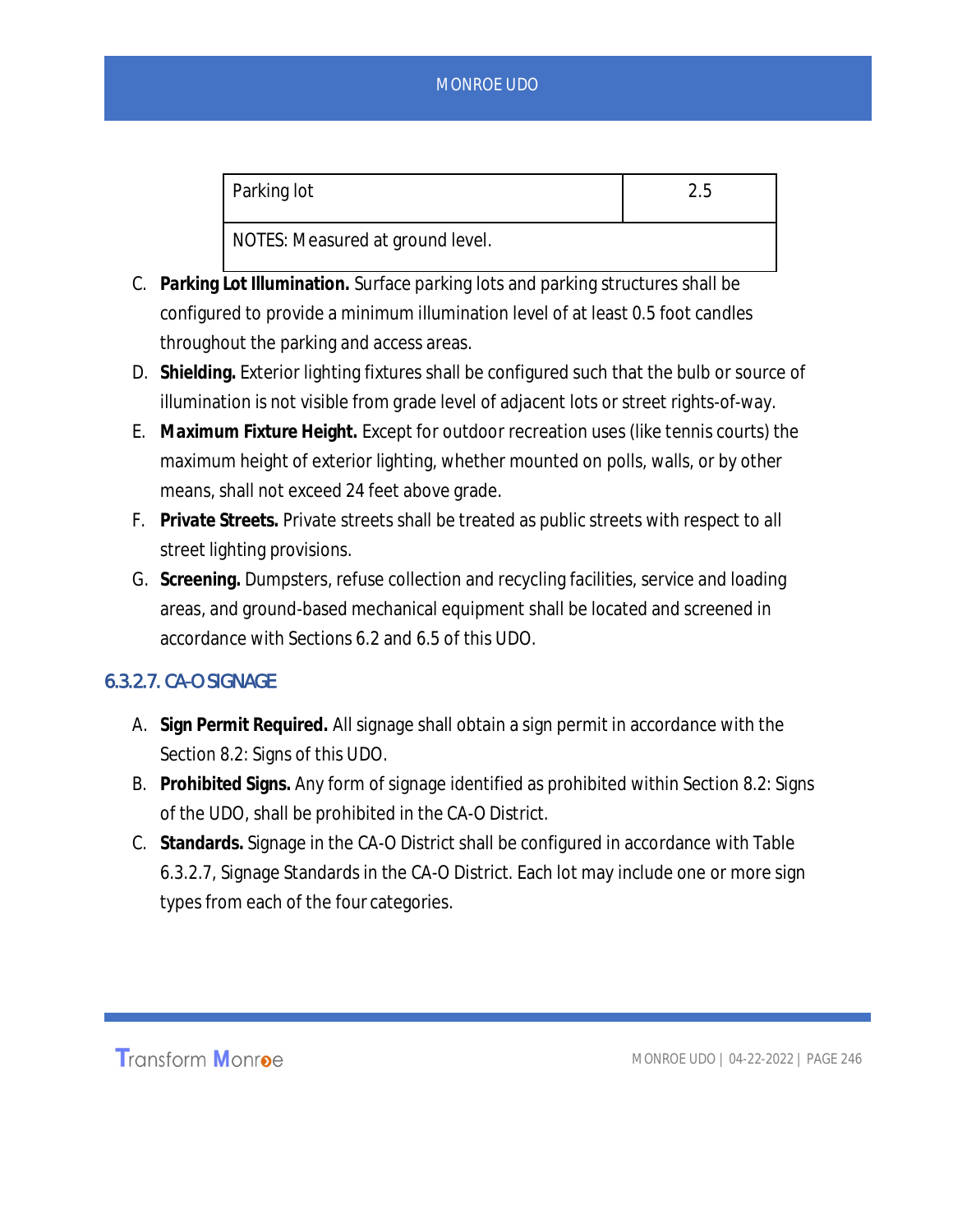| Parking lot | 2.5 |
| --- | --- |
| NOTES: Measured at ground level. | |

C. **Parking Lot Illumination.** Surface parking lots and parking structures shall be configured to provide a minimum illumination level of at least 0.5 foot candles throughout the parking and access areas.

D. **Shielding.** Exterior lighting fixtures shall be configured such that the bulb or source of illumination is not visible from grade level of adjacent lots or street rights-of-way.

E. **Maximum Fixture Height.** Except for outdoor recreation uses (like tennis courts) the maximum height of exterior lighting, whether mounted on polls, walls, or by other means, shall not exceed 24 feet above grade.

F. **Private Streets.** Private streets shall be treated as public streets with respect to all street lighting provisions.

G. **Screening.** Dumpsters, refuse collection and recycling facilities, service and loading areas, and ground-based mechanical equipment shall be located and screened in accordance with Sections 6.2 and 6.5 of this UDO.

### 6.3.2.7. CA-O SIGNAGE

A. **Sign Permit Required.** All signage shall obtain a sign permit in accordance with the Section 8.2: Signs of this UDO.

B. **Prohibited Signs.** Any form of signage identified as prohibited within Section 8.2: Signs of the UDO, shall be prohibited in the CA-O District.

C. **Standards.** Signage in the CA-O District shall be configured in accordance with Table 6.3.2.7, Signage Standards in the CA-O District. Each lot may include one or more sign types from each of the four categories.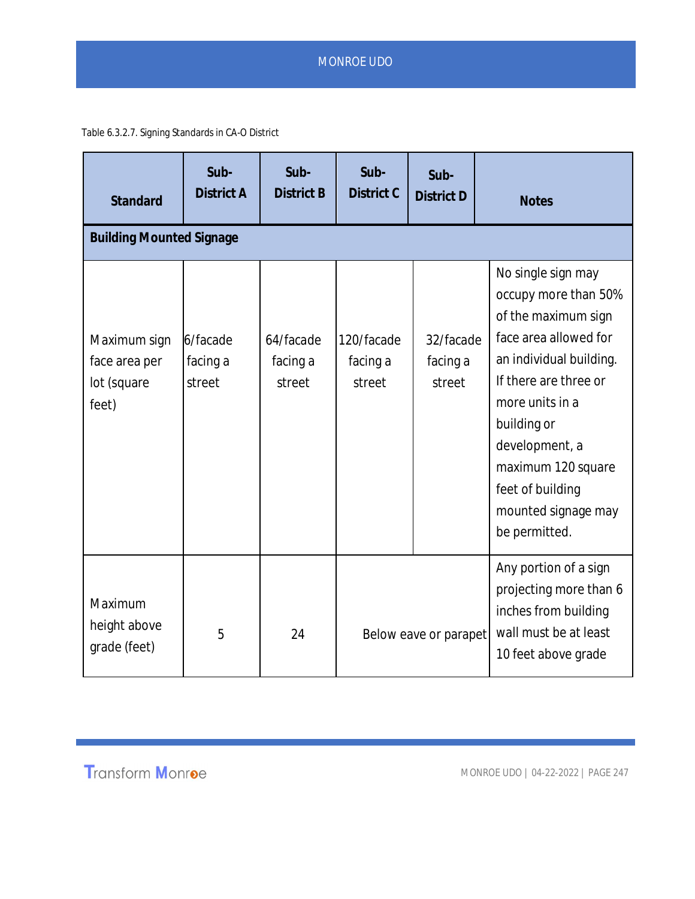Table 6.3.2.7. Signing Standards in CA-O District

| Standard | Sub-District A | Sub-District B | Sub-District C | Sub-District D | Notes |
|---|---|---|---|---|---|
| **Building Mounted Signage** | | | | | |
| Maximum sign face area per lot (square feet) | 6/facade facing a street | 64/facade facing a street | 120/facade facing a street | 32/facade facing a street | No single sign may occupy more than 50% of the maximum sign face area allowed for an individual building. If there are three or more units in a building or development, a maximum 120 square feet of building mounted signage may be permitted. |
| Maximum height above grade (feet) | 5 | 24 | Below eave or parapet | | Any portion of a sign projecting more than 6 inches from building wall must be at least 10 feet above grade |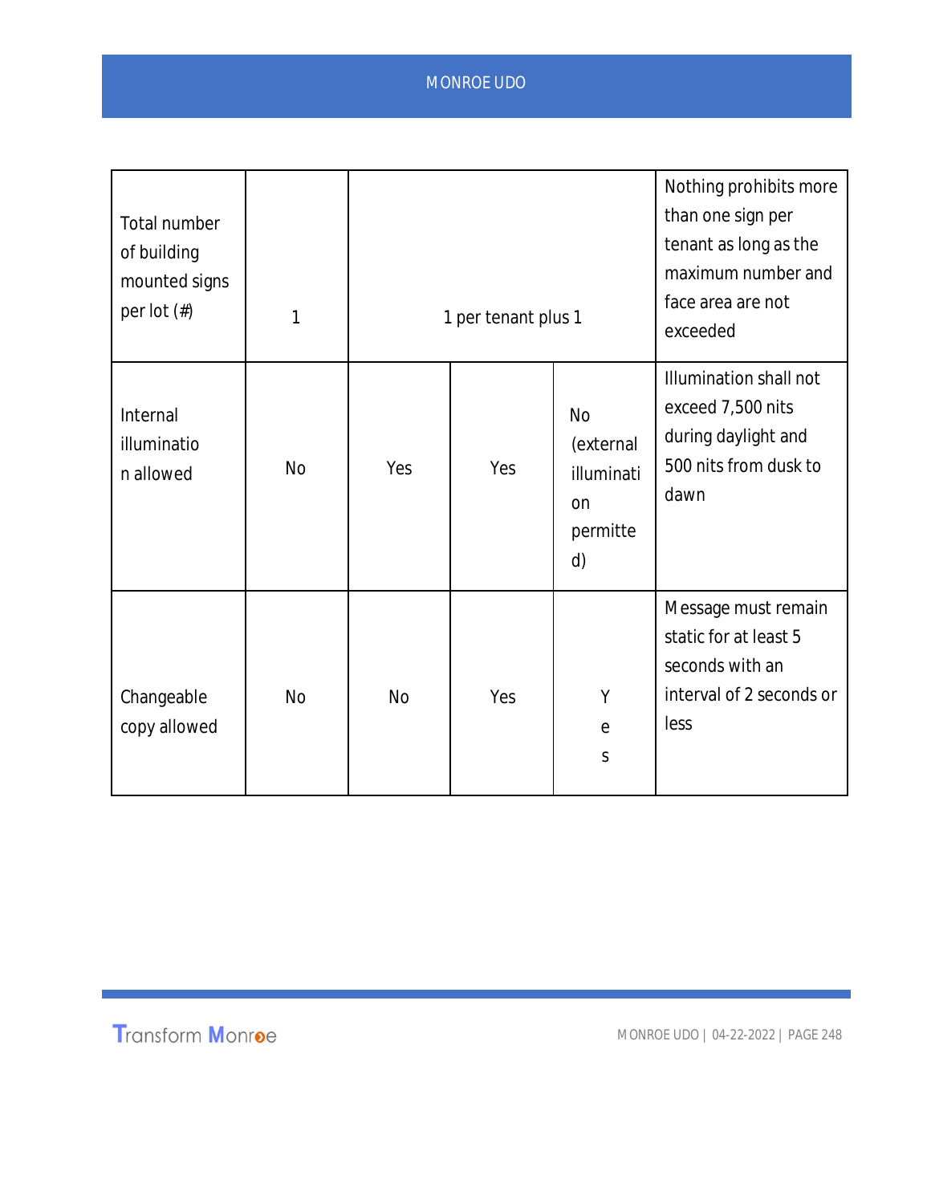| Total number of building mounted signs per lot (#) | 1 | 1 per tenant plus 1 | | | Nothing prohibits more than one sign per tenant as long as the maximum number and face area are not exceeded |
|---|---|---|---|---|---|
| Internal illumination allowed | No | Yes | Yes | No (external illumination permitted) | Illumination shall not exceed 7,500 nits during daylight and 500 nits from dusk to dawn |
| Changeable copy allowed | No | No | Yes | Yes | Message must remain static for at least 5 seconds with an interval of 2 seconds or less |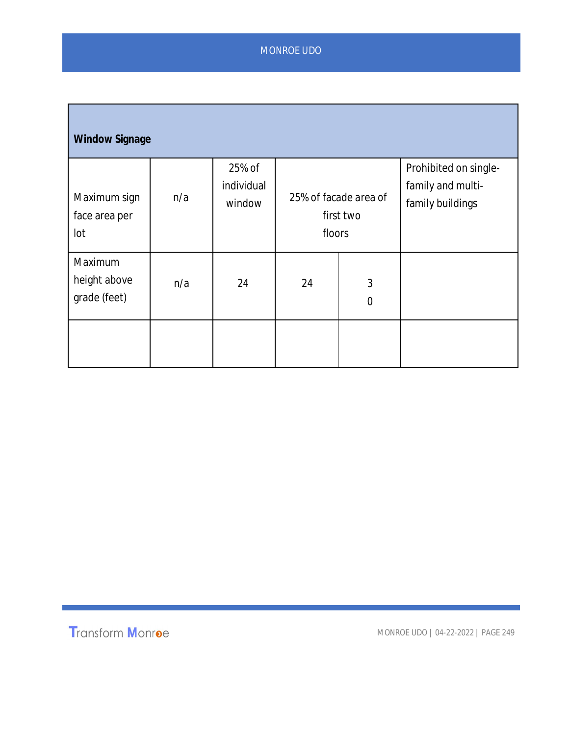| Window Signage | | | | | |
|---|---|---|---|---|---|
| Maximum sign face area per lot | n/a | 25% of individual window | 25% of facade area of first two floors | | Prohibited on single-family and multi-family buildings |
| Maximum height above grade (feet) | n/a | 24 | 24 | 30 | |
| | | | | | |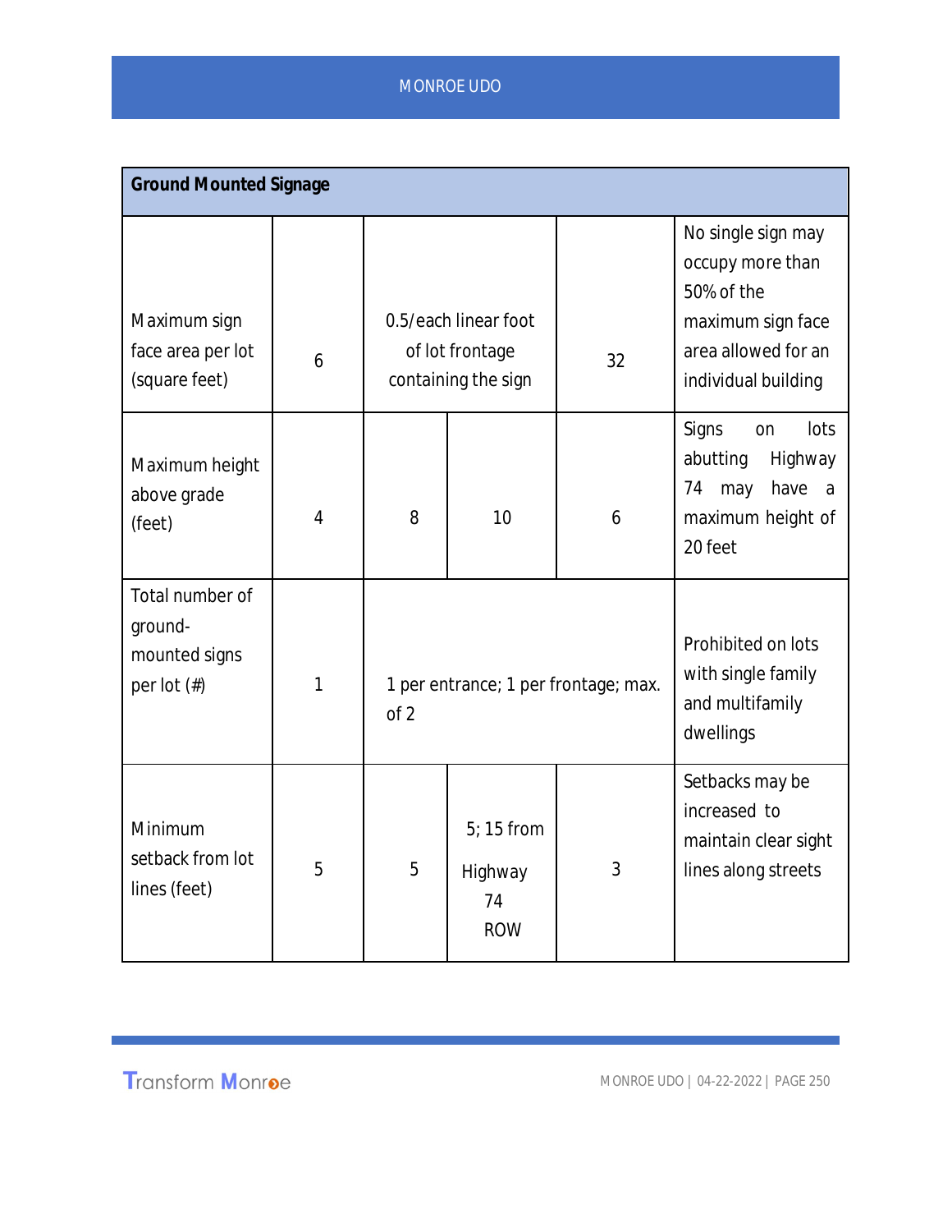| Ground Mounted Signage | | | | | |
|---|---|---|---|---|---|
| Maximum sign face area per lot (square feet) | 6 | 0.5/each linear foot of lot frontage containing the sign | | 32 | No single sign may occupy more than 50% of the maximum sign face area allowed for an individual building |
| Maximum height above grade (feet) | 4 | 8 | 10 | 6 | Signs on lots abutting Highway 74 may have a maximum height of 20 feet |
| Total number of ground-mounted signs per lot (#) | 1 | 1 per entrance; 1 per frontage; max. of 2 | | | Prohibited on lots with single family and multifamily dwellings |
| Minimum setback from lot lines (feet) | 5 | 5 | 5; 15 from Highway 74 ROW | 3 | Setbacks may be increased to maintain clear sight lines along streets |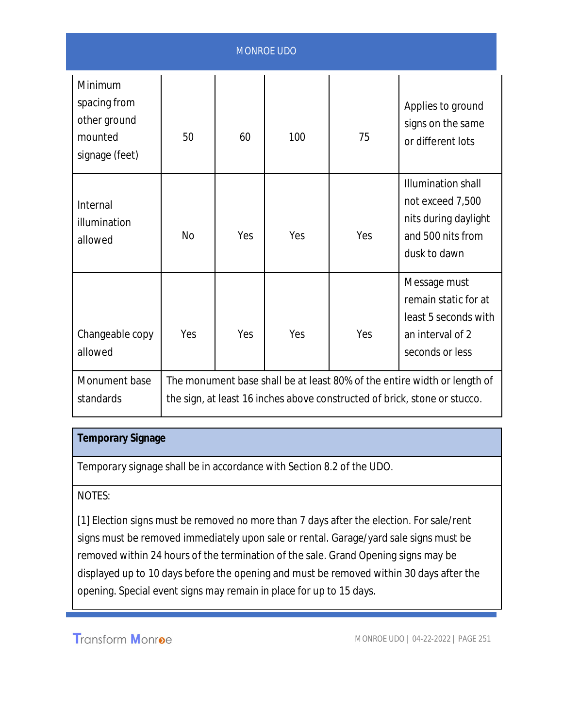| | | | | | |
|---|---|---|---|---|---|
| Minimum spacing from other ground mounted signage (feet) | 50 | 60 | 100 | 75 | Applies to ground signs on the same or different lots |
| Internal illumination allowed | No | Yes | Yes | Yes | Illumination shall not exceed 7,500 nits during daylight and 500 nits from dusk to dawn |
| Changeable copy allowed | Yes | Yes | Yes | Yes | Message must remain static for at least 5 seconds with an interval of 2 seconds or less |
| Monument base standards | The monument base shall be at least 80% of the entire width or length of the sign, at least 16 inches above constructed of brick, stone or stucco. | | | | |

| **Temporary Signage** |
|---|
| Temporary signage shall be in accordance with Section 8.2 of the UDO. |
| NOTES:<br><br>[1] Election signs must be removed no more than 7 days after the election. For sale/rent signs must be removed immediately upon sale or rental. Garage/yard sale signs must be removed within 24 hours of the termination of the sale. Grand Opening signs may be displayed up to 10 days before the opening and must be removed within 30 days after the opening. Special event signs may remain in place for up to 15 days. |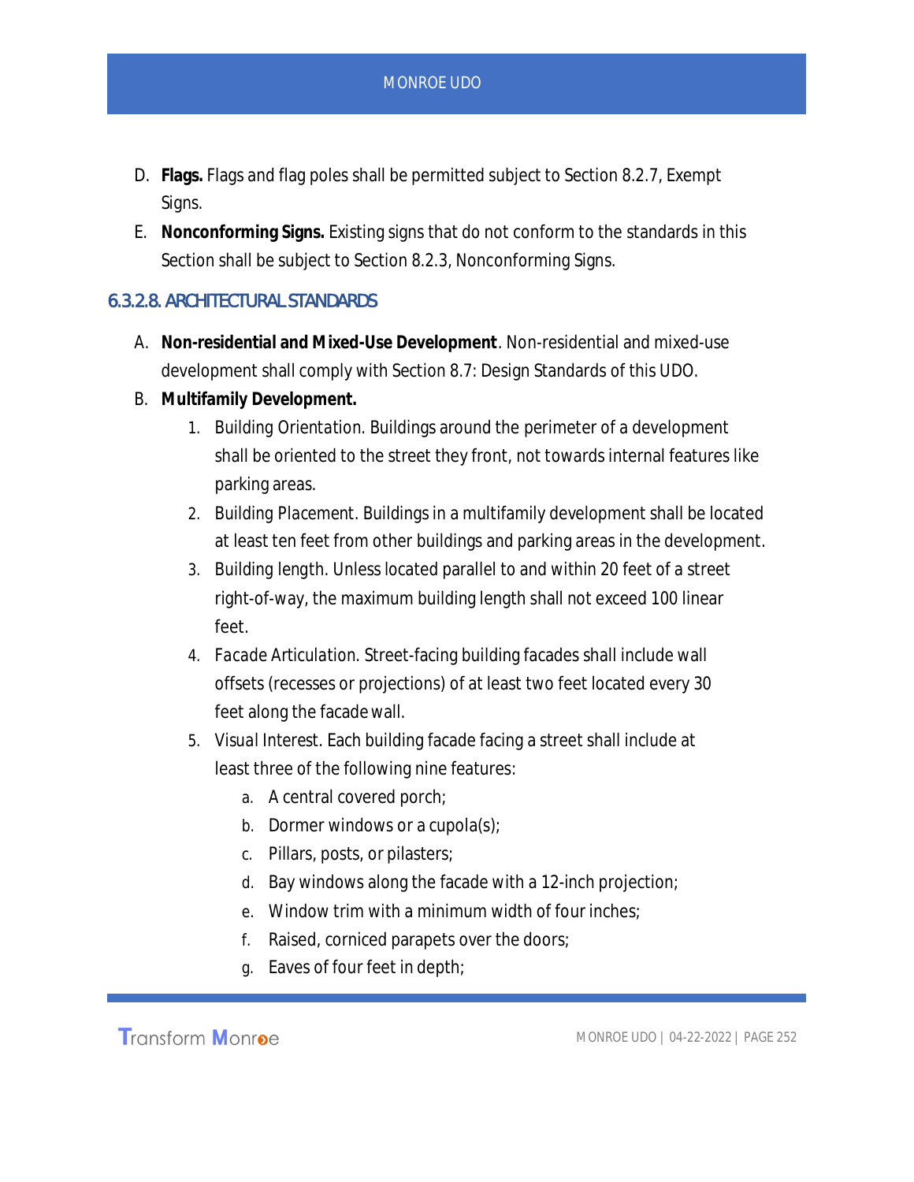D. **Flags.** Flags and flag poles shall be permitted subject to Section 8.2.7, Exempt Signs.

E. **Nonconforming Signs.** Existing signs that do not conform to the standards in this Section shall be subject to Section 8.2.3, Nonconforming Signs.

### 6.3.2.8. ARCHITECTURAL STANDARDS

A. **Non-residential and Mixed-Use Development**. Non-residential and mixed-use development shall comply with Section 8.7: Design Standards of this UDO.

B. **Multifamily Development.**

1. Building Orientation. Buildings around the perimeter of a development shall be oriented to the street they front, not towards internal features like parking areas.
2. Building Placement. Buildings in a multifamily development shall be located at least ten feet from other buildings and parking areas in the development.
3. Building length. Unless located parallel to and within 20 feet of a street right-of-way, the maximum building length shall not exceed 100 linear feet.
4. Facade Articulation. Street-facing building facades shall include wall offsets (recesses or projections) of at least two feet located every 30 feet along the facade wall.
5. Visual Interest. Each building facade facing a street shall include at least three of the following nine features:
   a. A central covered porch;
   b. Dormer windows or a cupola(s);
   c. Pillars, posts, or pilasters;
   d. Bay windows along the facade with a 12-inch projection;
   e. Window trim with a minimum width of four inches;
   f. Raised, corniced parapets over the doors;
   g. Eaves of four feet in depth;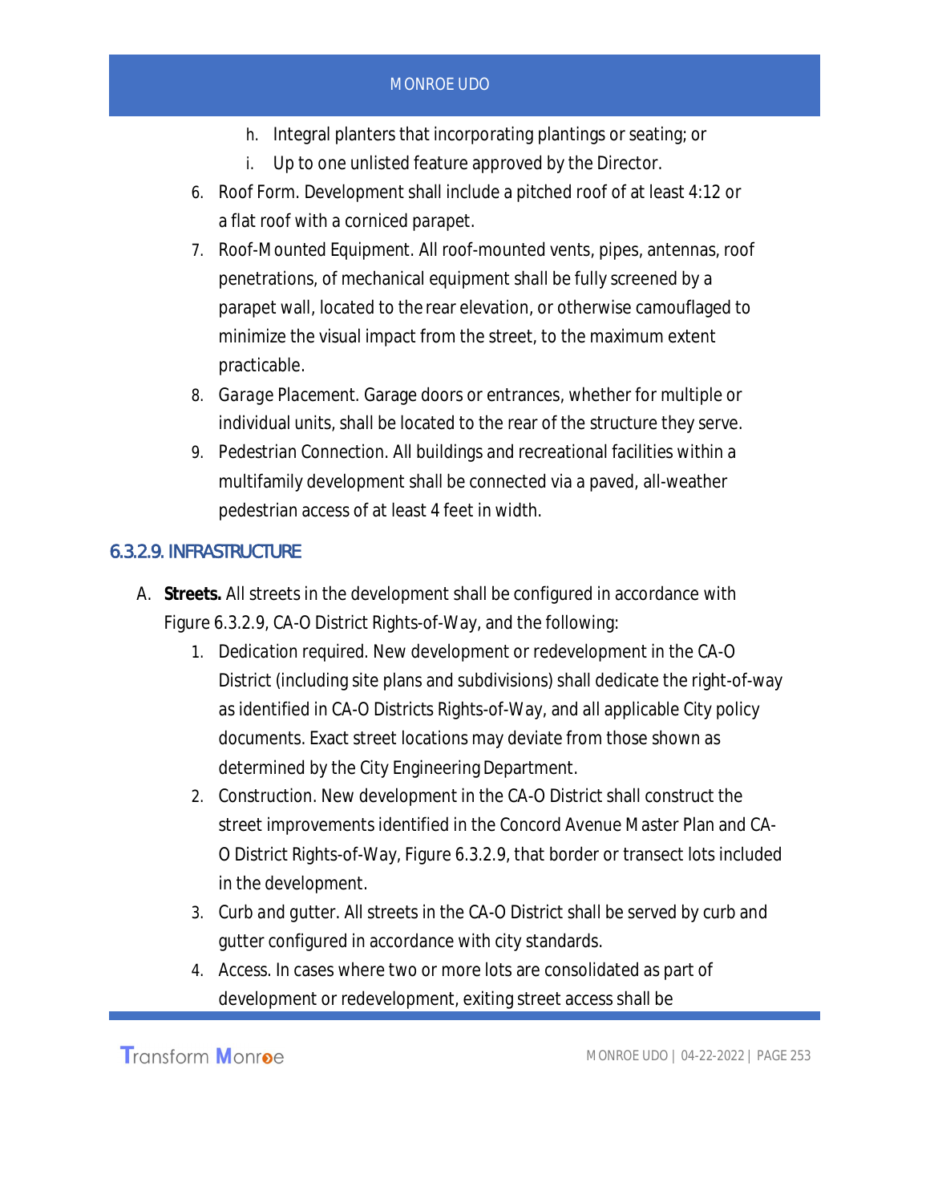h. Integral planters that incorporating plantings or seating; or
i. Up to one unlisted feature approved by the Director.

6. Roof Form. Development shall include a pitched roof of at least 4:12 or a flat roof with a corniced parapet.
7. Roof-Mounted Equipment. All roof-mounted vents, pipes, antennas, roof penetrations, of mechanical equipment shall be fully screened by a parapet wall, located to the rear elevation, or otherwise camouflaged to minimize the visual impact from the street, to the maximum extent practicable.
8. Garage Placement. Garage doors or entrances, whether for multiple or individual units, shall be located to the rear of the structure they serve.
9. Pedestrian Connection. All buildings and recreational facilities within a multifamily development shall be connected via a paved, all-weather pedestrian access of at least 4 feet in width.

### 6.3.2.9. INFRASTRUCTURE

A. **Streets.** All streets in the development shall be configured in accordance with Figure 6.3.2.9, CA-O District Rights-of-Way, and the following:

1. Dedication required. New development or redevelopment in the CA-O District (including site plans and subdivisions) shall dedicate the right-of-way as identified in CA-O Districts Rights-of-Way, and all applicable City policy documents. Exact street locations may deviate from those shown as determined by the City Engineering Department.
2. Construction. New development in the CA-O District shall construct the street improvements identified in the Concord Avenue Master Plan and CA-O District Rights-of-Way, Figure 6.3.2.9, that border or transect lots included in the development.
3. Curb and gutter. All streets in the CA-O District shall be served by curb and gutter configured in accordance with city standards.
4. Access. In cases where two or more lots are consolidated as part of development or redevelopment, exiting street access shall be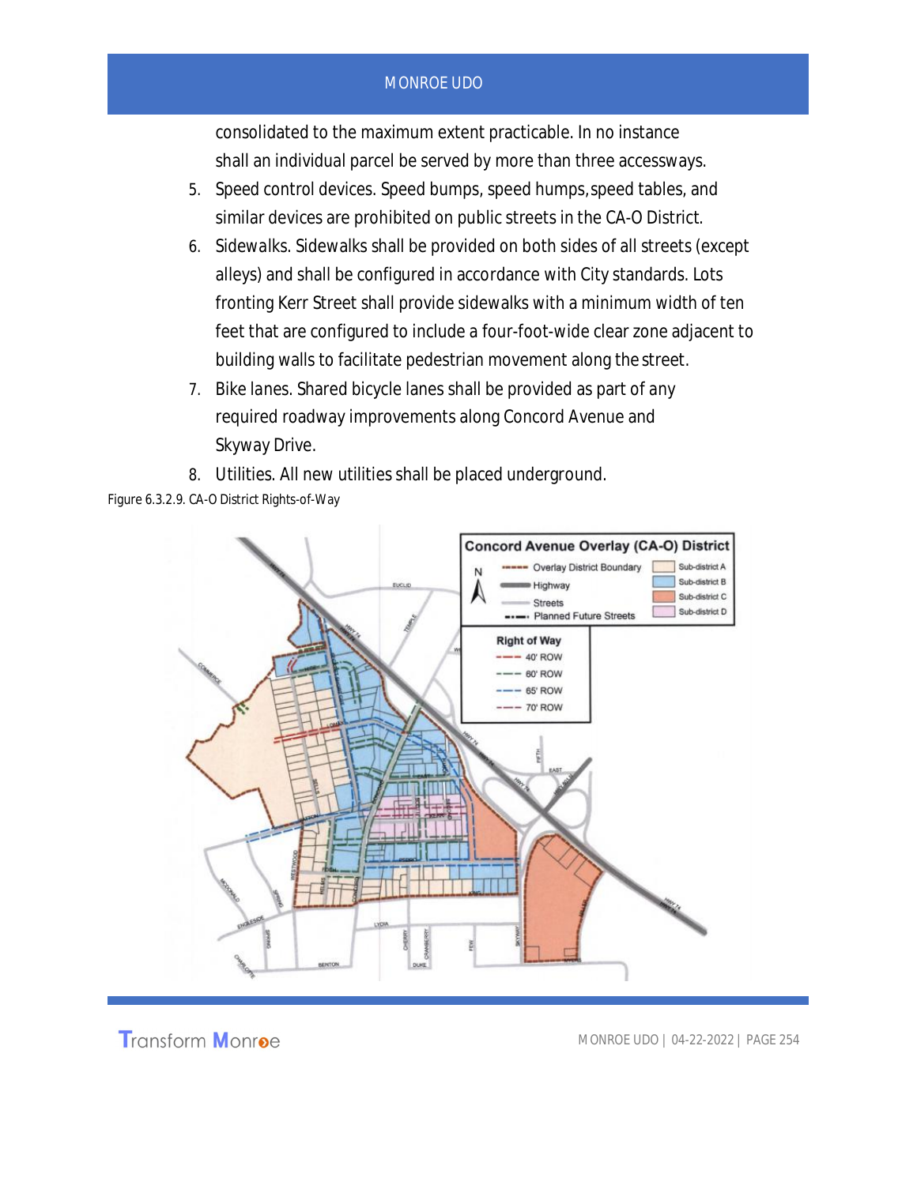consolidated to the maximum extent practicable. In no instance shall an individual parcel be served by more than three accessways.

5. Speed control devices. Speed bumps, speed humps, speed tables, and similar devices are prohibited on public streets in the CA-O District.
6. Sidewalks. Sidewalks shall be provided on both sides of all streets (except alleys) and shall be configured in accordance with City standards. Lots fronting Kerr Street shall provide sidewalks with a minimum width of ten feet that are configured to include a four-foot-wide clear zone adjacent to building walls to facilitate pedestrian movement along the street.
7. Bike lanes. Shared bicycle lanes shall be provided as part of any required roadway improvements along Concord Avenue and Skyway Drive.
8. Utilities. All new utilities shall be placed underground.

Figure 6.3.2.9. CA-O District Rights-of-Way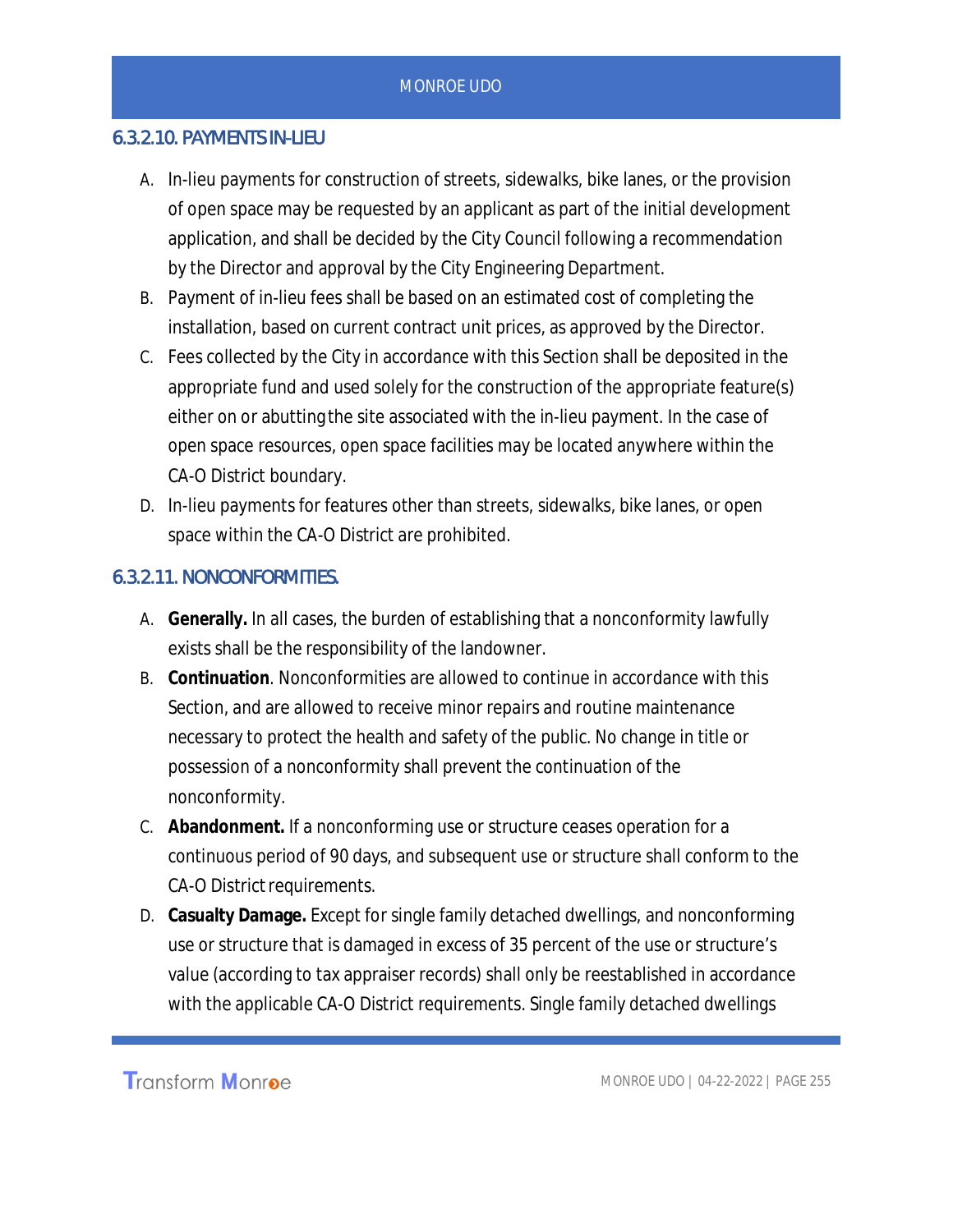### 6.3.2.10. PAYMENTS IN-LIEU

A. In-lieu payments for construction of streets, sidewalks, bike lanes, or the provision of open space may be requested by an applicant as part of the initial development application, and shall be decided by the City Council following a recommendation by the Director and approval by the City Engineering Department.

B. Payment of in-lieu fees shall be based on an estimated cost of completing the installation, based on current contract unit prices, as approved by the Director.

C. Fees collected by the City in accordance with this Section shall be deposited in the appropriate fund and used solely for the construction of the appropriate feature(s) either on or abutting the site associated with the in-lieu payment. In the case of open space resources, open space facilities may be located anywhere within the CA-O District boundary.

D. In-lieu payments for features other than streets, sidewalks, bike lanes, or open space within the CA-O District are prohibited.

### 6.3.2.11. NONCONFORMITIES.

A. **Generally.** In all cases, the burden of establishing that a nonconformity lawfully exists shall be the responsibility of the landowner.

B. **Continuation**. Nonconformities are allowed to continue in accordance with this Section, and are allowed to receive minor repairs and routine maintenance necessary to protect the health and safety of the public. No change in title or possession of a nonconformity shall prevent the continuation of the nonconformity.

C. **Abandonment.** If a nonconforming use or structure ceases operation for a continuous period of 90 days, and subsequent use or structure shall conform to the CA-O District requirements.

D. **Casualty Damage.** Except for single family detached dwellings, and nonconforming use or structure that is damaged in excess of 35 percent of the use or structure's value (according to tax appraiser records) shall only be reestablished in accordance with the applicable CA-O District requirements. Single family detached dwellings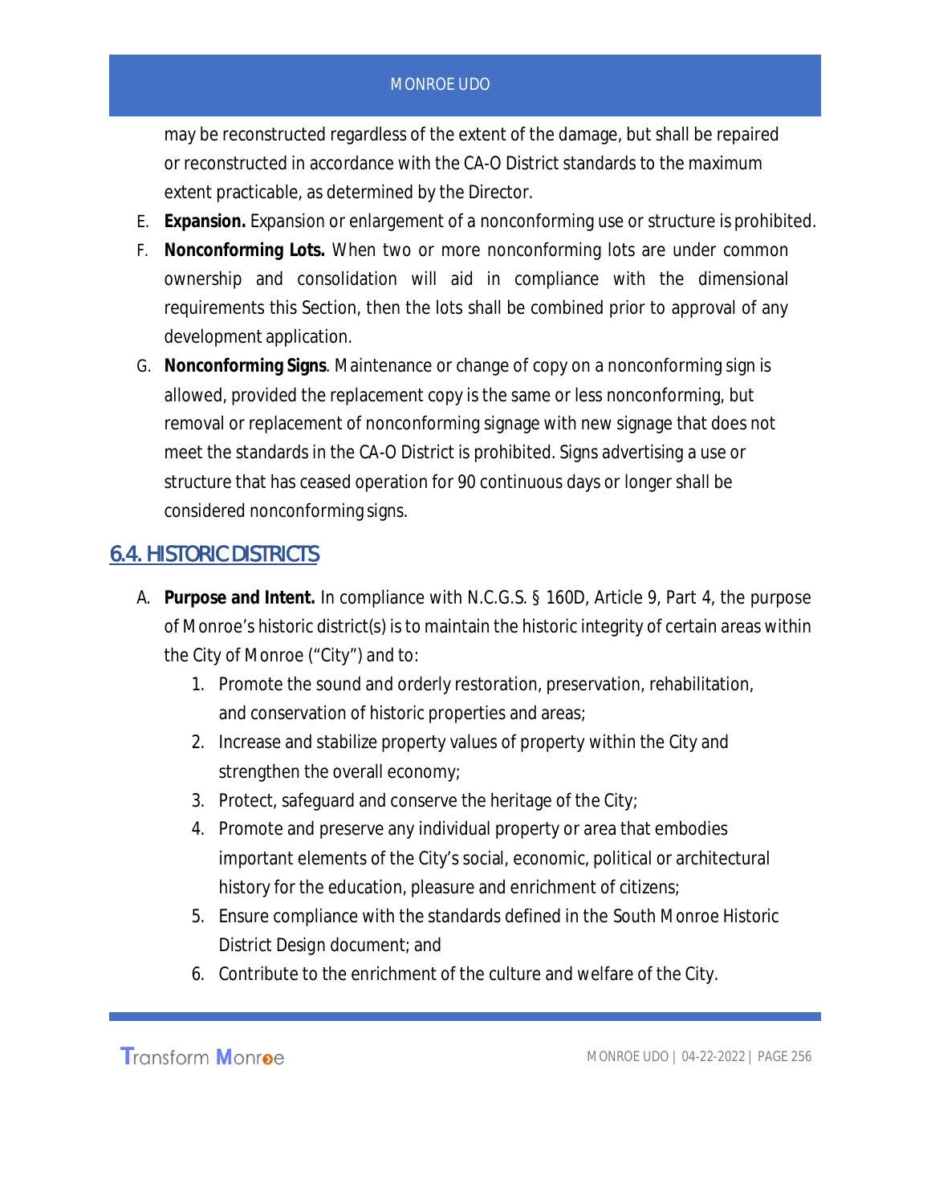may be reconstructed regardless of the extent of the damage, but shall be repaired or reconstructed in accordance with the CA-O District standards to the maximum extent practicable, as determined by the Director.

E. **Expansion.** Expansion or enlargement of a nonconforming use or structure is prohibited.

F. **Nonconforming Lots.** When two or more nonconforming lots are under common ownership and consolidation will aid in compliance with the dimensional requirements this Section, then the lots shall be combined prior to approval of any development application.

G. **Nonconforming Signs**. Maintenance or change of copy on a nonconforming sign is allowed, provided the replacement copy is the same or less nonconforming, but removal or replacement of nonconforming signage with new signage that does not meet the standards in the CA-O District is prohibited. Signs advertising a use or structure that has ceased operation for 90 continuous days or longer shall be considered nonconforming signs.

## 6.4. HISTORIC DISTRICTS

A. **Purpose and Intent.** In compliance with N.C.G.S. § 160D, Article 9, Part 4, the purpose of Monroe's historic district(s) is to maintain the historic integrity of certain areas within the City of Monroe ("City") and to:

1. Promote the sound and orderly restoration, preservation, rehabilitation, and conservation of historic properties and areas;
2. Increase and stabilize property values of property within the City and strengthen the overall economy;
3. Protect, safeguard and conserve the heritage of the City;
4. Promote and preserve any individual property or area that embodies important elements of the City's social, economic, political or architectural history for the education, pleasure and enrichment of citizens;
5. Ensure compliance with the standards defined in the South Monroe Historic District Design document; and
6. Contribute to the enrichment of the culture and welfare of the City.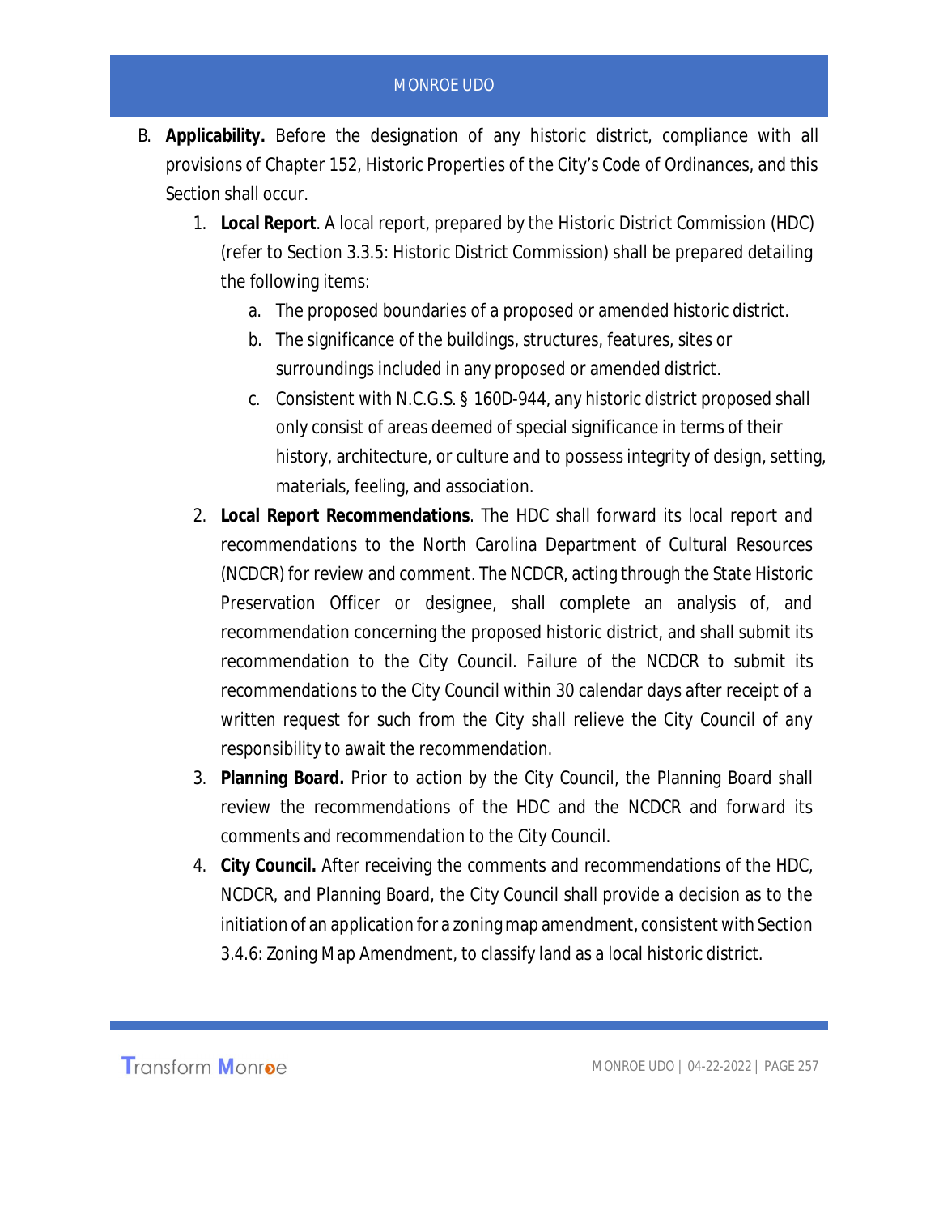B. **Applicability.** Before the designation of any historic district, compliance with all provisions of Chapter 152, Historic Properties of the City's Code of Ordinances, and this Section shall occur.

   1. **Local Report**. A local report, prepared by the Historic District Commission (HDC) (refer to Section 3.3.5: Historic District Commission) shall be prepared detailing the following items:
      a. The proposed boundaries of a proposed or amended historic district.
      b. The significance of the buildings, structures, features, sites or surroundings included in any proposed or amended district.
      c. Consistent with N.C.G.S. § 160D-944, any historic district proposed shall only consist of areas deemed of special significance in terms of their history, architecture, or culture and to possess integrity of design, setting, materials, feeling, and association.
   2. **Local Report Recommendations**. The HDC shall forward its local report and recommendations to the North Carolina Department of Cultural Resources (NCDCR) for review and comment. The NCDCR, acting through the State Historic Preservation Officer or designee, shall complete an analysis of, and recommendation concerning the proposed historic district, and shall submit its recommendation to the City Council. Failure of the NCDCR to submit its recommendations to the City Council within 30 calendar days after receipt of a written request for such from the City shall relieve the City Council of any responsibility to await the recommendation.
   3. **Planning Board.** Prior to action by the City Council, the Planning Board shall review the recommendations of the HDC and the NCDCR and forward its comments and recommendation to the City Council.
   4. **City Council.** After receiving the comments and recommendations of the HDC, NCDCR, and Planning Board, the City Council shall provide a decision as to the initiation of an application for a zoning map amendment, consistent with Section 3.4.6: Zoning Map Amendment, to classify land as a local historic district.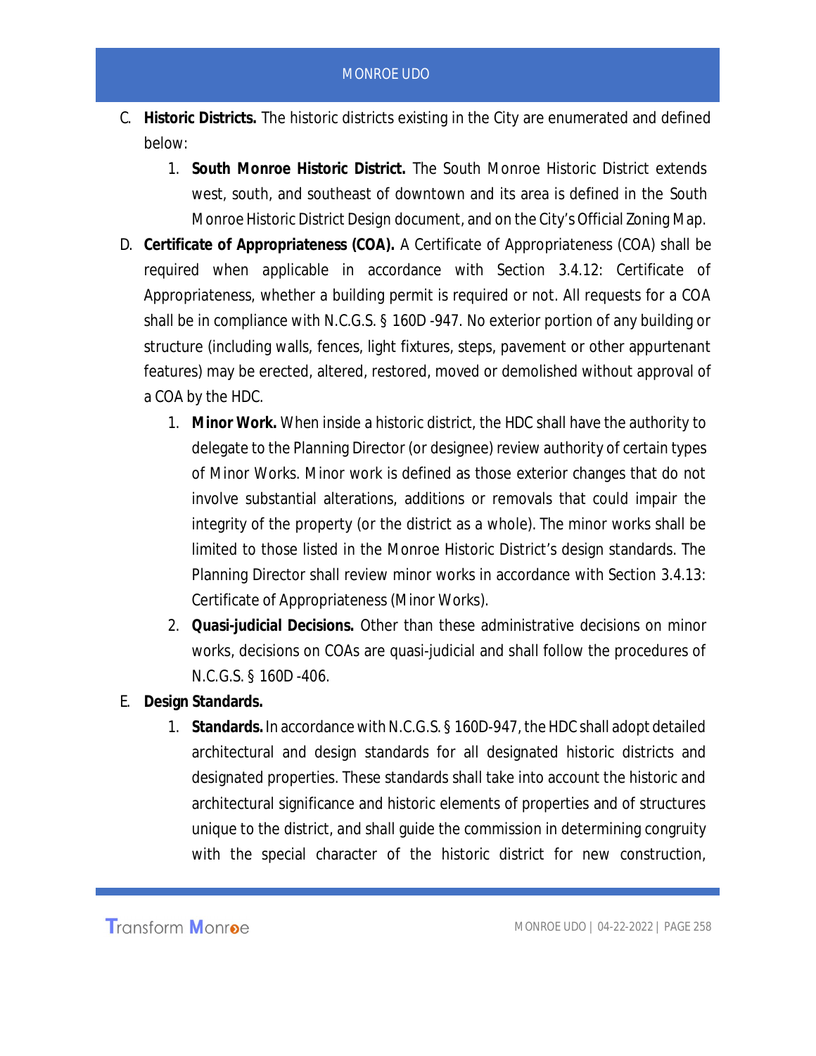C. **Historic Districts.** The historic districts existing in the City are enumerated and defined below:

   1. **South Monroe Historic District.** The South Monroe Historic District extends west, south, and southeast of downtown and its area is defined in the South Monroe Historic District Design document, and on the City's Official Zoning Map.

D. **Certificate of Appropriateness (COA).** A Certificate of Appropriateness (COA) shall be required when applicable in accordance with Section 3.4.12: Certificate of Appropriateness, whether a building permit is required or not. All requests for a COA shall be in compliance with N.C.G.S. § 160D -947. No exterior portion of any building or structure (including walls, fences, light fixtures, steps, pavement or other appurtenant features) may be erected, altered, restored, moved or demolished without approval of a COA by the HDC.

   1. **Minor Work.** When inside a historic district, the HDC shall have the authority to delegate to the Planning Director (or designee) review authority of certain types of Minor Works. Minor work is defined as those exterior changes that do not involve substantial alterations, additions or removals that could impair the integrity of the property (or the district as a whole). The minor works shall be limited to those listed in the Monroe Historic District's design standards. The Planning Director shall review minor works in accordance with Section 3.4.13: Certificate of Appropriateness (Minor Works).
   2. **Quasi-judicial Decisions.** Other than these administrative decisions on minor works, decisions on COAs are quasi-judicial and shall follow the procedures of N.C.G.S. § 160D -406.

E. **Design Standards.**

   1. **Standards.** In accordance with N.C.G.S. § 160D-947, the HDC shall adopt detailed architectural and design standards for all designated historic districts and designated properties. These standards shall take into account the historic and architectural significance and historic elements of properties and of structures unique to the district, and shall guide the commission in determining congruity with the special character of the historic district for new construction,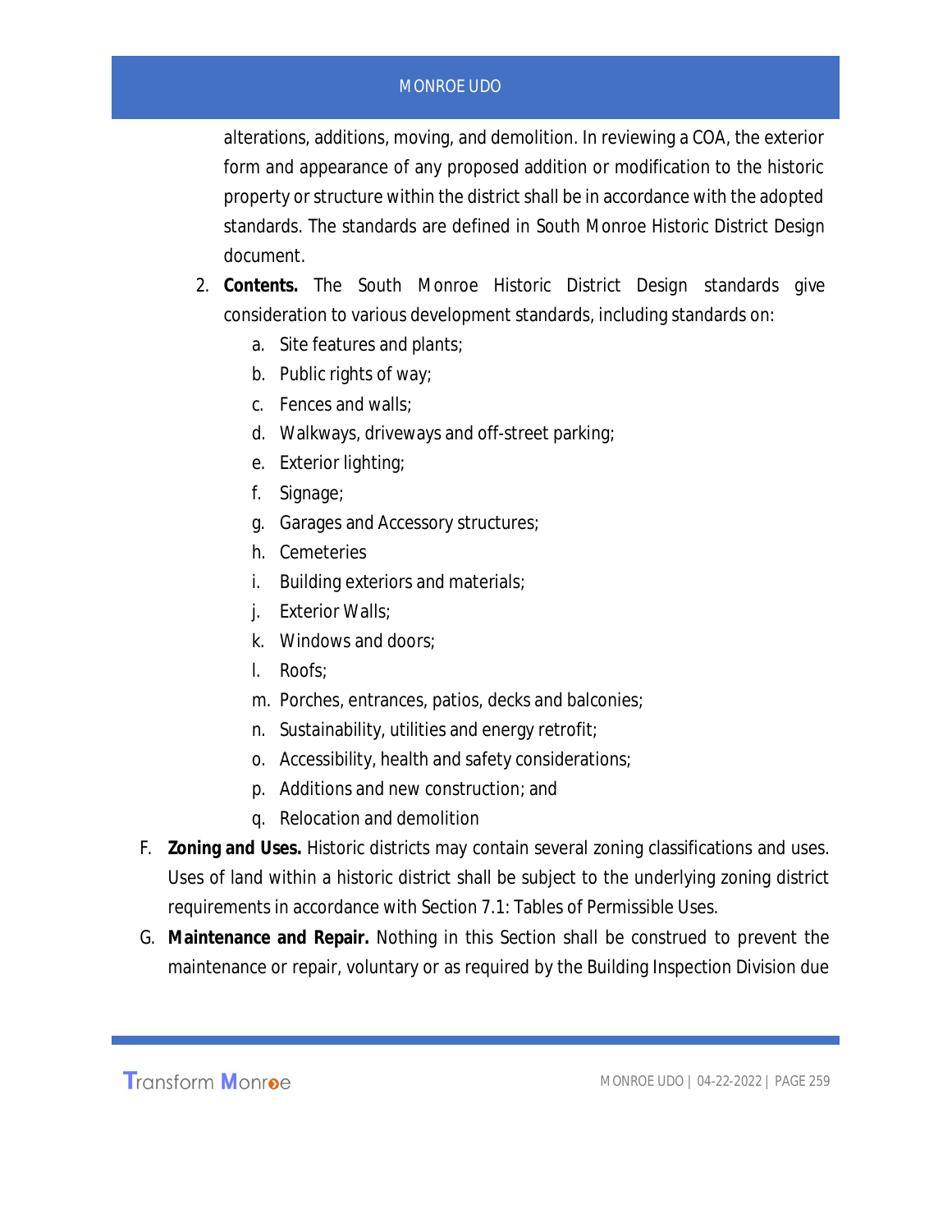alterations, additions, moving, and demolition. In reviewing a COA, the exterior form and appearance of any proposed addition or modification to the historic property or structure within the district shall be in accordance with the adopted standards. The standards are defined in South Monroe Historic District Design document.

2. **Contents.** The South Monroe Historic District Design standards give consideration to various development standards, including standards on:
   a. Site features and plants;
   b. Public rights of way;
   c. Fences and walls;
   d. Walkways, driveways and off-street parking;
   e. Exterior lighting;
   f. Signage;
   g. Garages and Accessory structures;
   h. Cemeteries
   i. Building exteriors and materials;
   j. Exterior Walls;
   k. Windows and doors;
   l. Roofs;
   m. Porches, entrances, patios, decks and balconies;
   n. Sustainability, utilities and energy retrofit;
   o. Accessibility, health and safety considerations;
   p. Additions and new construction; and
   q. Relocation and demolition

F. **Zoning and Uses.** Historic districts may contain several zoning classifications and uses. Uses of land within a historic district shall be subject to the underlying zoning district requirements in accordance with Section 7.1: Tables of Permissible Uses.

G. **Maintenance and Repair.** Nothing in this Section shall be construed to prevent the maintenance or repair, voluntary or as required by the Building Inspection Division due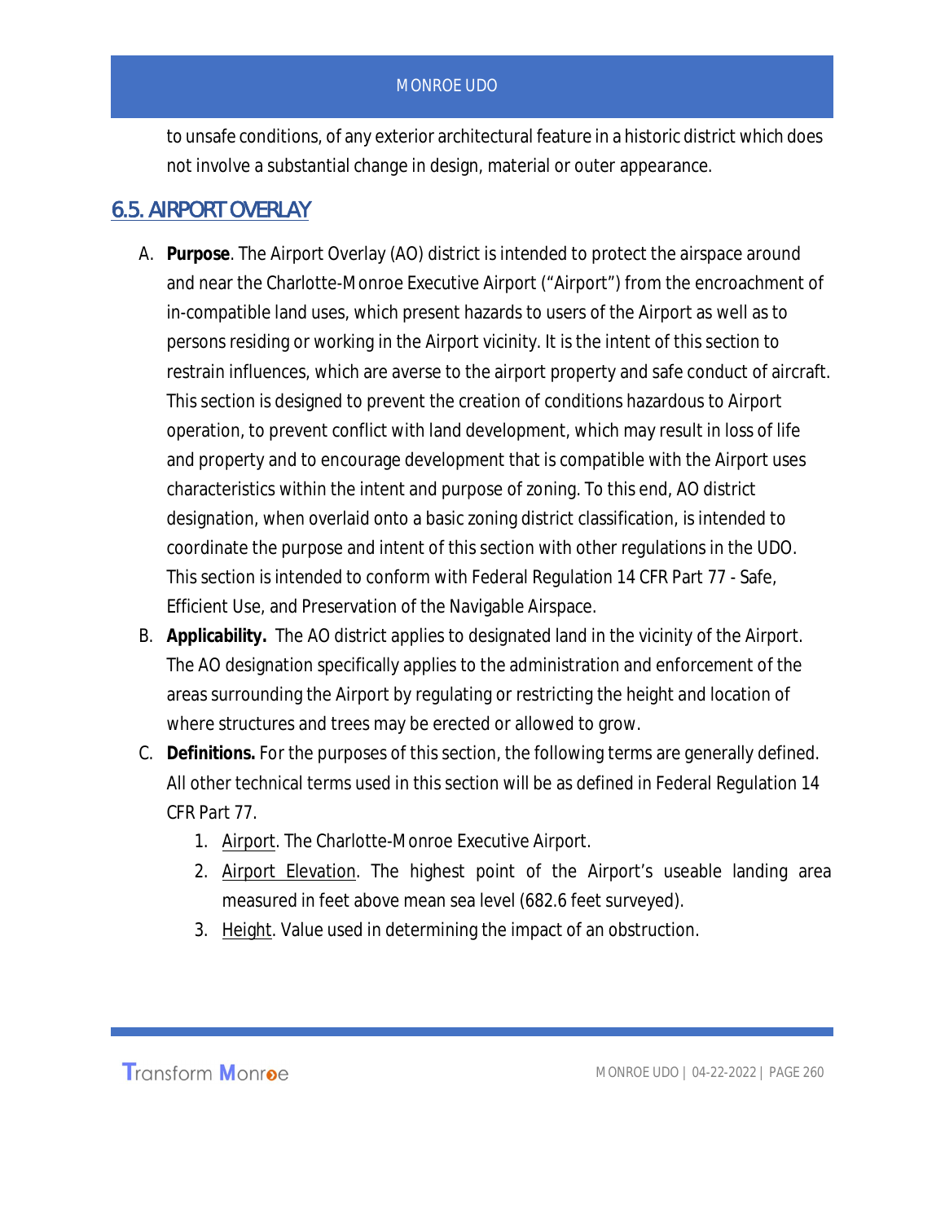to unsafe conditions, of any exterior architectural feature in a historic district which does not involve a substantial change in design, material or outer appearance.

## 6.5. AIRPORT OVERLAY

A. **Purpose**. The Airport Overlay (AO) district is intended to protect the airspace around and near the Charlotte-Monroe Executive Airport ("Airport") from the encroachment of in-compatible land uses, which present hazards to users of the Airport as well as to persons residing or working in the Airport vicinity. It is the intent of this section to restrain influences, which are averse to the airport property and safe conduct of aircraft. This section is designed to prevent the creation of conditions hazardous to Airport operation, to prevent conflict with land development, which may result in loss of life and property and to encourage development that is compatible with the Airport uses characteristics within the intent and purpose of zoning. To this end, AO district designation, when overlaid onto a basic zoning district classification, is intended to coordinate the purpose and intent of this section with other regulations in the UDO. This section is intended to conform with Federal Regulation 14 CFR Part 77 - Safe, Efficient Use, and Preservation of the Navigable Airspace.

B. **Applicability.** The AO district applies to designated land in the vicinity of the Airport. The AO designation specifically applies to the administration and enforcement of the areas surrounding the Airport by regulating or restricting the height and location of where structures and trees may be erected or allowed to grow.

C. **Definitions.** For the purposes of this section, the following terms are generally defined. All other technical terms used in this section will be as defined in Federal Regulation 14 CFR Part 77.

   1. Airport. The Charlotte-Monroe Executive Airport.
   2. Airport Elevation. The highest point of the Airport's useable landing area measured in feet above mean sea level (682.6 feet surveyed).
   3. Height. Value used in determining the impact of an obstruction.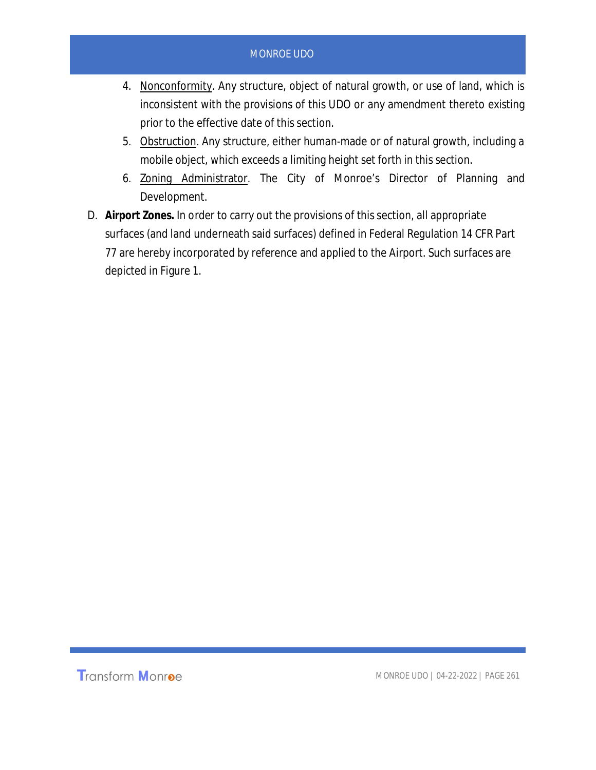4. <u>Nonconformity</u>. Any structure, object of natural growth, or use of land, which is inconsistent with the provisions of this UDO or any amendment thereto existing prior to the effective date of this section.
5. <u>Obstruction</u>. Any structure, either human-made or of natural growth, including a mobile object, which exceeds a limiting height set forth in this section.
6. <u>Zoning Administrator</u>. The City of Monroe's Director of Planning and Development.

D. **Airport Zones.** In order to carry out the provisions of this section, all appropriate surfaces (and land underneath said surfaces) defined in Federal Regulation 14 CFR Part 77 are hereby incorporated by reference and applied to the Airport. Such surfaces are depicted in Figure 1.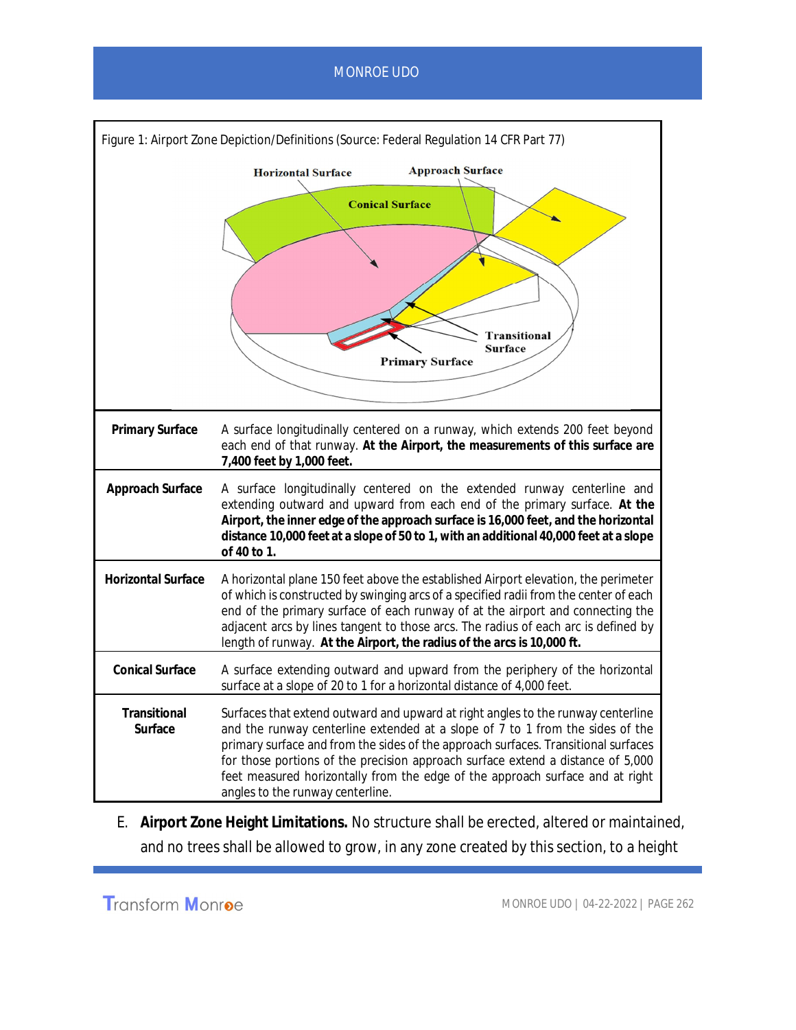Figure 1: Airport Zone Depiction/Definitions (Source: Federal Regulation 14 CFR Part 77)

| | |
|---|---|
| **Primary Surface** | A surface longitudinally centered on a runway, which extends 200 feet beyond each end of that runway. **At the Airport, the measurements of this surface are 7,400 feet by 1,000 feet.** |
| **Approach Surface** | A surface longitudinally centered on the extended runway centerline and extending outward and upward from each end of the primary surface. **At the Airport, the inner edge of the approach surface is 16,000 feet, and the horizontal distance 10,000 feet at a slope of 50 to 1, with an additional 40,000 feet at a slope of 40 to 1.** |
| **Horizontal Surface** | A horizontal plane 150 feet above the established Airport elevation, the perimeter of which is constructed by swinging arcs of a specified radii from the center of each end of the primary surface of each runway of at the airport and connecting the adjacent arcs by lines tangent to those arcs. The radius of each arc is defined by length of runway. **At the Airport, the radius of the arcs is 10,000 ft.** |
| **Conical Surface** | A surface extending outward and upward from the periphery of the horizontal surface at a slope of 20 to 1 for a horizontal distance of 4,000 feet. |
| **Transitional Surface** | Surfaces that extend outward and upward at right angles to the runway centerline and the runway centerline extended at a slope of 7 to 1 from the sides of the primary surface and from the sides of the approach surfaces. Transitional surfaces for those portions of the precision approach surface extend a distance of 5,000 feet measured horizontally from the edge of the approach surface and at right angles to the runway centerline. |

E. **Airport Zone Height Limitations.** No structure shall be erected, altered or maintained, and no trees shall be allowed to grow, in any zone created by this section, to a height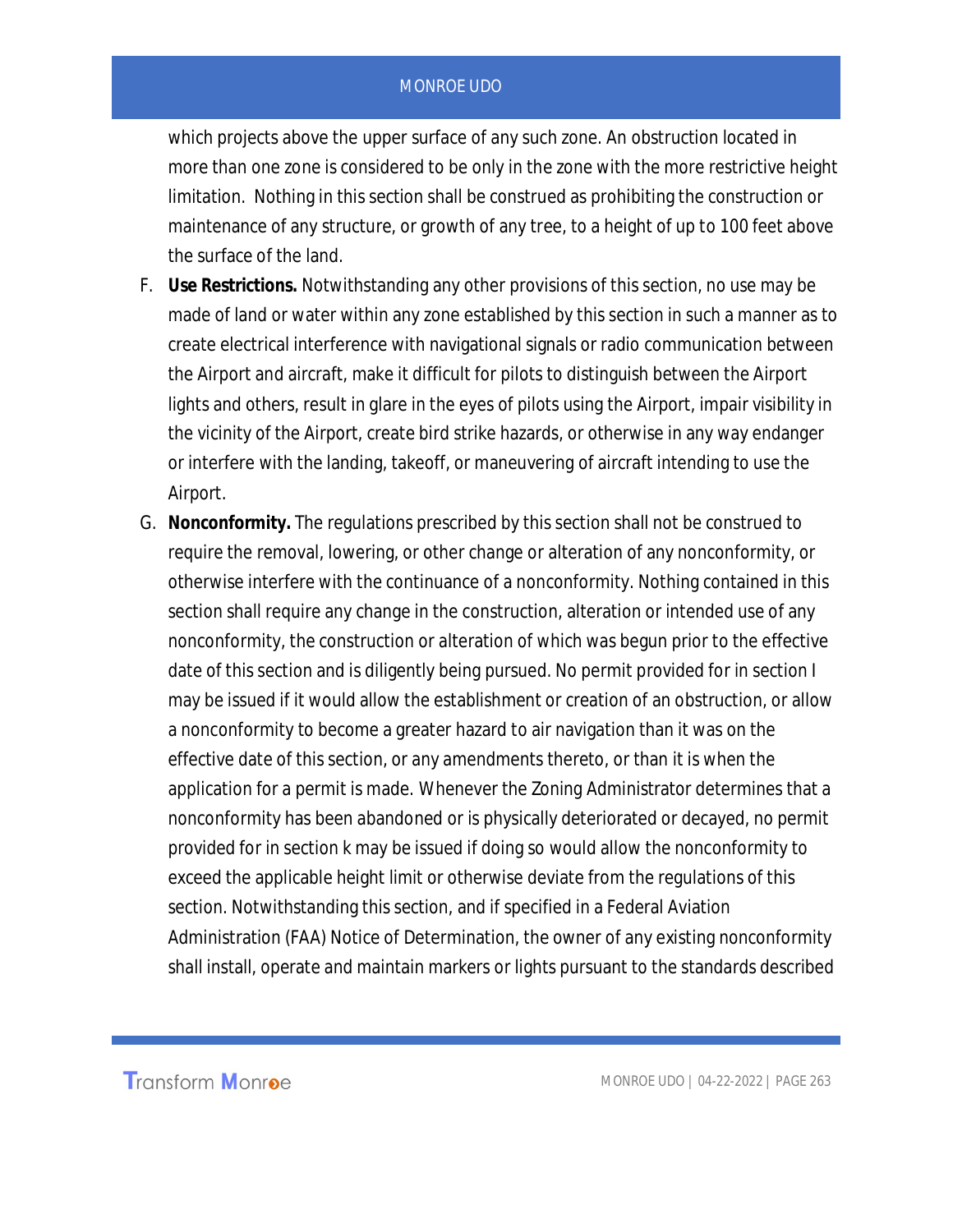which projects above the upper surface of any such zone. An obstruction located in more than one zone is considered to be only in the zone with the more restrictive height limitation. Nothing in this section shall be construed as prohibiting the construction or maintenance of any structure, or growth of any tree, to a height of up to 100 feet above the surface of the land.

F. **Use Restrictions.** Notwithstanding any other provisions of this section, no use may be made of land or water within any zone established by this section in such a manner as to create electrical interference with navigational signals or radio communication between the Airport and aircraft, make it difficult for pilots to distinguish between the Airport lights and others, result in glare in the eyes of pilots using the Airport, impair visibility in the vicinity of the Airport, create bird strike hazards, or otherwise in any way endanger or interfere with the landing, takeoff, or maneuvering of aircraft intending to use the Airport.

G. **Nonconformity.** The regulations prescribed by this section shall not be construed to require the removal, lowering, or other change or alteration of any nonconformity, or otherwise interfere with the continuance of a nonconformity. Nothing contained in this section shall require any change in the construction, alteration or intended use of any nonconformity, the construction or alteration of which was begun prior to the effective date of this section and is diligently being pursued. No permit provided for in section I may be issued if it would allow the establishment or creation of an obstruction, or allow a nonconformity to become a greater hazard to air navigation than it was on the effective date of this section, or any amendments thereto, or than it is when the application for a permit is made. Whenever the Zoning Administrator determines that a nonconformity has been abandoned or is physically deteriorated or decayed, no permit provided for in section k may be issued if doing so would allow the nonconformity to exceed the applicable height limit or otherwise deviate from the regulations of this section. Notwithstanding this section, and if specified in a Federal Aviation Administration (FAA) Notice of Determination, the owner of any existing nonconformity shall install, operate and maintain markers or lights pursuant to the standards described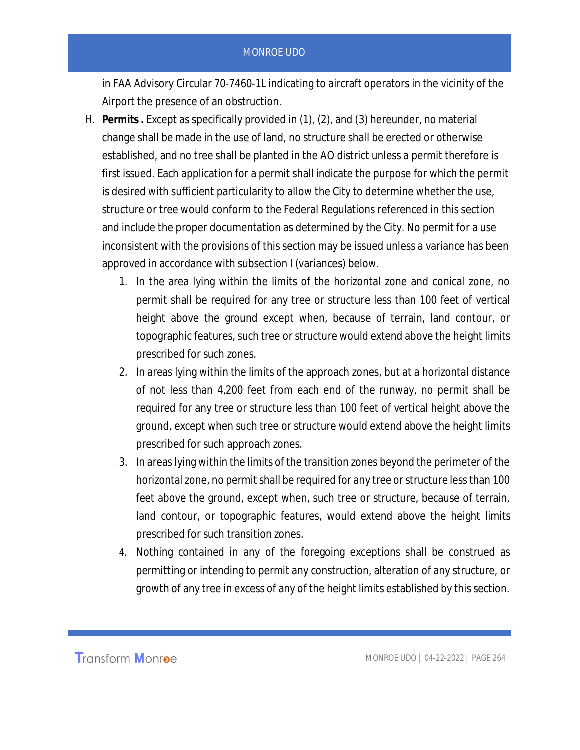in FAA Advisory Circular 70-7460-1L indicating to aircraft operators in the vicinity of the Airport the presence of an obstruction.

H. **Permits.** Except as specifically provided in (1), (2), and (3) hereunder, no material change shall be made in the use of land, no structure shall be erected or otherwise established, and no tree shall be planted in the AO district unless a permit therefore is first issued. Each application for a permit shall indicate the purpose for which the permit is desired with sufficient particularity to allow the City to determine whether the use, structure or tree would conform to the Federal Regulations referenced in this section and include the proper documentation as determined by the City. No permit for a use inconsistent with the provisions of this section may be issued unless a variance has been approved in accordance with subsection I (variances) below.

   1. In the area lying within the limits of the horizontal zone and conical zone, no permit shall be required for any tree or structure less than 100 feet of vertical height above the ground except when, because of terrain, land contour, or topographic features, such tree or structure would extend above the height limits prescribed for such zones.
   2. In areas lying within the limits of the approach zones, but at a horizontal distance of not less than 4,200 feet from each end of the runway, no permit shall be required for any tree or structure less than 100 feet of vertical height above the ground, except when such tree or structure would extend above the height limits prescribed for such approach zones.
   3. In areas lying within the limits of the transition zones beyond the perimeter of the horizontal zone, no permit shall be required for any tree or structure less than 100 feet above the ground, except when, such tree or structure, because of terrain, land contour, or topographic features, would extend above the height limits prescribed for such transition zones.
   4. Nothing contained in any of the foregoing exceptions shall be construed as permitting or intending to permit any construction, alteration of any structure, or growth of any tree in excess of any of the height limits established by this section.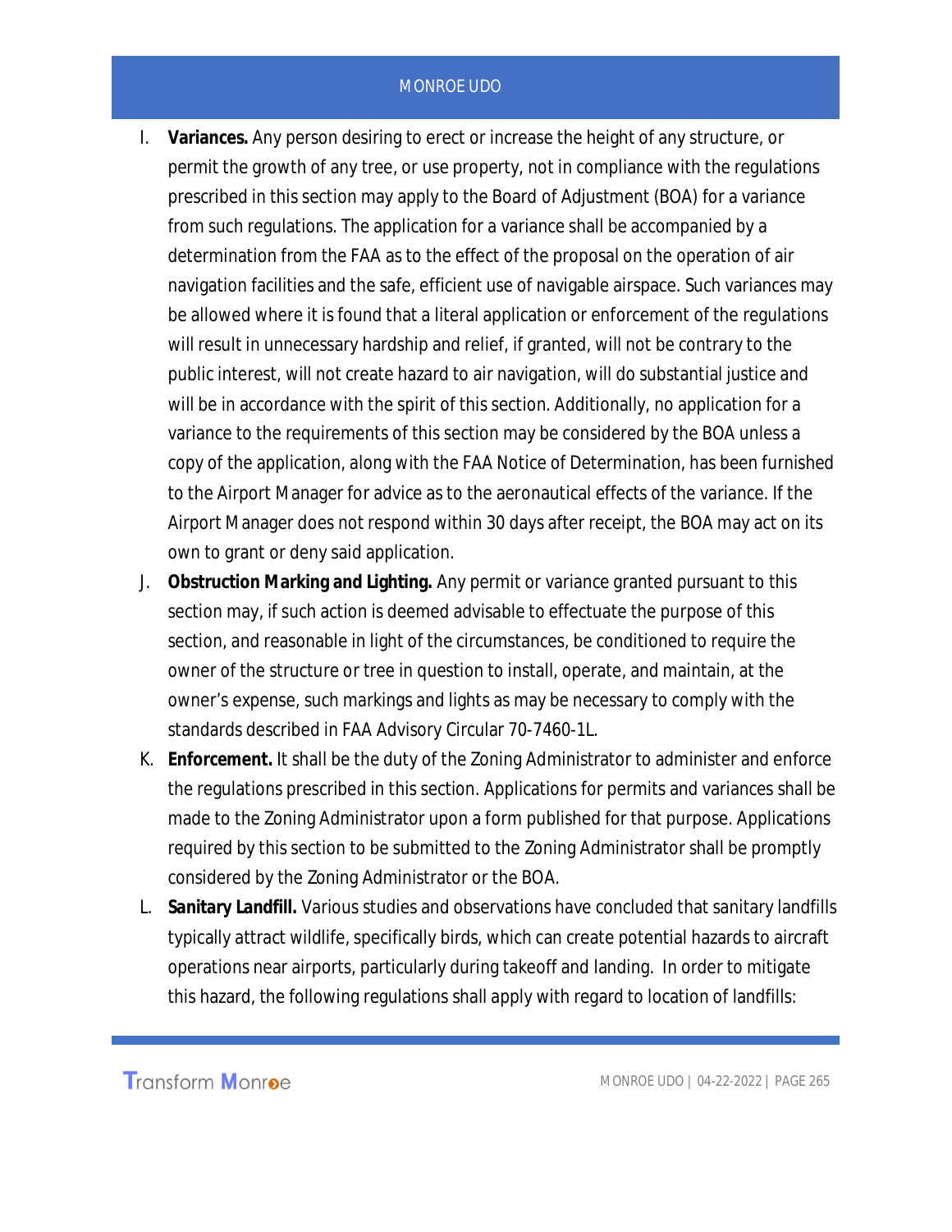I. **Variances.** Any person desiring to erect or increase the height of any structure, or permit the growth of any tree, or use property, not in compliance with the regulations prescribed in this section may apply to the Board of Adjustment (BOA) for a variance from such regulations. The application for a variance shall be accompanied by a determination from the FAA as to the effect of the proposal on the operation of air navigation facilities and the safe, efficient use of navigable airspace. Such variances may be allowed where it is found that a literal application or enforcement of the regulations will result in unnecessary hardship and relief, if granted, will not be contrary to the public interest, will not create hazard to air navigation, will do substantial justice and will be in accordance with the spirit of this section. Additionally, no application for a variance to the requirements of this section may be considered by the BOA unless a copy of the application, along with the FAA Notice of Determination, has been furnished to the Airport Manager for advice as to the aeronautical effects of the variance. If the Airport Manager does not respond within 30 days after receipt, the BOA may act on its own to grant or deny said application.

J. **Obstruction Marking and Lighting.** Any permit or variance granted pursuant to this section may, if such action is deemed advisable to effectuate the purpose of this section, and reasonable in light of the circumstances, be conditioned to require the owner of the structure or tree in question to install, operate, and maintain, at the owner's expense, such markings and lights as may be necessary to comply with the standards described in FAA Advisory Circular 70-7460-1L.

K. **Enforcement.** It shall be the duty of the Zoning Administrator to administer and enforce the regulations prescribed in this section. Applications for permits and variances shall be made to the Zoning Administrator upon a form published for that purpose. Applications required by this section to be submitted to the Zoning Administrator shall be promptly considered by the Zoning Administrator or the BOA.

L. **Sanitary Landfill.** Various studies and observations have concluded that sanitary landfills typically attract wildlife, specifically birds, which can create potential hazards to aircraft operations near airports, particularly during takeoff and landing. In order to mitigate this hazard, the following regulations shall apply with regard to location of landfills: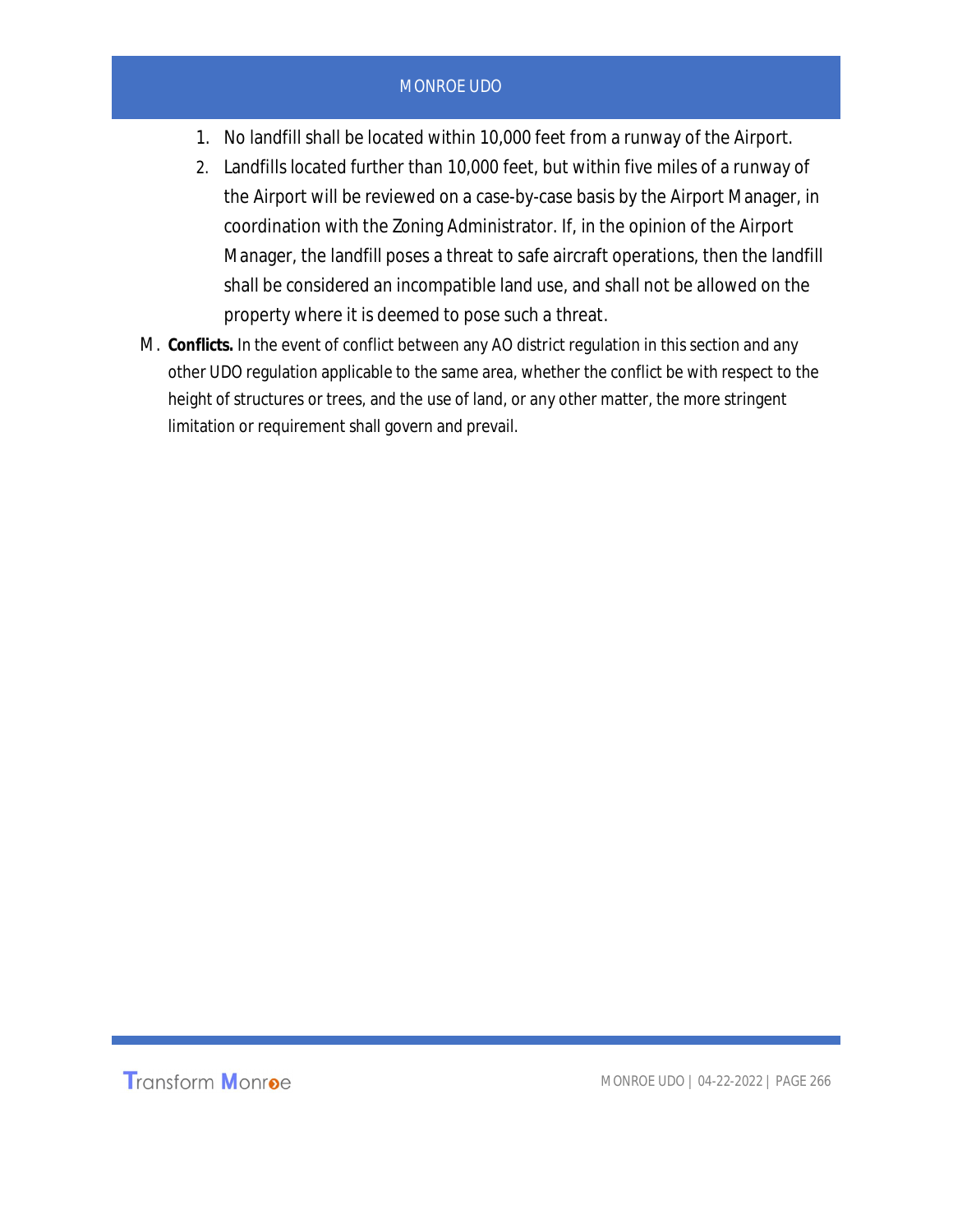1. No landfill shall be located within 10,000 feet from a runway of the Airport.
2. Landfills located further than 10,000 feet, but within five miles of a runway of the Airport will be reviewed on a case-by-case basis by the Airport Manager, in coordination with the Zoning Administrator. If, in the opinion of the Airport Manager, the landfill poses a threat to safe aircraft operations, then the landfill shall be considered an incompatible land use, and shall not be allowed on the property where it is deemed to pose such a threat.

M. **Conflicts.** In the event of conflict between any AO district regulation in this section and any other UDO regulation applicable to the same area, whether the conflict be with respect to the height of structures or trees, and the use of land, or any other matter, the more stringent limitation or requirement shall govern and prevail.